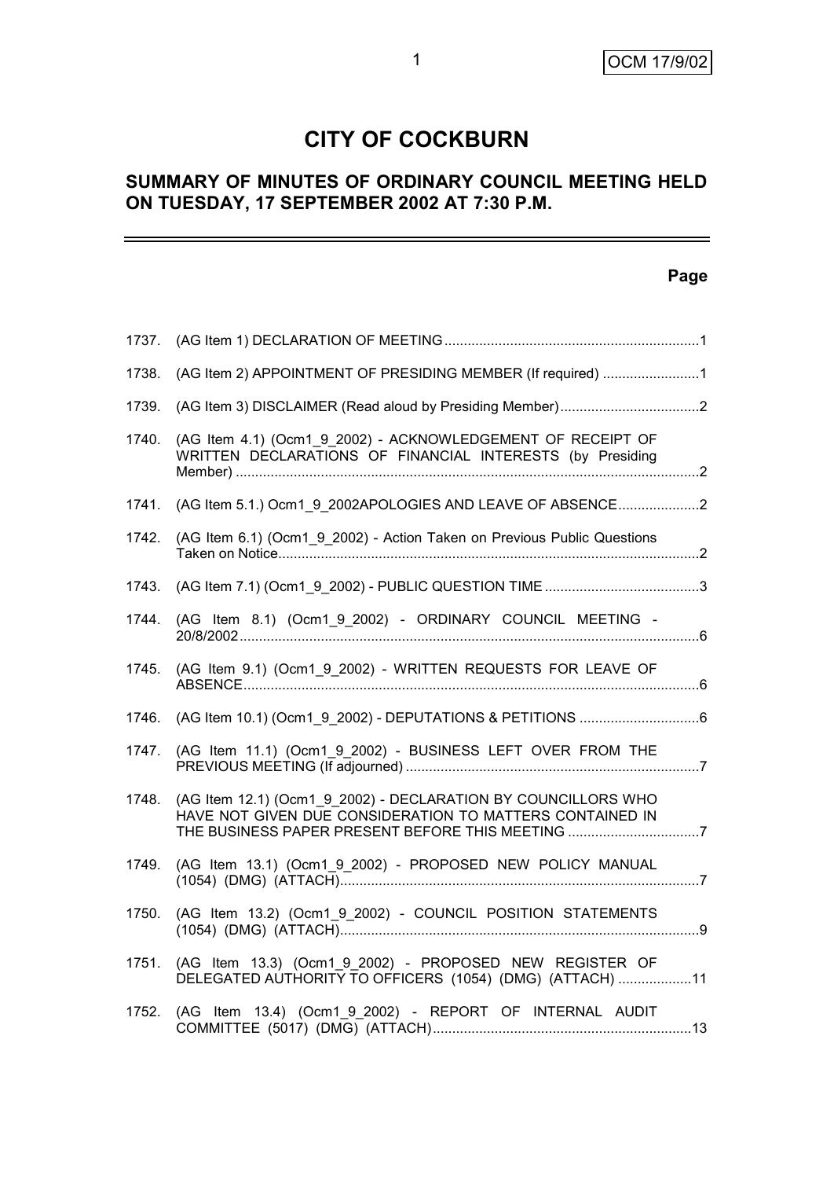# CITY OF COCKBURN

## SUMMARY OF MINUTES OF ORDINARY COUNCIL MEETING HELD ON TUESDAY, 17 SEPTEMBER 2002 AT 7:30 P.M.

| | | Page |
|---|---|---|
| 1737. | (AG Item 1) DECLARATION OF MEETING | 1 |
| 1738. | (AG Item 2) APPOINTMENT OF PRESIDING MEMBER (If required) | 1 |
| 1739. | (AG Item 3) DISCLAIMER (Read aloud by Presiding Member) | 2 |
| 1740. | (AG Item 4.1) (Ocm1_9_2002) - ACKNOWLEDGEMENT OF RECEIPT OF WRITTEN DECLARATIONS OF FINANCIAL INTERESTS (by Presiding Member) | 2 |
| 1741. | (AG Item 5.1.) Ocm1_9_2002APOLOGIES AND LEAVE OF ABSENCE | 2 |
| 1742. | (AG Item 6.1) (Ocm1_9_2002) - Action Taken on Previous Public Questions Taken on Notice | 2 |
| 1743. | (AG Item 7.1) (Ocm1_9_2002) - PUBLIC QUESTION TIME | 3 |
| 1744. | (AG Item 8.1) (Ocm1_9_2002) - ORDINARY COUNCIL MEETING - 20/8/2002 | 6 |
| 1745. | (AG Item 9.1) (Ocm1_9_2002) - WRITTEN REQUESTS FOR LEAVE OF ABSENCE | 6 |
| 1746. | (AG Item 10.1) (Ocm1_9_2002) - DEPUTATIONS & PETITIONS | 6 |
| 1747. | (AG Item 11.1) (Ocm1_9_2002) - BUSINESS LEFT OVER FROM THE PREVIOUS MEETING (If adjourned) | 7 |
| 1748. | (AG Item 12.1) (Ocm1_9_2002) - DECLARATION BY COUNCILLORS WHO HAVE NOT GIVEN DUE CONSIDERATION TO MATTERS CONTAINED IN THE BUSINESS PAPER PRESENT BEFORE THIS MEETING | 7 |
| 1749. | (AG Item 13.1) (Ocm1_9_2002) - PROPOSED NEW POLICY MANUAL (1054) (DMG) (ATTACH) | 7 |
| 1750. | (AG Item 13.2) (Ocm1_9_2002) - COUNCIL POSITION STATEMENTS (1054) (DMG) (ATTACH) | 9 |
| 1751. | (AG Item 13.3) (Ocm1_9_2002) - PROPOSED NEW REGISTER OF DELEGATED AUTHORITY TO OFFICERS (1054) (DMG) (ATTACH) | 11 |
| 1752. | (AG Item 13.4) (Ocm1_9_2002) - REPORT OF INTERNAL AUDIT COMMITTEE (5017) (DMG) (ATTACH) | 13 |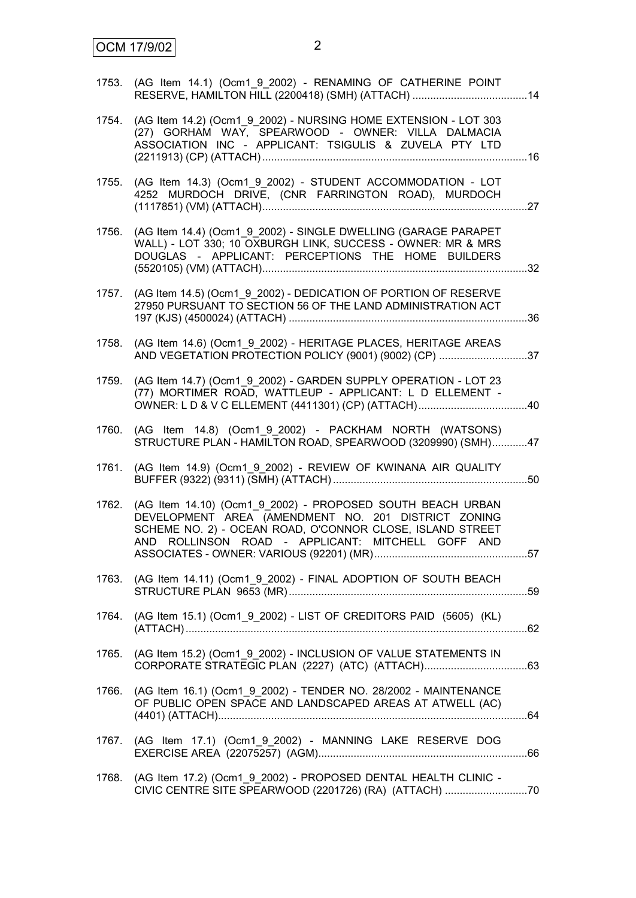1753. (AG Item 14.1) (Ocm1_9_2002) - RENAMING OF CATHERINE POINT RESERVE, HAMILTON HILL (2200418) (SMH) (ATTACH) .......................................14

1754. (AG Item 14.2) (Ocm1_9_2002) - NURSING HOME EXTENSION - LOT 303 (27) GORHAM WAY, SPEARWOOD - OWNER: VILLA DALMACIA ASSOCIATION INC - APPLICANT: TSIGULIS & ZUVELA PTY LTD (2211913) (CP) (ATTACH) .........................................................................................16

1755. (AG Item 14.3) (Ocm1_9_2002) - STUDENT ACCOMMODATION - LOT 4252 MURDOCH DRIVE, (CNR FARRINGTON ROAD), MURDOCH (1117851) (VM) (ATTACH) .........................................................................................27

1756. (AG Item 14.4) (Ocm1_9_2002) - SINGLE DWELLING (GARAGE PARAPET WALL) - LOT 330; 10 OXBURGH LINK, SUCCESS - OWNER: MR & MRS DOUGLAS - APPLICANT: PERCEPTIONS THE HOME BUILDERS (5520105) (VM) (ATTACH) .........................................................................................32

1757. (AG Item 14.5) (Ocm1_9_2002) - DEDICATION OF PORTION OF RESERVE 27950 PURSUANT TO SECTION 56 OF THE LAND ADMINISTRATION ACT 197 (KJS) (4500024) (ATTACH) ................................................................................36

1758. (AG Item 14.6) (Ocm1_9_2002) - HERITAGE PLACES, HERITAGE AREAS AND VEGETATION PROTECTION POLICY (9001) (9002) (CP) ..............................37

1759. (AG Item 14.7) (Ocm1_9_2002) - GARDEN SUPPLY OPERATION - LOT 23 (77) MORTIMER ROAD, WATTLEUP - APPLICANT: L D ELLEMENT - OWNER: L D & V C ELLEMENT (4411301) (CP) (ATTACH) .....................................40

1760. (AG Item 14.8) (Ocm1_9_2002) - PACKHAM NORTH (WATSONS) STRUCTURE PLAN - HAMILTON ROAD, SPEARWOOD (3209990) (SMH)............47

1761. (AG Item 14.9) (Ocm1_9_2002) - REVIEW OF KWINANA AIR QUALITY BUFFER (9322) (9311) (SMH) (ATTACH) .................................................................50

1762. (AG Item 14.10) (Ocm1_9_2002) - PROPOSED SOUTH BEACH URBAN DEVELOPMENT AREA (AMENDMENT NO. 201 DISTRICT ZONING SCHEME NO. 2) - OCEAN ROAD, O'CONNOR CLOSE, ISLAND STREET AND ROLLINSON ROAD - APPLICANT: MITCHELL GOFF AND ASSOCIATES - OWNER: VARIOUS (92201) (MR) ....................................................57

1763. (AG Item 14.11) (Ocm1_9_2002) - FINAL ADOPTION OF SOUTH BEACH STRUCTURE PLAN 9653 (MR) .................................................................................59

1764. (AG Item 15.1) (Ocm1_9_2002) - LIST OF CREDITORS PAID (5605) (KL) (ATTACH) ...................................................................................................................62

1765. (AG Item 15.2) (Ocm1_9_2002) - INCLUSION OF VALUE STATEMENTS IN CORPORATE STRATEGIC PLAN (2227) (ATC) (ATTACH)...................................63

1766. (AG Item 16.1) (Ocm1_9_2002) - TENDER NO. 28/2002 - MAINTENANCE OF PUBLIC OPEN SPACE AND LANDSCAPED AREAS AT ATWELL (AC) (4401) (ATTACH).........................................................................................................64

1767. (AG Item 17.1) (Ocm1_9_2002) - MANNING LAKE RESERVE DOG EXERCISE AREA (22075257) (AGM).......................................................................66

1768. (AG Item 17.2) (Ocm1_9_2002) - PROPOSED DENTAL HEALTH CLINIC - CIVIC CENTRE SITE SPEARWOOD (2201726) (RA) (ATTACH) ............................70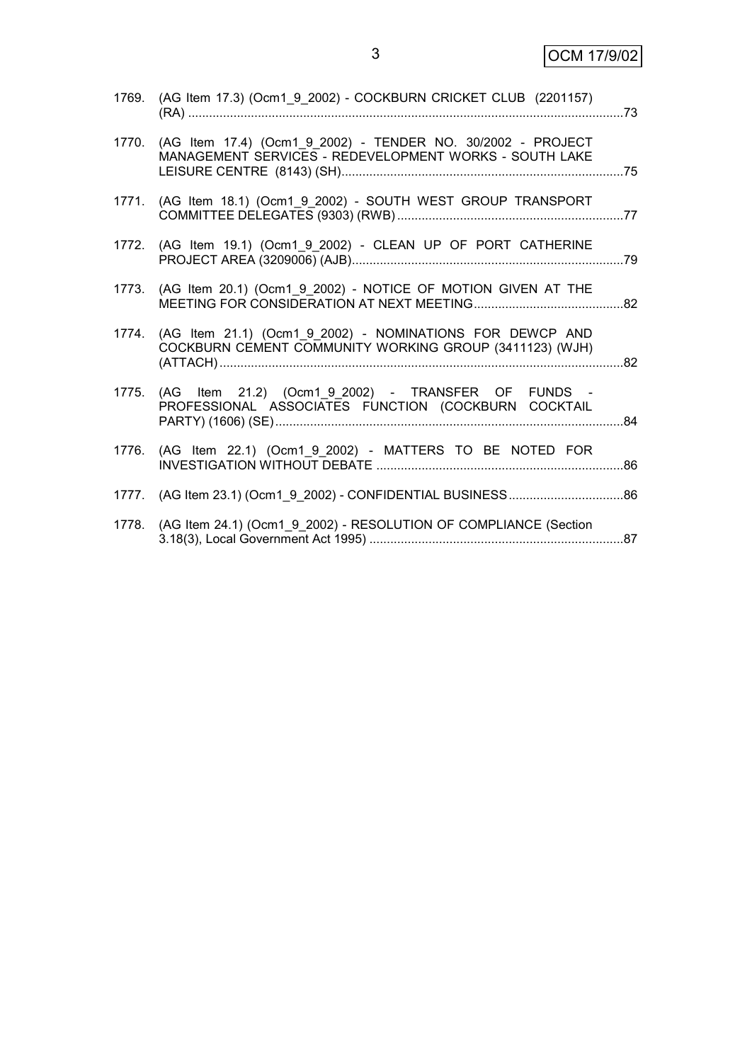1769. (AG Item 17.3) (Ocm1_9_2002) - COCKBURN CRICKET CLUB (2201157) (RA) .....73

1770. (AG Item 17.4) (Ocm1_9_2002) - TENDER NO. 30/2002 - PROJECT MANAGEMENT SERVICES - REDEVELOPMENT WORKS - SOUTH LAKE LEISURE CENTRE (8143) (SH).....75

1771. (AG Item 18.1) (Ocm1_9_2002) - SOUTH WEST GROUP TRANSPORT COMMITTEE DELEGATES (9303) (RWB).....77

1772. (AG Item 19.1) (Ocm1_9_2002) - CLEAN UP OF PORT CATHERINE PROJECT AREA (3209006) (AJB).....79

1773. (AG Item 20.1) (Ocm1_9_2002) - NOTICE OF MOTION GIVEN AT THE MEETING FOR CONSIDERATION AT NEXT MEETING.....82

1774. (AG Item 21.1) (Ocm1_9_2002) - NOMINATIONS FOR DEWCP AND COCKBURN CEMENT COMMUNITY WORKING GROUP (3411123) (WJH) (ATTACH).....82

1775. (AG Item 21.2) (Ocm1_9_2002) - TRANSFER OF FUNDS - PROFESSIONAL ASSOCIATES FUNCTION (COCKBURN COCKTAIL PARTY) (1606) (SE).....84

1776. (AG Item 22.1) (Ocm1_9_2002) - MATTERS TO BE NOTED FOR INVESTIGATION WITHOUT DEBATE .....86

1777. (AG Item 23.1) (Ocm1_9_2002) - CONFIDENTIAL BUSINESS.....86

1778. (AG Item 24.1) (Ocm1_9_2002) - RESOLUTION OF COMPLIANCE (Section 3.18(3), Local Government Act 1995) .....87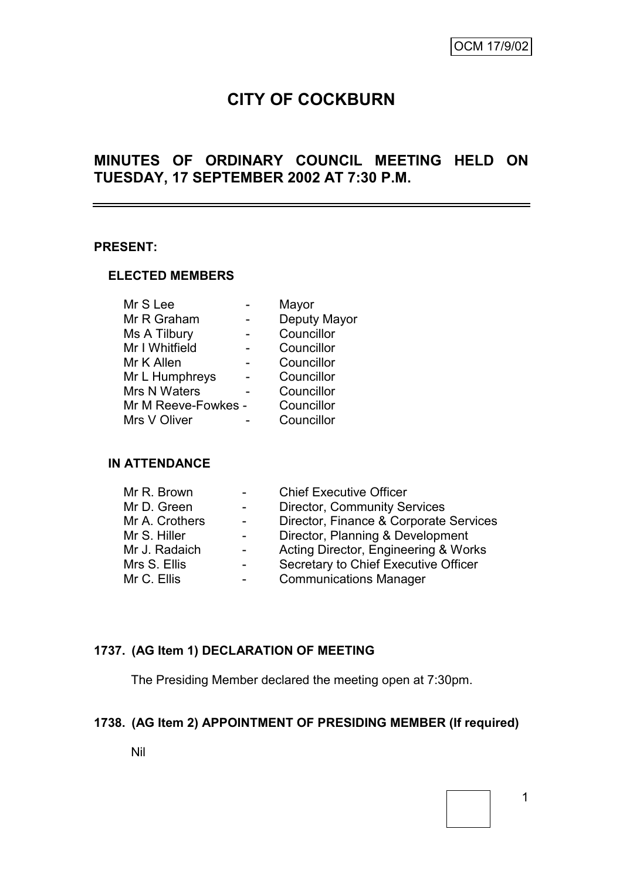OCM 17/9/02

# CITY OF COCKBURN

## MINUTES OF ORDINARY COUNCIL MEETING HELD ON TUESDAY, 17 SEPTEMBER 2002 AT 7:30 P.M.

**PRESENT:**

**ELECTED MEMBERS**

| | | |
|---|---|---|
| Mr S Lee | - | Mayor |
| Mr R Graham | - | Deputy Mayor |
| Ms A Tilbury | - | Councillor |
| Mr I Whitfield | - | Councillor |
| Mr K Allen | - | Councillor |
| Mr L Humphreys | - | Councillor |
| Mrs N Waters | - | Councillor |
| Mr M Reeve-Fowkes | - | Councillor |
| Mrs V Oliver | - | Councillor |

**IN ATTENDANCE**

| | | |
|---|---|---|
| Mr R. Brown | - | Chief Executive Officer |
| Mr D. Green | - | Director, Community Services |
| Mr A. Crothers | - | Director, Finance & Corporate Services |
| Mr S. Hiller | - | Director, Planning & Development |
| Mr J. Radaich | - | Acting Director, Engineering & Works |
| Mrs S. Ellis | - | Secretary to Chief Executive Officer |
| Mr C. Ellis | - | Communications Manager |

**1737. (AG Item 1) DECLARATION OF MEETING**

The Presiding Member declared the meeting open at 7:30pm.

**1738. (AG Item 2) APPOINTMENT OF PRESIDING MEMBER (If required)**

Nil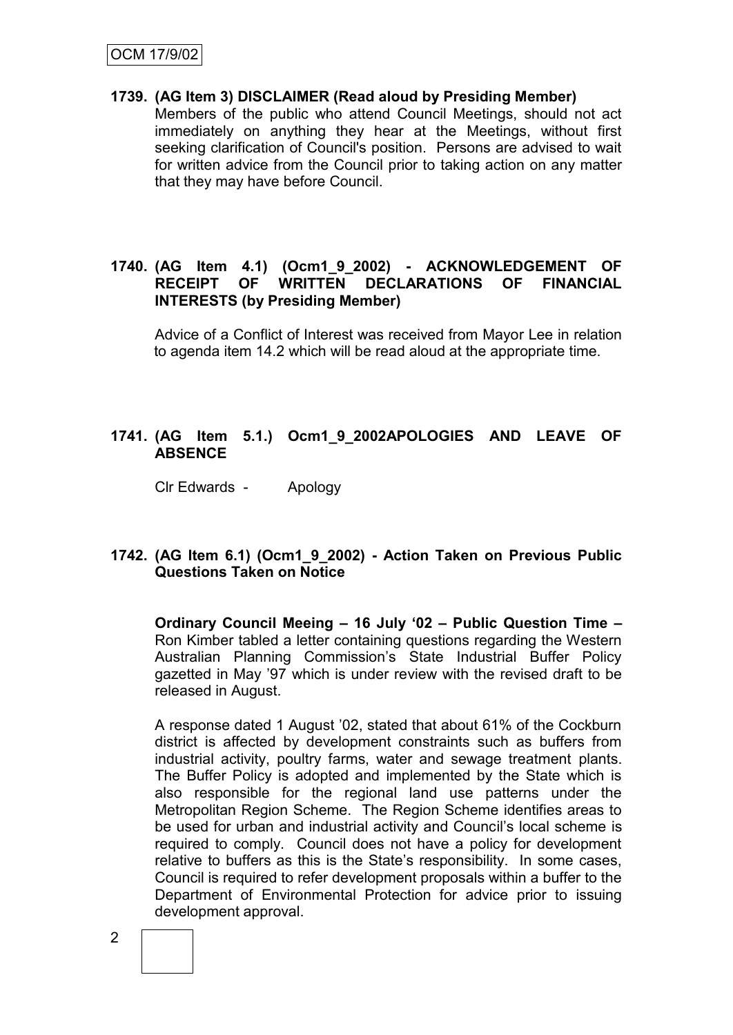**1739. (AG Item 3) DISCLAIMER (Read aloud by Presiding Member)**

Members of the public who attend Council Meetings, should not act immediately on anything they hear at the Meetings, without first seeking clarification of Council's position. Persons are advised to wait for written advice from the Council prior to taking action on any matter that they may have before Council.

**1740. (AG Item 4.1) (Ocm1_9_2002) - ACKNOWLEDGEMENT OF RECEIPT OF WRITTEN DECLARATIONS OF FINANCIAL INTERESTS (by Presiding Member)**

Advice of a Conflict of Interest was received from Mayor Lee in relation to agenda item 14.2 which will be read aloud at the appropriate time.

**1741. (AG Item 5.1.) Ocm1_9_2002APOLOGIES AND LEAVE OF ABSENCE**

Clr Edwards - Apology

**1742. (AG Item 6.1) (Ocm1_9_2002) - Action Taken on Previous Public Questions Taken on Notice**

**Ordinary Council Meeing – 16 July '02 – Public Question Time –** Ron Kimber tabled a letter containing questions regarding the Western Australian Planning Commission's State Industrial Buffer Policy gazetted in May '97 which is under review with the revised draft to be released in August.

A response dated 1 August '02, stated that about 61% of the Cockburn district is affected by development constraints such as buffers from industrial activity, poultry farms, water and sewage treatment plants. The Buffer Policy is adopted and implemented by the State which is also responsible for the regional land use patterns under the Metropolitan Region Scheme. The Region Scheme identifies areas to be used for urban and industrial activity and Council's local scheme is required to comply. Council does not have a policy for development relative to buffers as this is the State's responsibility. In some cases, Council is required to refer development proposals within a buffer to the Department of Environmental Protection for advice prior to issuing development approval.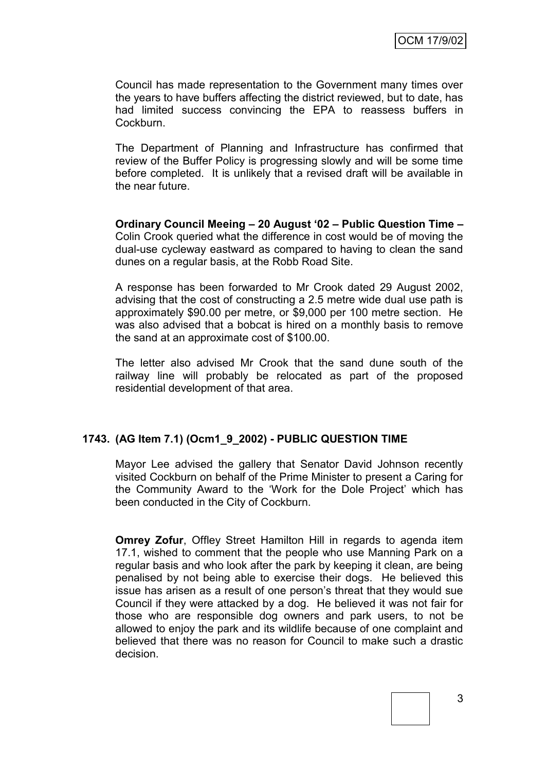Council has made representation to the Government many times over the years to have buffers affecting the district reviewed, but to date, has had limited success convincing the EPA to reassess buffers in Cockburn.

The Department of Planning and Infrastructure has confirmed that review of the Buffer Policy is progressing slowly and will be some time before completed. It is unlikely that a revised draft will be available in the near future.

**Ordinary Council Meeing – 20 August '02 – Public Question Time –** Colin Crook queried what the difference in cost would be of moving the dual-use cycleway eastward as compared to having to clean the sand dunes on a regular basis, at the Robb Road Site.

A response has been forwarded to Mr Crook dated 29 August 2002, advising that the cost of constructing a 2.5 metre wide dual use path is approximately $90.00 per metre, or $9,000 per 100 metre section. He was also advised that a bobcat is hired on a monthly basis to remove the sand at an approximate cost of $100.00.

The letter also advised Mr Crook that the sand dune south of the railway line will probably be relocated as part of the proposed residential development of that area.

## 1743. (AG Item 7.1) (Ocm1_9_2002) - PUBLIC QUESTION TIME

Mayor Lee advised the gallery that Senator David Johnson recently visited Cockburn on behalf of the Prime Minister to present a Caring for the Community Award to the 'Work for the Dole Project' which has been conducted in the City of Cockburn.

**Omrey Zofur**, Offley Street Hamilton Hill in regards to agenda item 17.1, wished to comment that the people who use Manning Park on a regular basis and who look after the park by keeping it clean, are being penalised by not being able to exercise their dogs. He believed this issue has arisen as a result of one person's threat that they would sue Council if they were attacked by a dog. He believed it was not fair for those who are responsible dog owners and park users, to not be allowed to enjoy the park and its wildlife because of one complaint and believed that there was no reason for Council to make such a drastic decision.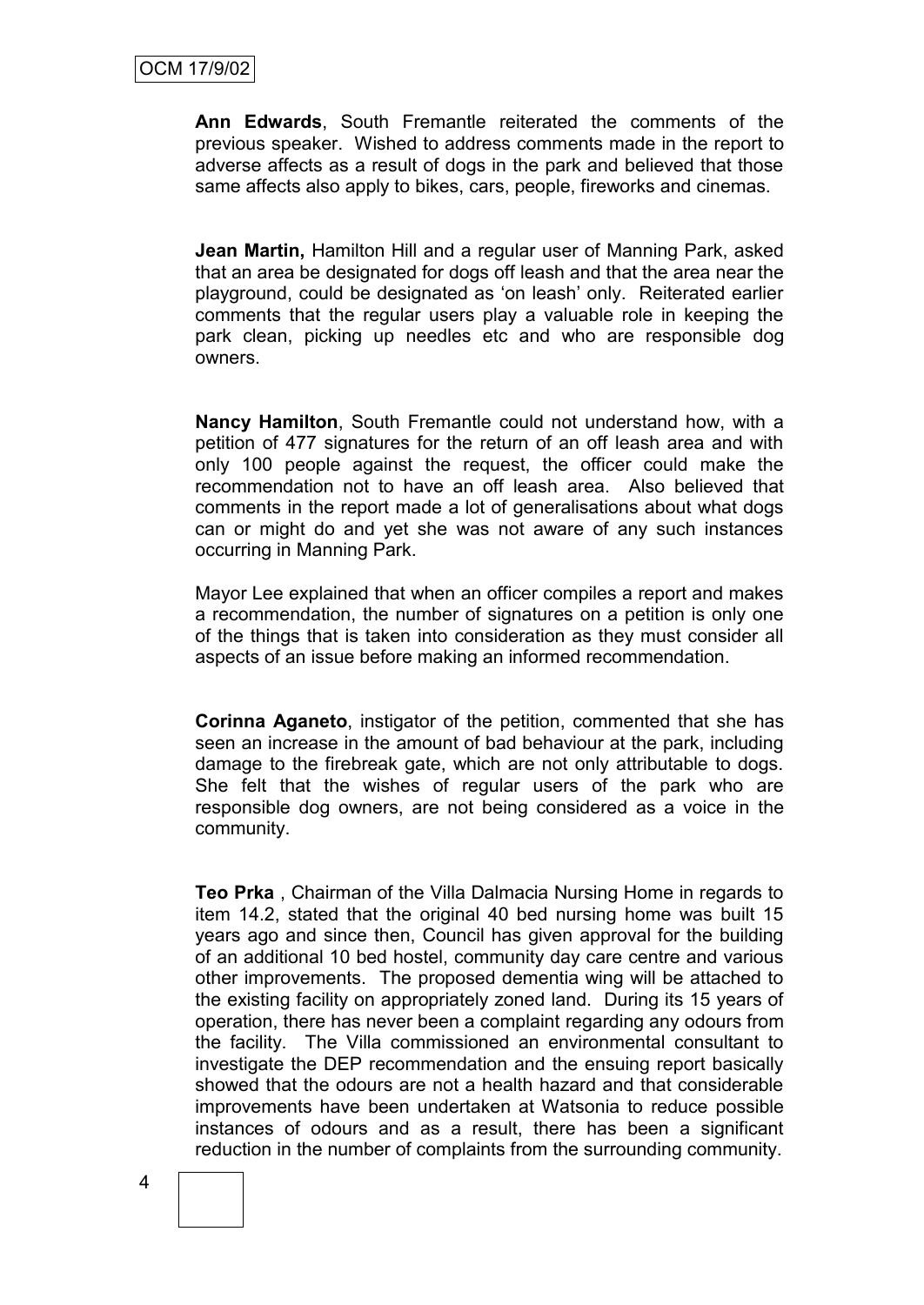**Ann Edwards**, South Fremantle reiterated the comments of the previous speaker. Wished to address comments made in the report to adverse affects as a result of dogs in the park and believed that those same affects also apply to bikes, cars, people, fireworks and cinemas.

**Jean Martin,** Hamilton Hill and a regular user of Manning Park, asked that an area be designated for dogs off leash and that the area near the playground, could be designated as 'on leash' only. Reiterated earlier comments that the regular users play a valuable role in keeping the park clean, picking up needles etc and who are responsible dog owners.

**Nancy Hamilton**, South Fremantle could not understand how, with a petition of 477 signatures for the return of an off leash area and with only 100 people against the request, the officer could make the recommendation not to have an off leash area. Also believed that comments in the report made a lot of generalisations about what dogs can or might do and yet she was not aware of any such instances occurring in Manning Park.

Mayor Lee explained that when an officer compiles a report and makes a recommendation, the number of signatures on a petition is only one of the things that is taken into consideration as they must consider all aspects of an issue before making an informed recommendation.

**Corinna Aganeto**, instigator of the petition, commented that she has seen an increase in the amount of bad behaviour at the park, including damage to the firebreak gate, which are not only attributable to dogs. She felt that the wishes of regular users of the park who are responsible dog owners, are not being considered as a voice in the community.

**Teo Prka** , Chairman of the Villa Dalmacia Nursing Home in regards to item 14.2, stated that the original 40 bed nursing home was built 15 years ago and since then, Council has given approval for the building of an additional 10 bed hostel, community day care centre and various other improvements. The proposed dementia wing will be attached to the existing facility on appropriately zoned land. During its 15 years of operation, there has never been a complaint regarding any odours from the facility. The Villa commissioned an environmental consultant to investigate the DEP recommendation and the ensuing report basically showed that the odours are not a health hazard and that considerable improvements have been undertaken at Watsonia to reduce possible instances of odours and as a result, there has been a significant reduction in the number of complaints from the surrounding community.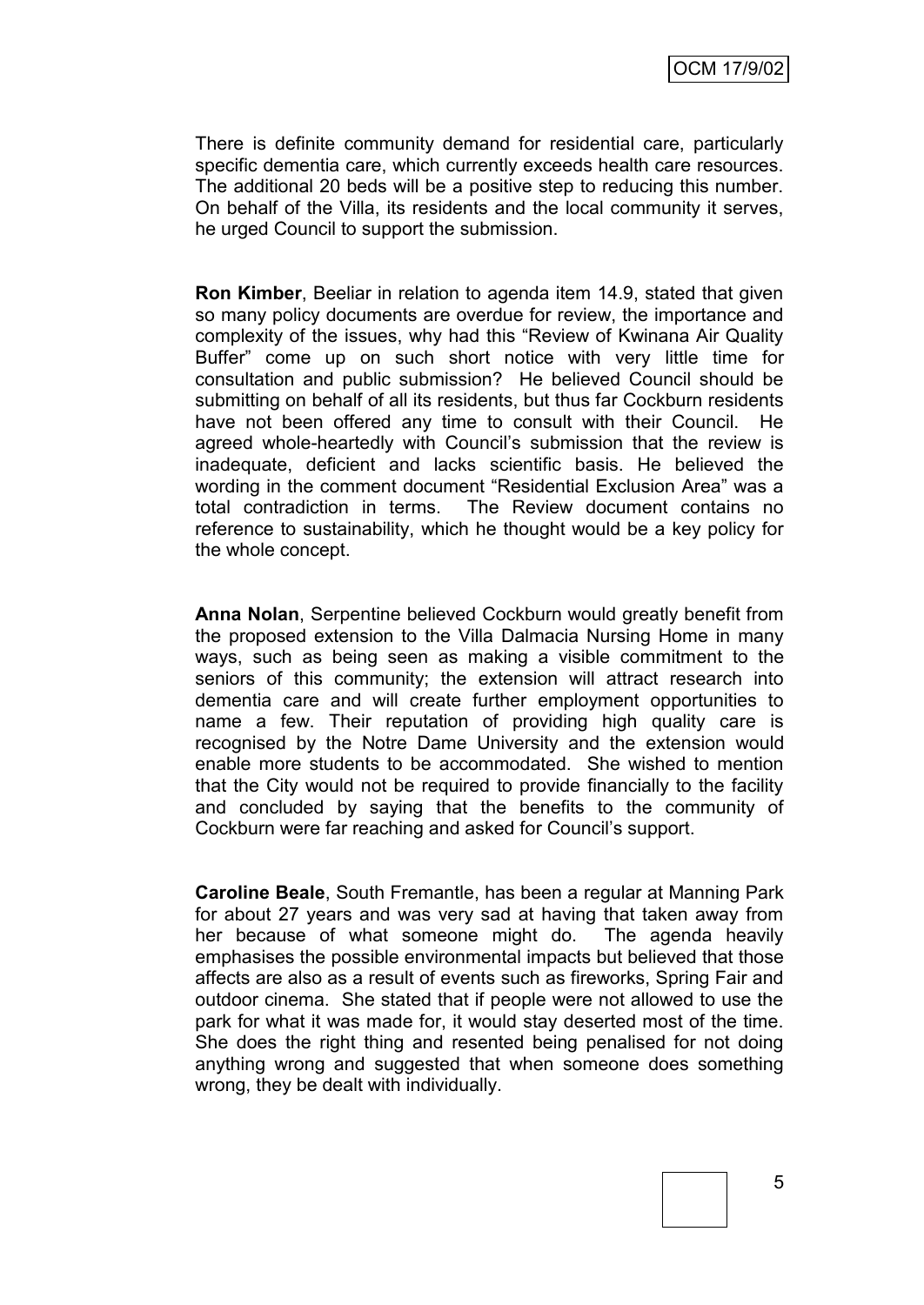There is definite community demand for residential care, particularly specific dementia care, which currently exceeds health care resources. The additional 20 beds will be a positive step to reducing this number. On behalf of the Villa, its residents and the local community it serves, he urged Council to support the submission.

**Ron Kimber**, Beeliar in relation to agenda item 14.9, stated that given so many policy documents are overdue for review, the importance and complexity of the issues, why had this "Review of Kwinana Air Quality Buffer" come up on such short notice with very little time for consultation and public submission? He believed Council should be submitting on behalf of all its residents, but thus far Cockburn residents have not been offered any time to consult with their Council. He agreed whole-heartedly with Council's submission that the review is inadequate, deficient and lacks scientific basis. He believed the wording in the comment document "Residential Exclusion Area" was a total contradiction in terms. The Review document contains no reference to sustainability, which he thought would be a key policy for the whole concept.

**Anna Nolan**, Serpentine believed Cockburn would greatly benefit from the proposed extension to the Villa Dalmacia Nursing Home in many ways, such as being seen as making a visible commitment to the seniors of this community; the extension will attract research into dementia care and will create further employment opportunities to name a few. Their reputation of providing high quality care is recognised by the Notre Dame University and the extension would enable more students to be accommodated. She wished to mention that the City would not be required to provide financially to the facility and concluded by saying that the benefits to the community of Cockburn were far reaching and asked for Council's support.

**Caroline Beale**, South Fremantle, has been a regular at Manning Park for about 27 years and was very sad at having that taken away from her because of what someone might do. The agenda heavily emphasises the possible environmental impacts but believed that those affects are also as a result of events such as fireworks, Spring Fair and outdoor cinema. She stated that if people were not allowed to use the park for what it was made for, it would stay deserted most of the time. She does the right thing and resented being penalised for not doing anything wrong and suggested that when someone does something wrong, they be dealt with individually.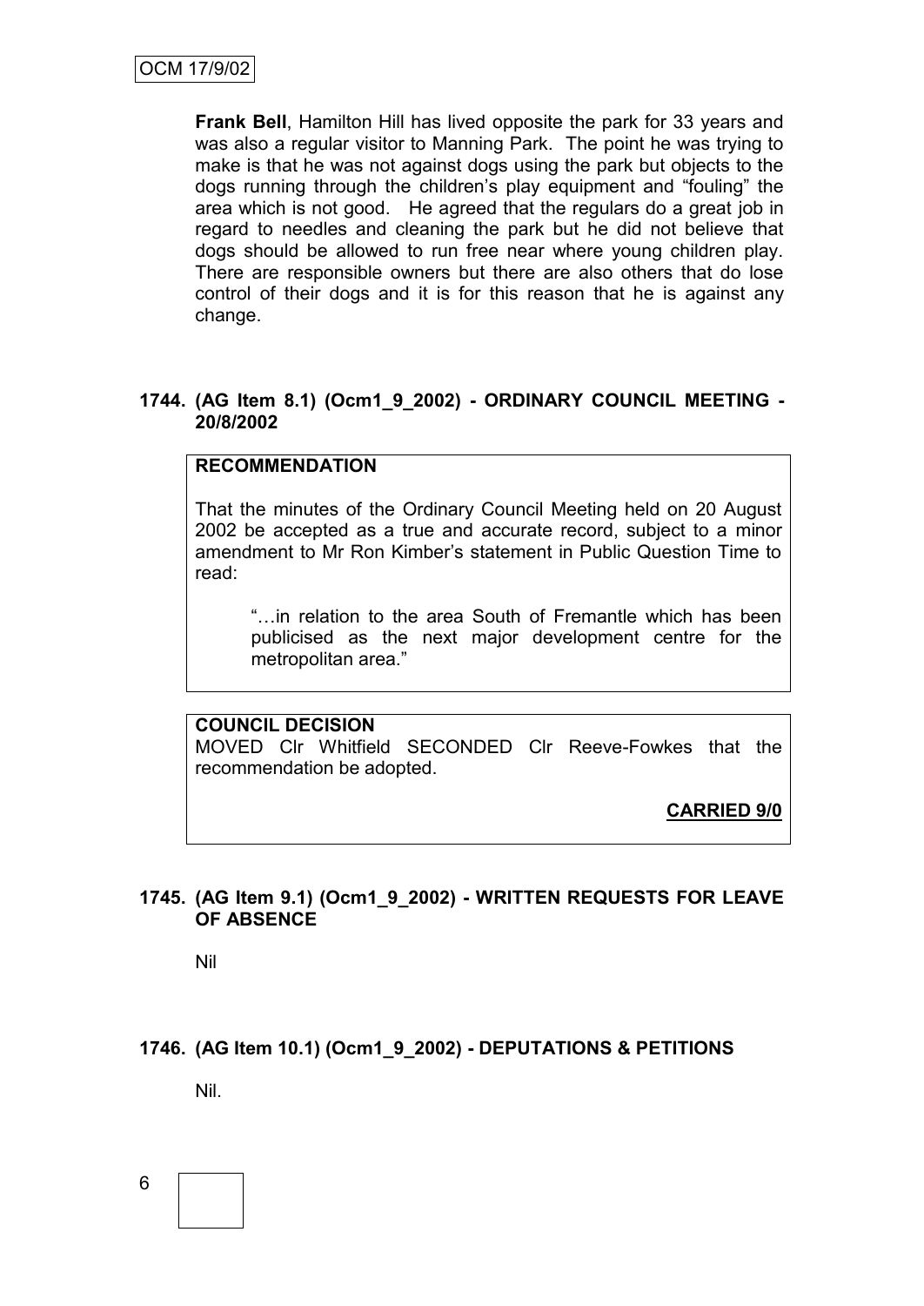**Frank Bell**, Hamilton Hill has lived opposite the park for 33 years and was also a regular visitor to Manning Park. The point he was trying to make is that he was not against dogs using the park but objects to the dogs running through the children's play equipment and "fouling" the area which is not good. He agreed that the regulars do a great job in regard to needles and cleaning the park but he did not believe that dogs should be allowed to run free near where young children play. There are responsible owners but there are also others that do lose control of their dogs and it is for this reason that he is against any change.

### 1744. (AG Item 8.1) (Ocm1_9_2002) - ORDINARY COUNCIL MEETING - 20/8/2002

**RECOMMENDATION**

That the minutes of the Ordinary Council Meeting held on 20 August 2002 be accepted as a true and accurate record, subject to a minor amendment to Mr Ron Kimber's statement in Public Question Time to read:

> "…in relation to the area South of Fremantle which has been publicised as the next major development centre for the metropolitan area."

**COUNCIL DECISION**

MOVED Clr Whitfield SECONDED Clr Reeve-Fowkes that the recommendation be adopted.

**CARRIED 9/0**

### 1745. (AG Item 9.1) (Ocm1_9_2002) - WRITTEN REQUESTS FOR LEAVE OF ABSENCE

Nil

### 1746. (AG Item 10.1) (Ocm1_9_2002) - DEPUTATIONS & PETITIONS

Nil.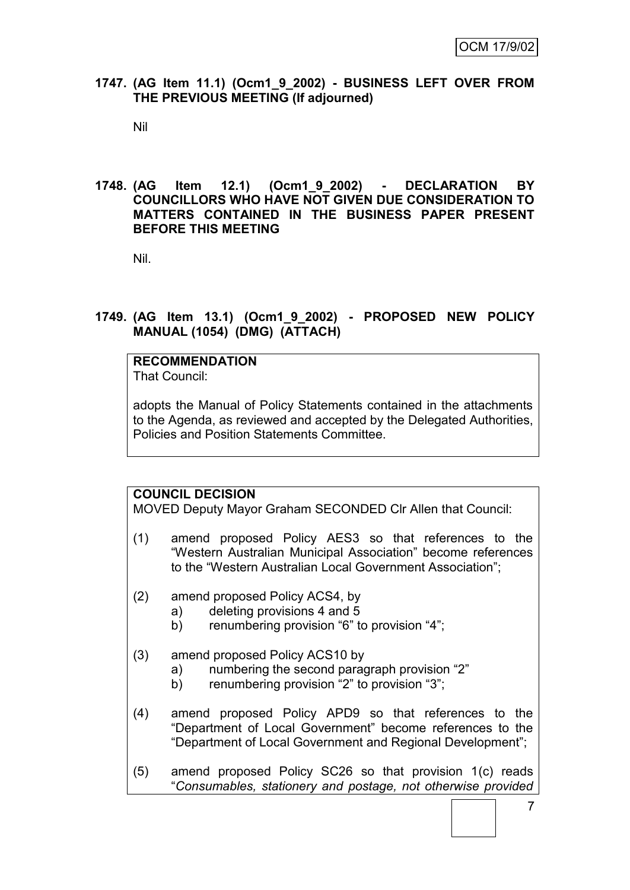**1747. (AG Item 11.1) (Ocm1_9_2002) - BUSINESS LEFT OVER FROM THE PREVIOUS MEETING (If adjourned)**

Nil

**1748. (AG Item 12.1) (Ocm1_9_2002) - DECLARATION BY COUNCILLORS WHO HAVE NOT GIVEN DUE CONSIDERATION TO MATTERS CONTAINED IN THE BUSINESS PAPER PRESENT BEFORE THIS MEETING**

Nil.

**1749. (AG Item 13.1) (Ocm1_9_2002) - PROPOSED NEW POLICY MANUAL (1054) (DMG) (ATTACH)**

**RECOMMENDATION**

That Council:

adopts the Manual of Policy Statements contained in the attachments to the Agenda, as reviewed and accepted by the Delegated Authorities, Policies and Position Statements Committee.

**COUNCIL DECISION**

MOVED Deputy Mayor Graham SECONDED Clr Allen that Council:

(1) amend proposed Policy AES3 so that references to the "Western Australian Municipal Association" become references to the "Western Australian Local Government Association";

(2) amend proposed Policy ACS4, by
   a) deleting provisions 4 and 5
   b) renumbering provision "6" to provision "4";

(3) amend proposed Policy ACS10 by
   a) numbering the second paragraph provision "2"
   b) renumbering provision "2" to provision "3";

(4) amend proposed Policy APD9 so that references to the "Department of Local Government" become references to the "Department of Local Government and Regional Development";

(5) amend proposed Policy SC26 so that provision 1(c) reads "*Consumables, stationery and postage, not otherwise provided*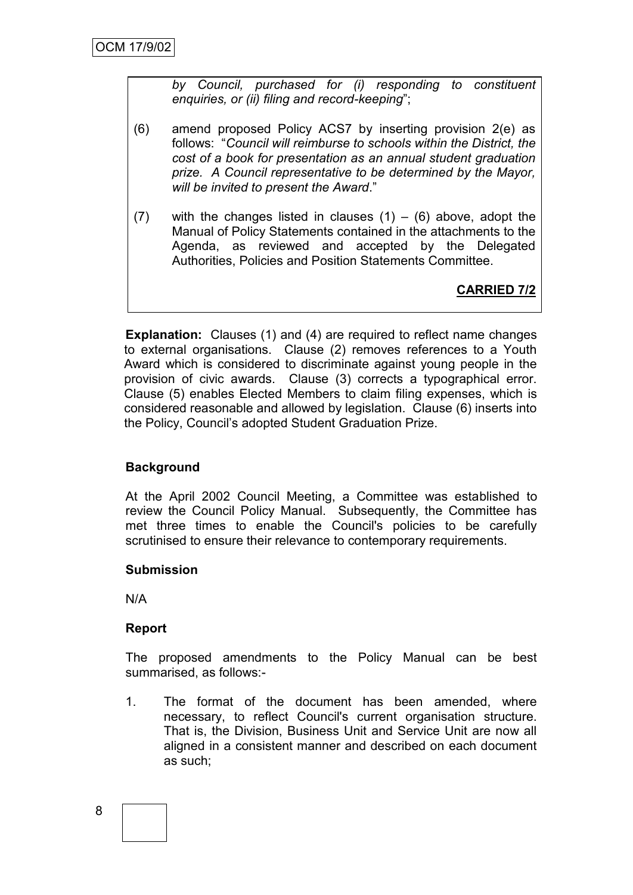*by Council, purchased for (i) responding to constituent enquiries, or (ii) filing and record-keeping*";

(6) amend proposed Policy ACS7 by inserting provision 2(e) as follows: "*Council will reimburse to schools within the District, the cost of a book for presentation as an annual student graduation prize. A Council representative to be determined by the Mayor, will be invited to present the Award*."

(7) with the changes listed in clauses (1) – (6) above, adopt the Manual of Policy Statements contained in the attachments to the Agenda, as reviewed and accepted by the Delegated Authorities, Policies and Position Statements Committee.

**CARRIED 7/2**

**Explanation:** Clauses (1) and (4) are required to reflect name changes to external organisations. Clause (2) removes references to a Youth Award which is considered to discriminate against young people in the provision of civic awards. Clause (3) corrects a typographical error. Clause (5) enables Elected Members to claim filing expenses, which is considered reasonable and allowed by legislation. Clause (6) inserts into the Policy, Council's adopted Student Graduation Prize.

**Background**

At the April 2002 Council Meeting, a Committee was established to review the Council Policy Manual. Subsequently, the Committee has met three times to enable the Council's policies to be carefully scrutinised to ensure their relevance to contemporary requirements.

**Submission**

N/A

**Report**

The proposed amendments to the Policy Manual can be best summarised, as follows:-

1. The format of the document has been amended, where necessary, to reflect Council's current organisation structure. That is, the Division, Business Unit and Service Unit are now all aligned in a consistent manner and described on each document as such;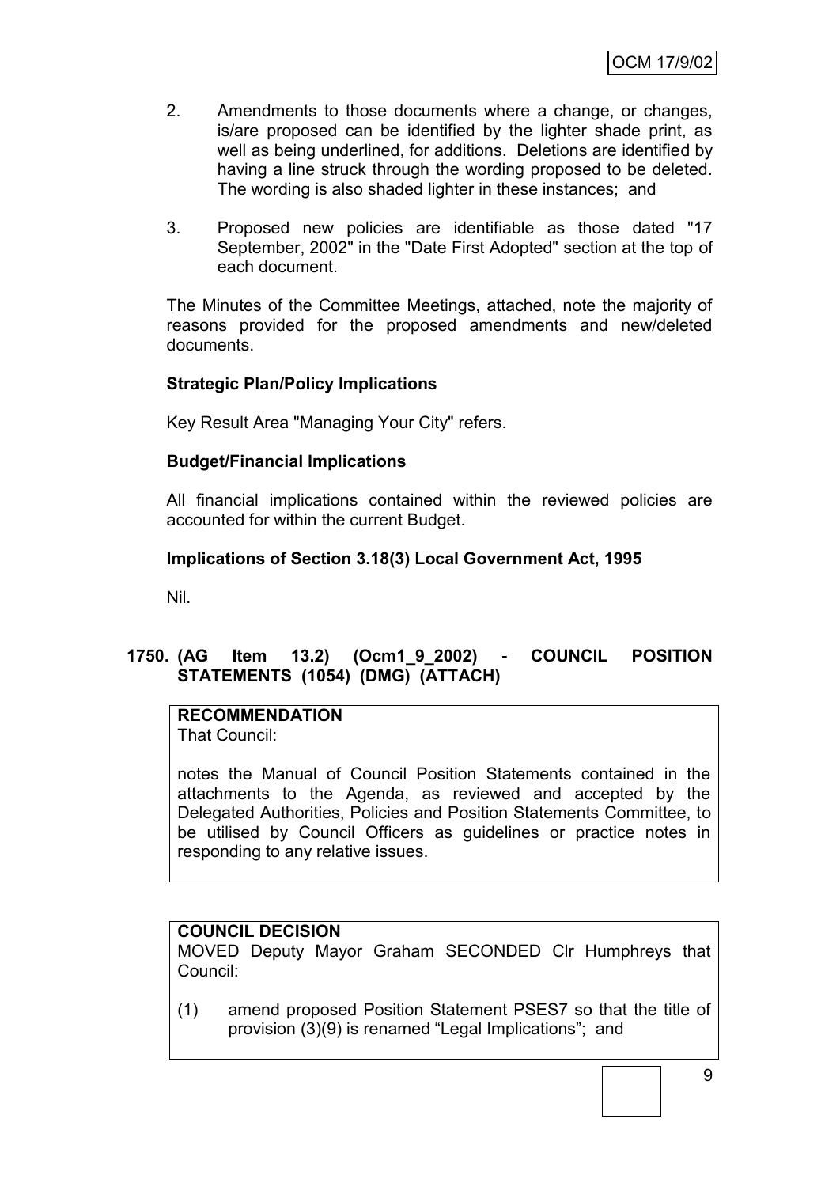2. Amendments to those documents where a change, or changes, is/are proposed can be identified by the lighter shade print, as well as being underlined, for additions. Deletions are identified by having a line struck through the wording proposed to be deleted. The wording is also shaded lighter in these instances; and

3. Proposed new policies are identifiable as those dated "17 September, 2002" in the "Date First Adopted" section at the top of each document.

The Minutes of the Committee Meetings, attached, note the majority of reasons provided for the proposed amendments and new/deleted documents.

**Strategic Plan/Policy Implications**

Key Result Area "Managing Your City" refers.

**Budget/Financial Implications**

All financial implications contained within the reviewed policies are accounted for within the current Budget.

**Implications of Section 3.18(3) Local Government Act, 1995**

Nil.

**1750. (AG Item 13.2) (Ocm1_9_2002) - COUNCIL POSITION STATEMENTS (1054) (DMG) (ATTACH)**

**RECOMMENDATION**
That Council:

notes the Manual of Council Position Statements contained in the attachments to the Agenda, as reviewed and accepted by the Delegated Authorities, Policies and Position Statements Committee, to be utilised by Council Officers as guidelines or practice notes in responding to any relative issues.

**COUNCIL DECISION**
MOVED Deputy Mayor Graham SECONDED Clr Humphreys that Council:

(1) amend proposed Position Statement PSES7 so that the title of provision (3)(9) is renamed "Legal Implications"; and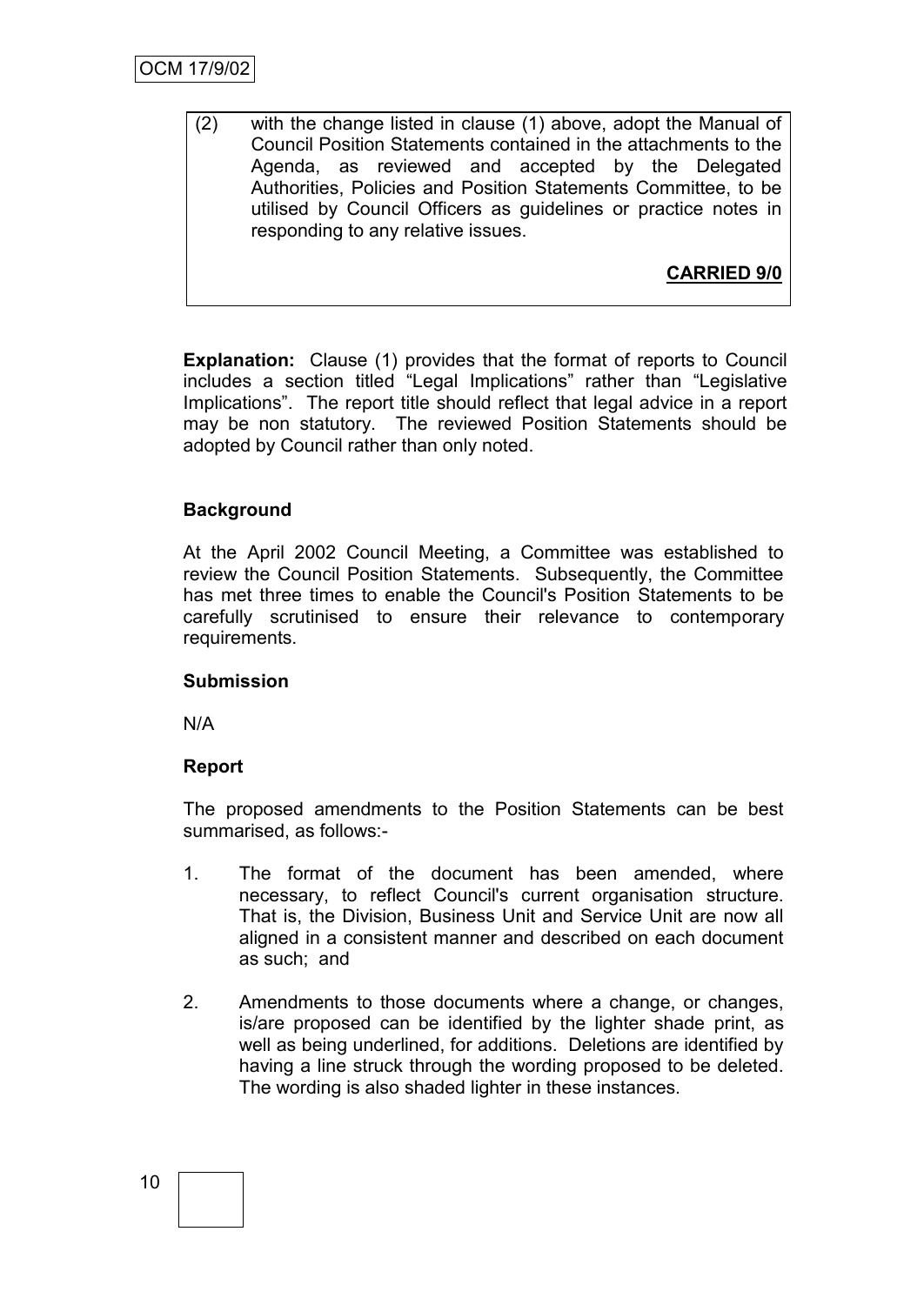(2) with the change listed in clause (1) above, adopt the Manual of Council Position Statements contained in the attachments to the Agenda, as reviewed and accepted by the Delegated Authorities, Policies and Position Statements Committee, to be utilised by Council Officers as guidelines or practice notes in responding to any relative issues.

**CARRIED 9/0**

**Explanation:** Clause (1) provides that the format of reports to Council includes a section titled "Legal Implications" rather than "Legislative Implications". The report title should reflect that legal advice in a report may be non statutory. The reviewed Position Statements should be adopted by Council rather than only noted.

**Background**

At the April 2002 Council Meeting, a Committee was established to review the Council Position Statements. Subsequently, the Committee has met three times to enable the Council's Position Statements to be carefully scrutinised to ensure their relevance to contemporary requirements.

**Submission**

N/A

**Report**

The proposed amendments to the Position Statements can be best summarised, as follows:-

1. The format of the document has been amended, where necessary, to reflect Council's current organisation structure. That is, the Division, Business Unit and Service Unit are now all aligned in a consistent manner and described on each document as such; and

2. Amendments to those documents where a change, or changes, is/are proposed can be identified by the lighter shade print, as well as being underlined, for additions. Deletions are identified by having a line struck through the wording proposed to be deleted. The wording is also shaded lighter in these instances.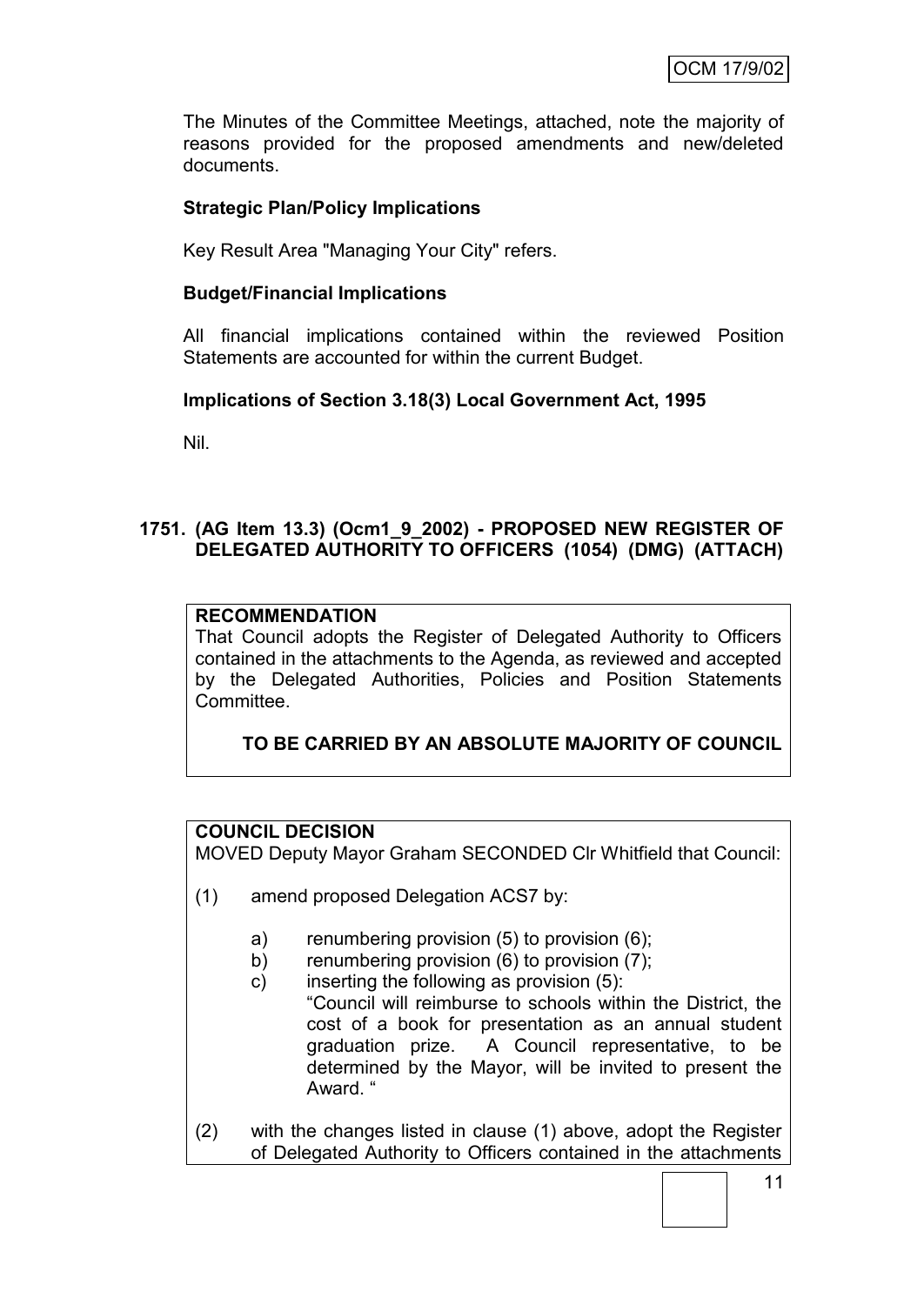The Minutes of the Committee Meetings, attached, note the majority of reasons provided for the proposed amendments and new/deleted documents.

**Strategic Plan/Policy Implications**

Key Result Area "Managing Your City" refers.

**Budget/Financial Implications**

All financial implications contained within the reviewed Position Statements are accounted for within the current Budget.

**Implications of Section 3.18(3) Local Government Act, 1995**

Nil.

## 1751. (AG Item 13.3) (Ocm1_9_2002) - PROPOSED NEW REGISTER OF DELEGATED AUTHORITY TO OFFICERS (1054) (DMG) (ATTACH)

**RECOMMENDATION**

That Council adopts the Register of Delegated Authority to Officers contained in the attachments to the Agenda, as reviewed and accepted by the Delegated Authorities, Policies and Position Statements Committee.

**TO BE CARRIED BY AN ABSOLUTE MAJORITY OF COUNCIL**

**COUNCIL DECISION**

MOVED Deputy Mayor Graham SECONDED Clr Whitfield that Council:

(1) amend proposed Delegation ACS7 by:

a) renumbering provision (5) to provision (6);

b) renumbering provision (6) to provision (7);

c) inserting the following as provision (5):
"Council will reimburse to schools within the District, the cost of a book for presentation as an annual student graduation prize. A Council representative, to be determined by the Mayor, will be invited to present the Award. "

(2) with the changes listed in clause (1) above, adopt the Register of Delegated Authority to Officers contained in the attachments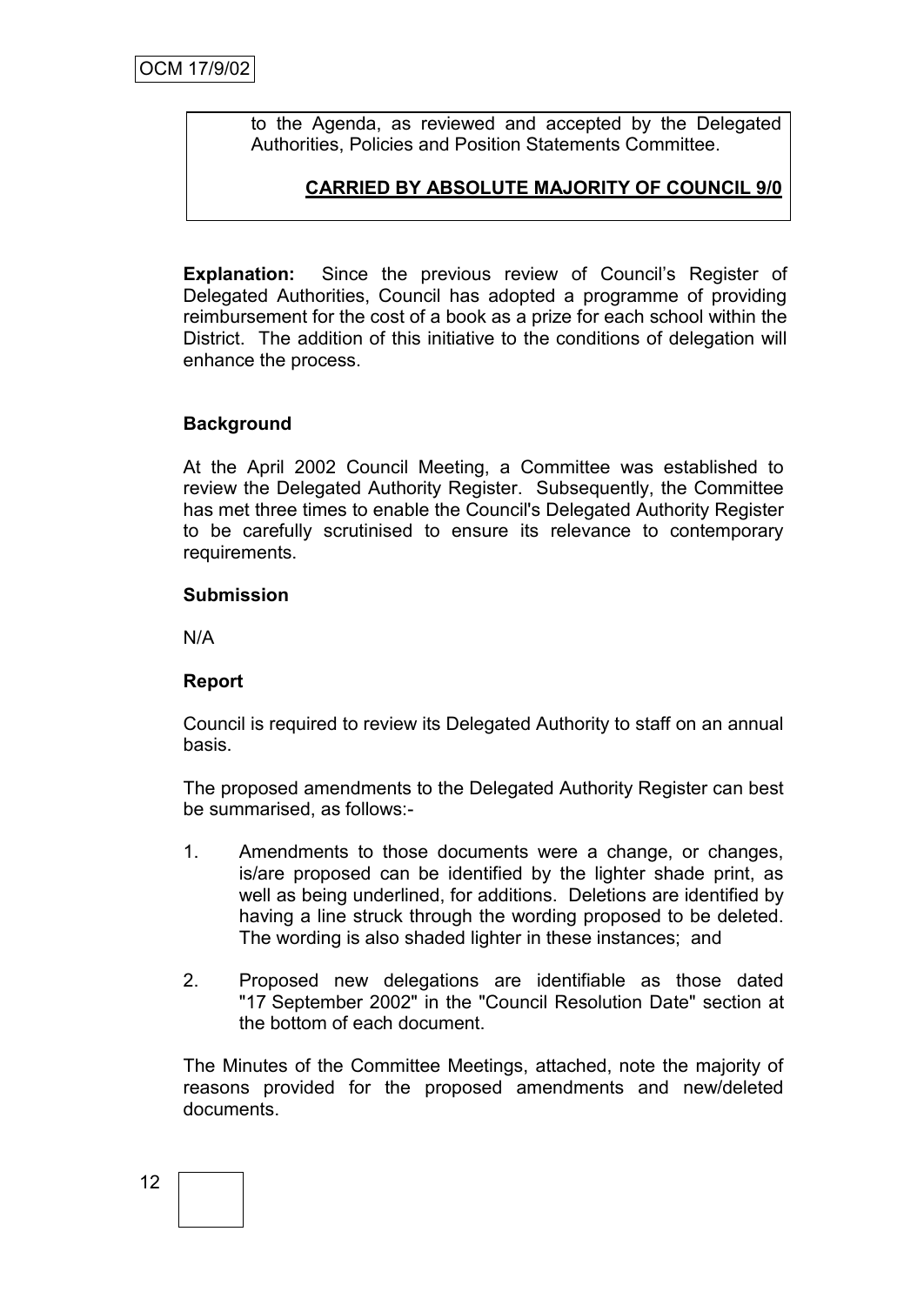to the Agenda, as reviewed and accepted by the Delegated Authorities, Policies and Position Statements Committee.

**CARRIED BY ABSOLUTE MAJORITY OF COUNCIL 9/0**

**Explanation:** Since the previous review of Council's Register of Delegated Authorities, Council has adopted a programme of providing reimbursement for the cost of a book as a prize for each school within the District. The addition of this initiative to the conditions of delegation will enhance the process.

**Background**

At the April 2002 Council Meeting, a Committee was established to review the Delegated Authority Register. Subsequently, the Committee has met three times to enable the Council's Delegated Authority Register to be carefully scrutinised to ensure its relevance to contemporary requirements.

**Submission**

N/A

**Report**

Council is required to review its Delegated Authority to staff on an annual basis.

The proposed amendments to the Delegated Authority Register can best be summarised, as follows:-

1. Amendments to those documents were a change, or changes, is/are proposed can be identified by the lighter shade print, as well as being underlined, for additions. Deletions are identified by having a line struck through the wording proposed to be deleted. The wording is also shaded lighter in these instances; and

2. Proposed new delegations are identifiable as those dated "17 September 2002" in the "Council Resolution Date" section at the bottom of each document.

The Minutes of the Committee Meetings, attached, note the majority of reasons provided for the proposed amendments and new/deleted documents.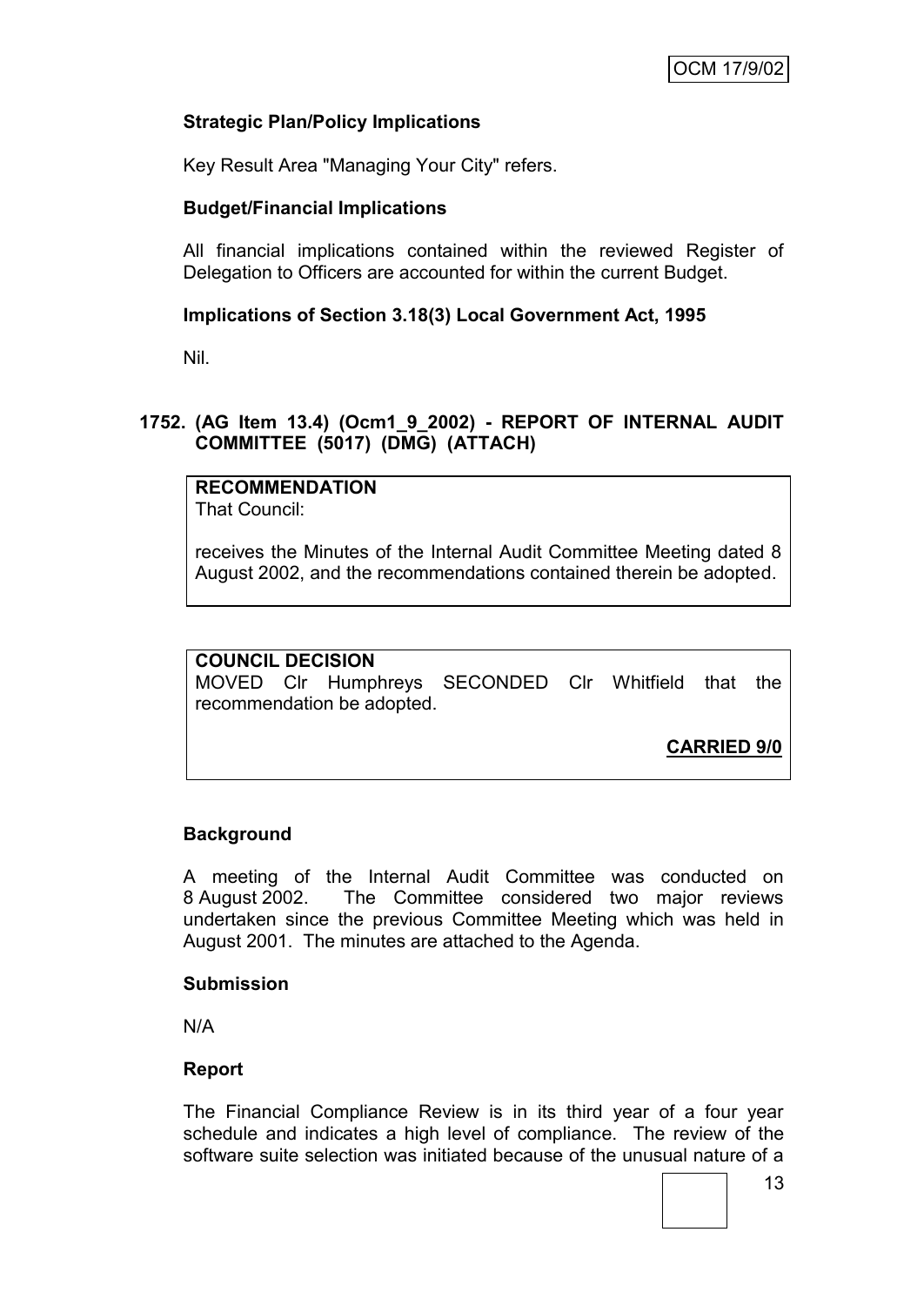**Strategic Plan/Policy Implications**

Key Result Area "Managing Your City" refers.

**Budget/Financial Implications**

All financial implications contained within the reviewed Register of Delegation to Officers are accounted for within the current Budget.

**Implications of Section 3.18(3) Local Government Act, 1995**

Nil.

**1752. (AG Item 13.4) (Ocm1_9_2002) - REPORT OF INTERNAL AUDIT COMMITTEE (5017) (DMG) (ATTACH)**

**RECOMMENDATION**

That Council:

receives the Minutes of the Internal Audit Committee Meeting dated 8 August 2002, and the recommendations contained therein be adopted.

**COUNCIL DECISION**

MOVED Clr Humphreys SECONDED Clr Whitfield that the recommendation be adopted.

**CARRIED 9/0**

**Background**

A meeting of the Internal Audit Committee was conducted on 8 August 2002. The Committee considered two major reviews undertaken since the previous Committee Meeting which was held in August 2001. The minutes are attached to the Agenda.

**Submission**

N/A

**Report**

The Financial Compliance Review is in its third year of a four year schedule and indicates a high level of compliance. The review of the software suite selection was initiated because of the unusual nature of a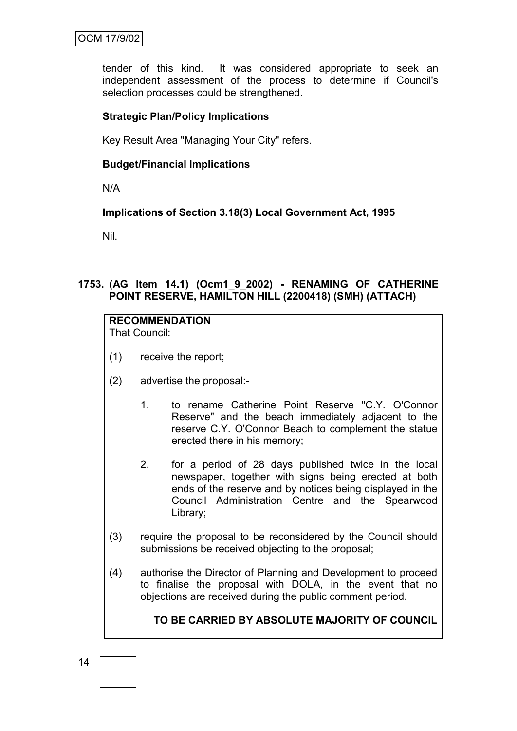tender of this kind. It was considered appropriate to seek an independent assessment of the process to determine if Council's selection processes could be strengthened.

**Strategic Plan/Policy Implications**

Key Result Area "Managing Your City" refers.

**Budget/Financial Implications**

N/A

**Implications of Section 3.18(3) Local Government Act, 1995**

Nil.

## 1753. (AG Item 14.1) (Ocm1_9_2002) - RENAMING OF CATHERINE POINT RESERVE, HAMILTON HILL (2200418) (SMH) (ATTACH)

**RECOMMENDATION**

That Council:

(1) receive the report;

(2) advertise the proposal:-

1. to rename Catherine Point Reserve "C.Y. O'Connor Reserve" and the beach immediately adjacent to the reserve C.Y. O'Connor Beach to complement the statue erected there in his memory;

2. for a period of 28 days published twice in the local newspaper, together with signs being erected at both ends of the reserve and by notices being displayed in the Council Administration Centre and the Spearwood Library;

(3) require the proposal to be reconsidered by the Council should submissions be received objecting to the proposal;

(4) authorise the Director of Planning and Development to proceed to finalise the proposal with DOLA, in the event that no objections are received during the public comment period.

**TO BE CARRIED BY ABSOLUTE MAJORITY OF COUNCIL**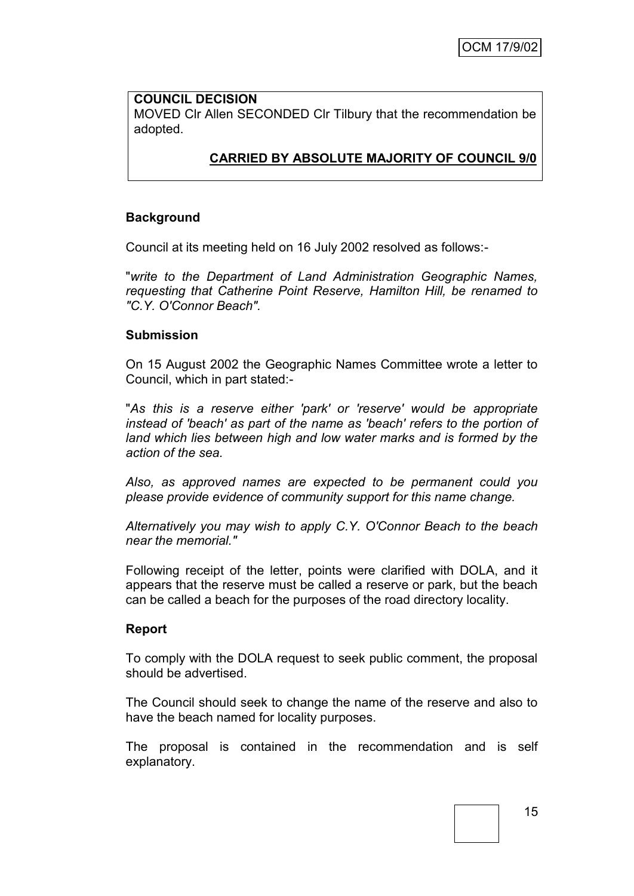**COUNCIL DECISION**
MOVED Clr Allen SECONDED Clr Tilbury that the recommendation be adopted.

**CARRIED BY ABSOLUTE MAJORITY OF COUNCIL 9/0**

**Background**

Council at its meeting held on 16 July 2002 resolved as follows:-

"*write to the Department of Land Administration Geographic Names, requesting that Catherine Point Reserve, Hamilton Hill, be renamed to "C.Y. O'Connor Beach".*

**Submission**

On 15 August 2002 the Geographic Names Committee wrote a letter to Council, which in part stated:-

"*As this is a reserve either 'park' or 'reserve' would be appropriate instead of 'beach' as part of the name as 'beach' refers to the portion of land which lies between high and low water marks and is formed by the action of the sea.*

*Also, as approved names are expected to be permanent could you please provide evidence of community support for this name change.*

*Alternatively you may wish to apply C.Y. O'Connor Beach to the beach near the memorial."*

Following receipt of the letter, points were clarified with DOLA, and it appears that the reserve must be called a reserve or park, but the beach can be called a beach for the purposes of the road directory locality.

**Report**

To comply with the DOLA request to seek public comment, the proposal should be advertised.

The Council should seek to change the name of the reserve and also to have the beach named for locality purposes.

The proposal is contained in the recommendation and is self explanatory.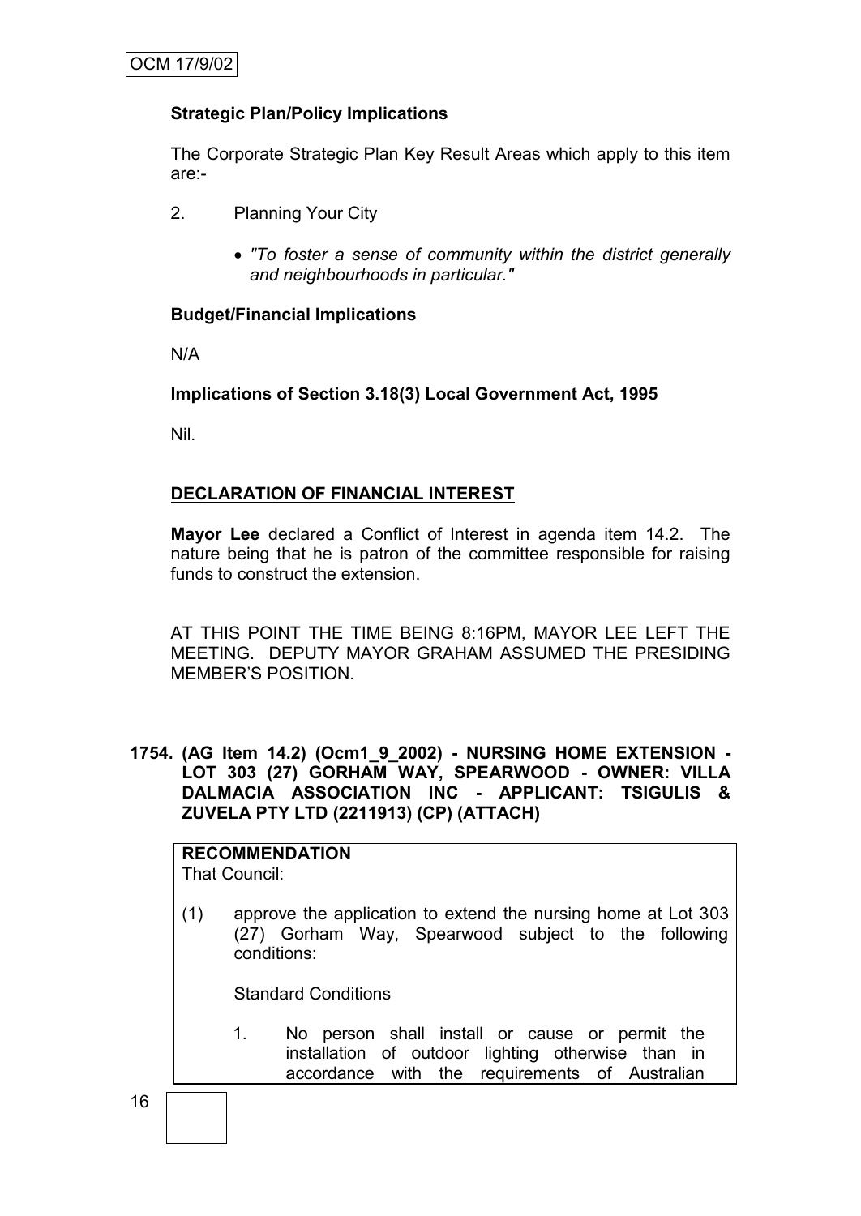**Strategic Plan/Policy Implications**

The Corporate Strategic Plan Key Result Areas which apply to this item are:-

2. Planning Your City

   - *"To foster a sense of community within the district generally and neighbourhoods in particular."*

**Budget/Financial Implications**

N/A

**Implications of Section 3.18(3) Local Government Act, 1995**

Nil.

**DECLARATION OF FINANCIAL INTEREST**

**Mayor Lee** declared a Conflict of Interest in agenda item 14.2. The nature being that he is patron of the committee responsible for raising funds to construct the extension.

AT THIS POINT THE TIME BEING 8:16PM, MAYOR LEE LEFT THE MEETING. DEPUTY MAYOR GRAHAM ASSUMED THE PRESIDING MEMBER'S POSITION.

**1754. (AG Item 14.2) (Ocm1_9_2002) - NURSING HOME EXTENSION - LOT 303 (27) GORHAM WAY, SPEARWOOD - OWNER: VILLA DALMACIA ASSOCIATION INC - APPLICANT: TSIGULIS & ZUVELA PTY LTD (2211913) (CP) (ATTACH)**

**RECOMMENDATION**

That Council:

(1) approve the application to extend the nursing home at Lot 303 (27) Gorham Way, Spearwood subject to the following conditions:

Standard Conditions

1. No person shall install or cause or permit the installation of outdoor lighting otherwise than in accordance with the requirements of Australian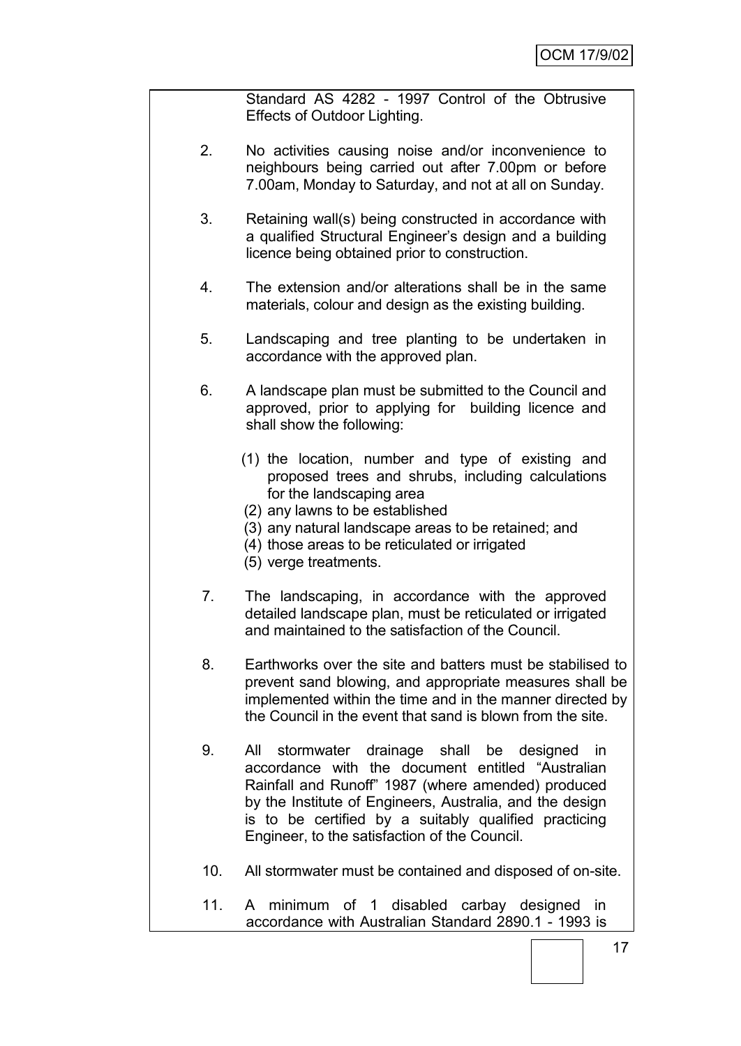Standard AS 4282 - 1997 Control of the Obtrusive Effects of Outdoor Lighting.

2. No activities causing noise and/or inconvenience to neighbours being carried out after 7.00pm or before 7.00am, Monday to Saturday, and not at all on Sunday.

3. Retaining wall(s) being constructed in accordance with a qualified Structural Engineer's design and a building licence being obtained prior to construction.

4. The extension and/or alterations shall be in the same materials, colour and design as the existing building.

5. Landscaping and tree planting to be undertaken in accordance with the approved plan.

6. A landscape plan must be submitted to the Council and approved, prior to applying for building licence and shall show the following:

   (1) the location, number and type of existing and proposed trees and shrubs, including calculations for the landscaping area
   (2) any lawns to be established
   (3) any natural landscape areas to be retained; and
   (4) those areas to be reticulated or irrigated
   (5) verge treatments.

7. The landscaping, in accordance with the approved detailed landscape plan, must be reticulated or irrigated and maintained to the satisfaction of the Council.

8. Earthworks over the site and batters must be stabilised to prevent sand blowing, and appropriate measures shall be implemented within the time and in the manner directed by the Council in the event that sand is blown from the site.

9. All stormwater drainage shall be designed in accordance with the document entitled "Australian Rainfall and Runoff" 1987 (where amended) produced by the Institute of Engineers, Australia, and the design is to be certified by a suitably qualified practicing Engineer, to the satisfaction of the Council.

10. All stormwater must be contained and disposed of on-site.

11. A minimum of 1 disabled carbay designed in accordance with Australian Standard 2890.1 - 1993 is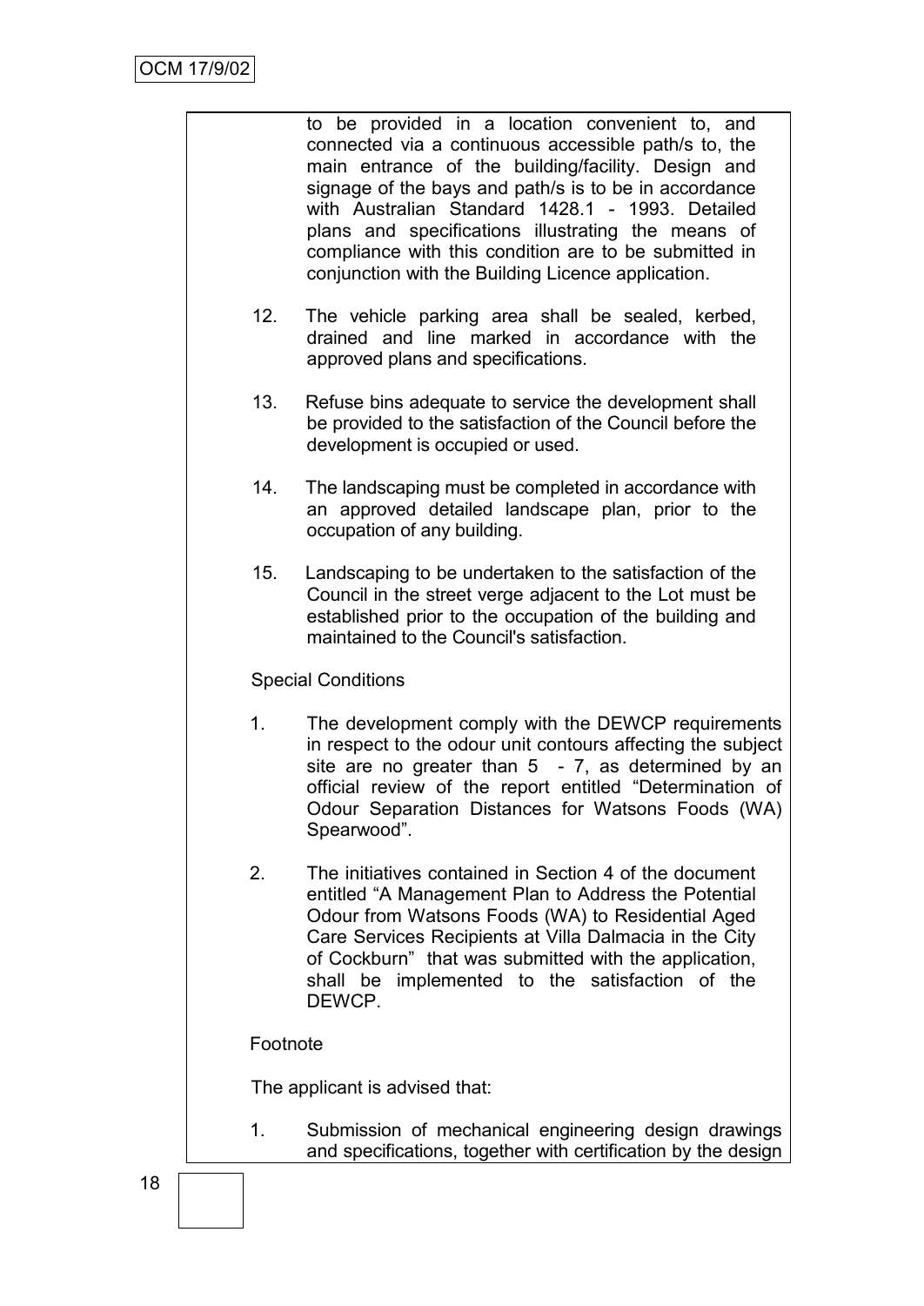to be provided in a location convenient to, and connected via a continuous accessible path/s to, the main entrance of the building/facility. Design and signage of the bays and path/s is to be in accordance with Australian Standard 1428.1 - 1993. Detailed plans and specifications illustrating the means of compliance with this condition are to be submitted in conjunction with the Building Licence application.

12. The vehicle parking area shall be sealed, kerbed, drained and line marked in accordance with the approved plans and specifications.

13. Refuse bins adequate to service the development shall be provided to the satisfaction of the Council before the development is occupied or used.

14. The landscaping must be completed in accordance with an approved detailed landscape plan, prior to the occupation of any building.

15. Landscaping to be undertaken to the satisfaction of the Council in the street verge adjacent to the Lot must be established prior to the occupation of the building and maintained to the Council's satisfaction.

Special Conditions

1. The development comply with the DEWCP requirements in respect to the odour unit contours affecting the subject site are no greater than 5 - 7, as determined by an official review of the report entitled "Determination of Odour Separation Distances for Watsons Foods (WA) Spearwood".

2. The initiatives contained in Section 4 of the document entitled "A Management Plan to Address the Potential Odour from Watsons Foods (WA) to Residential Aged Care Services Recipients at Villa Dalmacia in the City of Cockburn" that was submitted with the application, shall be implemented to the satisfaction of the DEWCP.

Footnote

The applicant is advised that:

1. Submission of mechanical engineering design drawings and specifications, together with certification by the design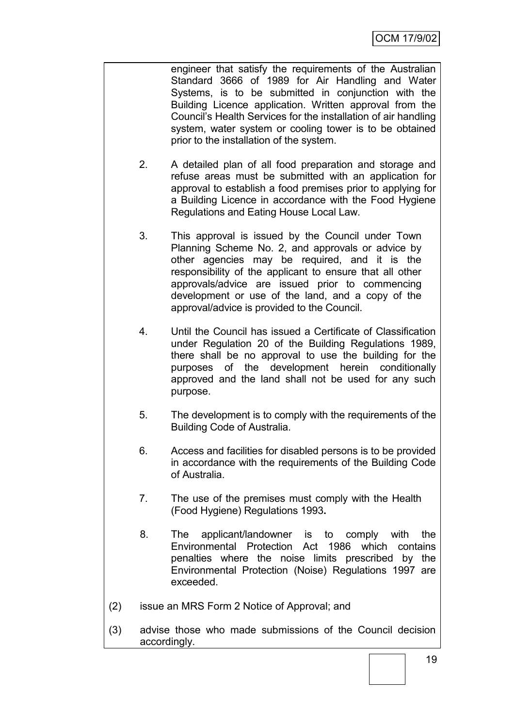engineer that satisfy the requirements of the Australian Standard 3666 of 1989 for Air Handling and Water Systems, is to be submitted in conjunction with the Building Licence application. Written approval from the Council's Health Services for the installation of air handling system, water system or cooling tower is to be obtained prior to the installation of the system.

2. A detailed plan of all food preparation and storage and refuse areas must be submitted with an application for approval to establish a food premises prior to applying for a Building Licence in accordance with the Food Hygiene Regulations and Eating House Local Law.

3. This approval is issued by the Council under Town Planning Scheme No. 2, and approvals or advice by other agencies may be required, and it is the responsibility of the applicant to ensure that all other approvals/advice are issued prior to commencing development or use of the land, and a copy of the approval/advice is provided to the Council.

4. Until the Council has issued a Certificate of Classification under Regulation 20 of the Building Regulations 1989, there shall be no approval to use the building for the purposes of the development herein conditionally approved and the land shall not be used for any such purpose.

5. The development is to comply with the requirements of the Building Code of Australia.

6. Access and facilities for disabled persons is to be provided in accordance with the requirements of the Building Code of Australia.

7. The use of the premises must comply with the Health (Food Hygiene) Regulations 1993**.**

8. The applicant/landowner is to comply with the Environmental Protection Act 1986 which contains penalties where the noise limits prescribed by the Environmental Protection (Noise) Regulations 1997 are exceeded.

(2) issue an MRS Form 2 Notice of Approval; and

(3) advise those who made submissions of the Council decision accordingly.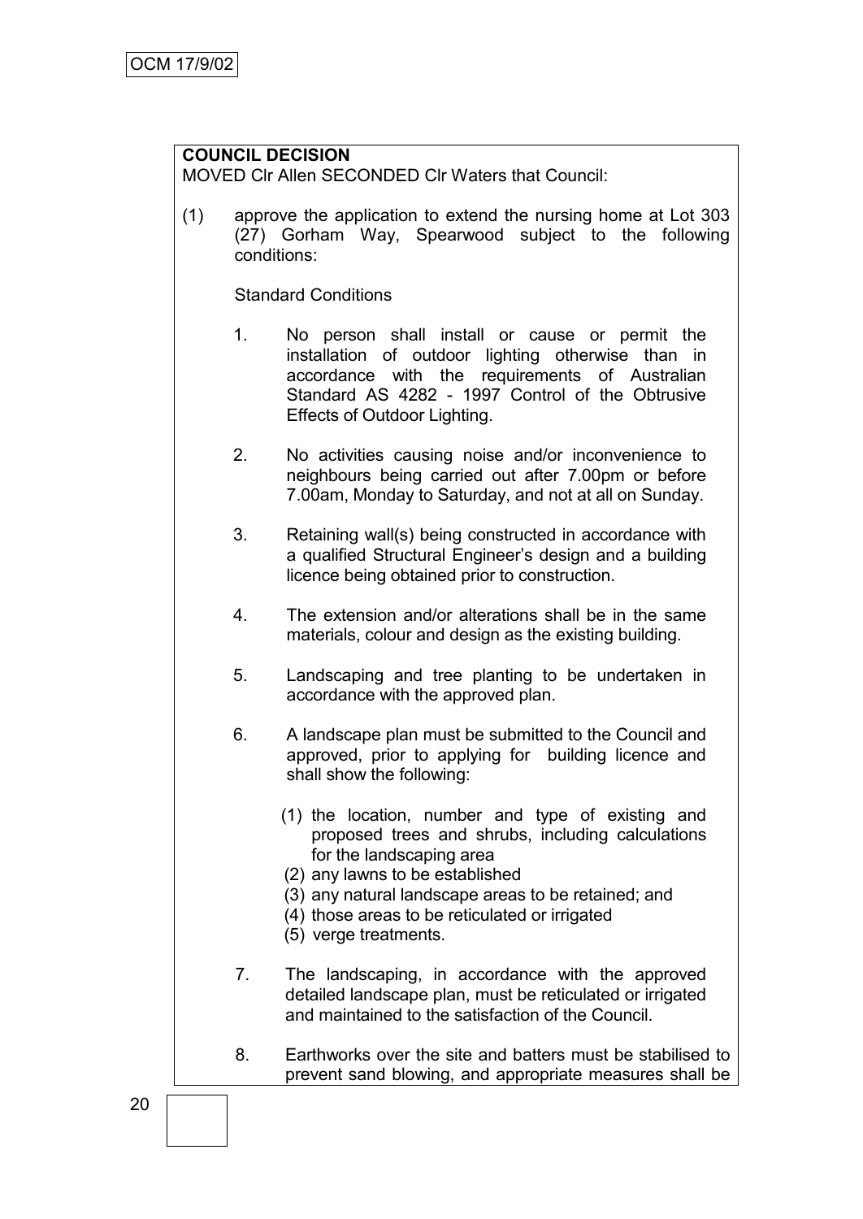**COUNCIL DECISION**
MOVED Clr Allen SECONDED Clr Waters that Council:

(1) approve the application to extend the nursing home at Lot 303 (27) Gorham Way, Spearwood subject to the following conditions:

Standard Conditions

1. No person shall install or cause or permit the installation of outdoor lighting otherwise than in accordance with the requirements of Australian Standard AS 4282 - 1997 Control of the Obtrusive Effects of Outdoor Lighting.

2. No activities causing noise and/or inconvenience to neighbours being carried out after 7.00pm or before 7.00am, Monday to Saturday, and not at all on Sunday.

3. Retaining wall(s) being constructed in accordance with a qualified Structural Engineer's design and a building licence being obtained prior to construction.

4. The extension and/or alterations shall be in the same materials, colour and design as the existing building.

5. Landscaping and tree planting to be undertaken in accordance with the approved plan.

6. A landscape plan must be submitted to the Council and approved, prior to applying for building licence and shall show the following:

   (1) the location, number and type of existing and proposed trees and shrubs, including calculations for the landscaping area
   (2) any lawns to be established
   (3) any natural landscape areas to be retained; and
   (4) those areas to be reticulated or irrigated
   (5) verge treatments.

7. The landscaping, in accordance with the approved detailed landscape plan, must be reticulated or irrigated and maintained to the satisfaction of the Council.

8. Earthworks over the site and batters must be stabilised to prevent sand blowing, and appropriate measures shall be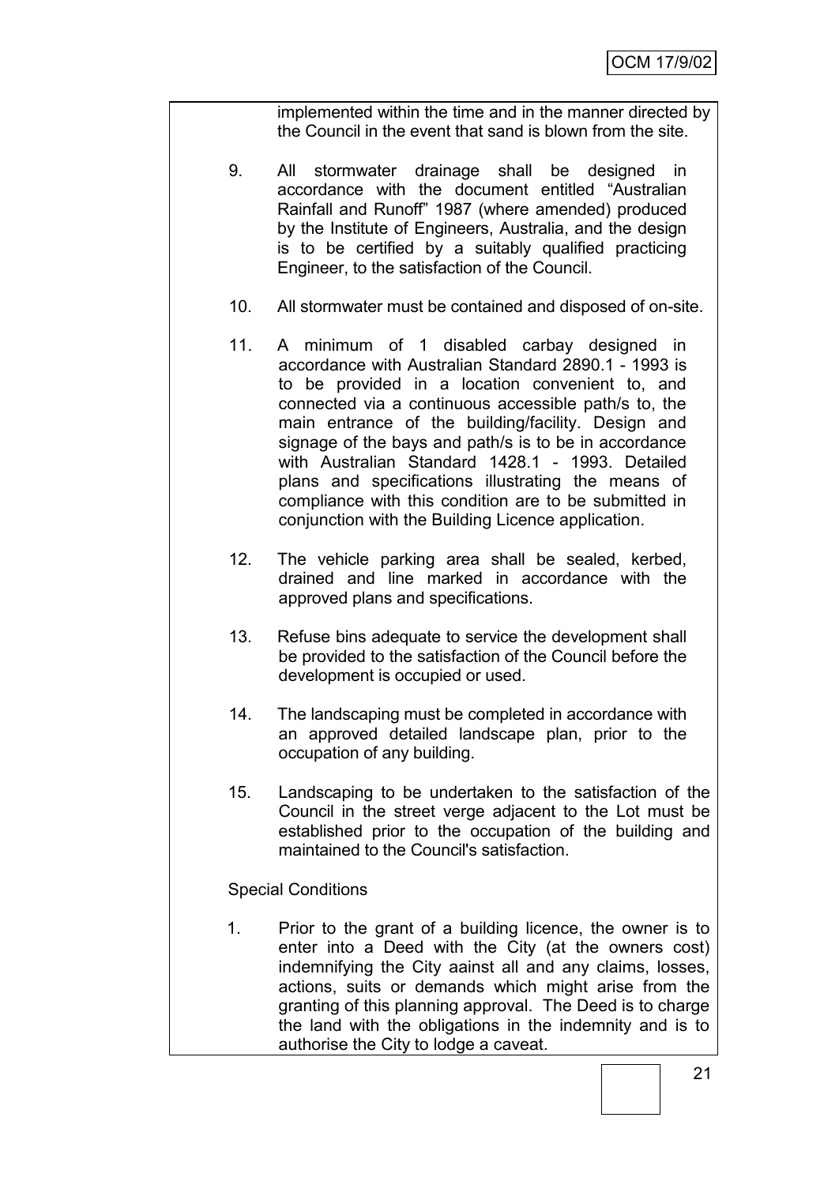implemented within the time and in the manner directed by the Council in the event that sand is blown from the site.

9. All stormwater drainage shall be designed in accordance with the document entitled "Australian Rainfall and Runoff" 1987 (where amended) produced by the Institute of Engineers, Australia, and the design is to be certified by a suitably qualified practicing Engineer, to the satisfaction of the Council.

10. All stormwater must be contained and disposed of on-site.

11. A minimum of 1 disabled carbay designed in accordance with Australian Standard 2890.1 - 1993 is to be provided in a location convenient to, and connected via a continuous accessible path/s to, the main entrance of the building/facility. Design and signage of the bays and path/s is to be in accordance with Australian Standard 1428.1 - 1993. Detailed plans and specifications illustrating the means of compliance with this condition are to be submitted in conjunction with the Building Licence application.

12. The vehicle parking area shall be sealed, kerbed, drained and line marked in accordance with the approved plans and specifications.

13. Refuse bins adequate to service the development shall be provided to the satisfaction of the Council before the development is occupied or used.

14. The landscaping must be completed in accordance with an approved detailed landscape plan, prior to the occupation of any building.

15. Landscaping to be undertaken to the satisfaction of the Council in the street verge adjacent to the Lot must be established prior to the occupation of the building and maintained to the Council's satisfaction.

Special Conditions

1. Prior to the grant of a building licence, the owner is to enter into a Deed with the City (at the owners cost) indemnifying the City aainst all and any claims, losses, actions, suits or demands which might arise from the granting of this planning approval. The Deed is to charge the land with the obligations in the indemnity and is to authorise the City to lodge a caveat.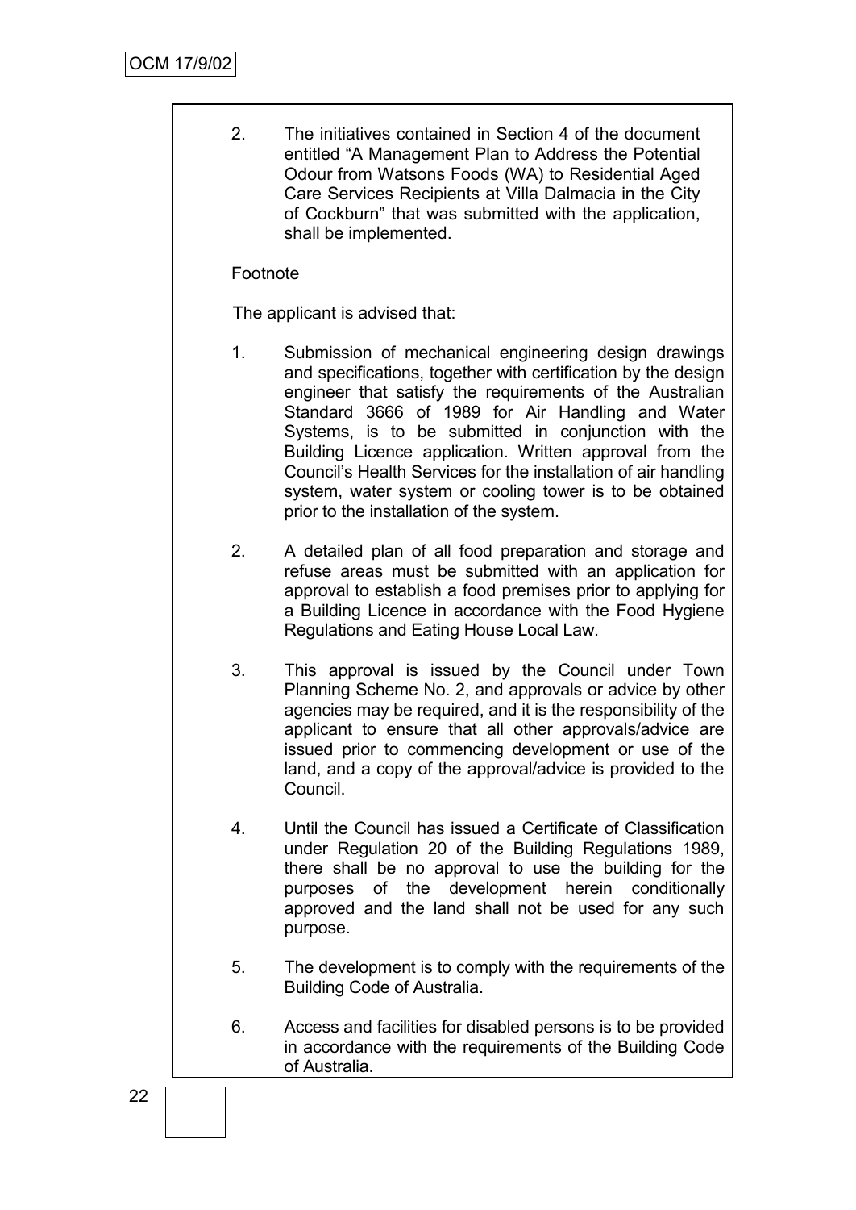2. The initiatives contained in Section 4 of the document entitled "A Management Plan to Address the Potential Odour from Watsons Foods (WA) to Residential Aged Care Services Recipients at Villa Dalmacia in the City of Cockburn" that was submitted with the application, shall be implemented.

Footnote

The applicant is advised that:

1. Submission of mechanical engineering design drawings and specifications, together with certification by the design engineer that satisfy the requirements of the Australian Standard 3666 of 1989 for Air Handling and Water Systems, is to be submitted in conjunction with the Building Licence application. Written approval from the Council's Health Services for the installation of air handling system, water system or cooling tower is to be obtained prior to the installation of the system.

2. A detailed plan of all food preparation and storage and refuse areas must be submitted with an application for approval to establish a food premises prior to applying for a Building Licence in accordance with the Food Hygiene Regulations and Eating House Local Law.

3. This approval is issued by the Council under Town Planning Scheme No. 2, and approvals or advice by other agencies may be required, and it is the responsibility of the applicant to ensure that all other approvals/advice are issued prior to commencing development or use of the land, and a copy of the approval/advice is provided to the Council.

4. Until the Council has issued a Certificate of Classification under Regulation 20 of the Building Regulations 1989, there shall be no approval to use the building for the purposes of the development herein conditionally approved and the land shall not be used for any such purpose.

5. The development is to comply with the requirements of the Building Code of Australia.

6. Access and facilities for disabled persons is to be provided in accordance with the requirements of the Building Code of Australia.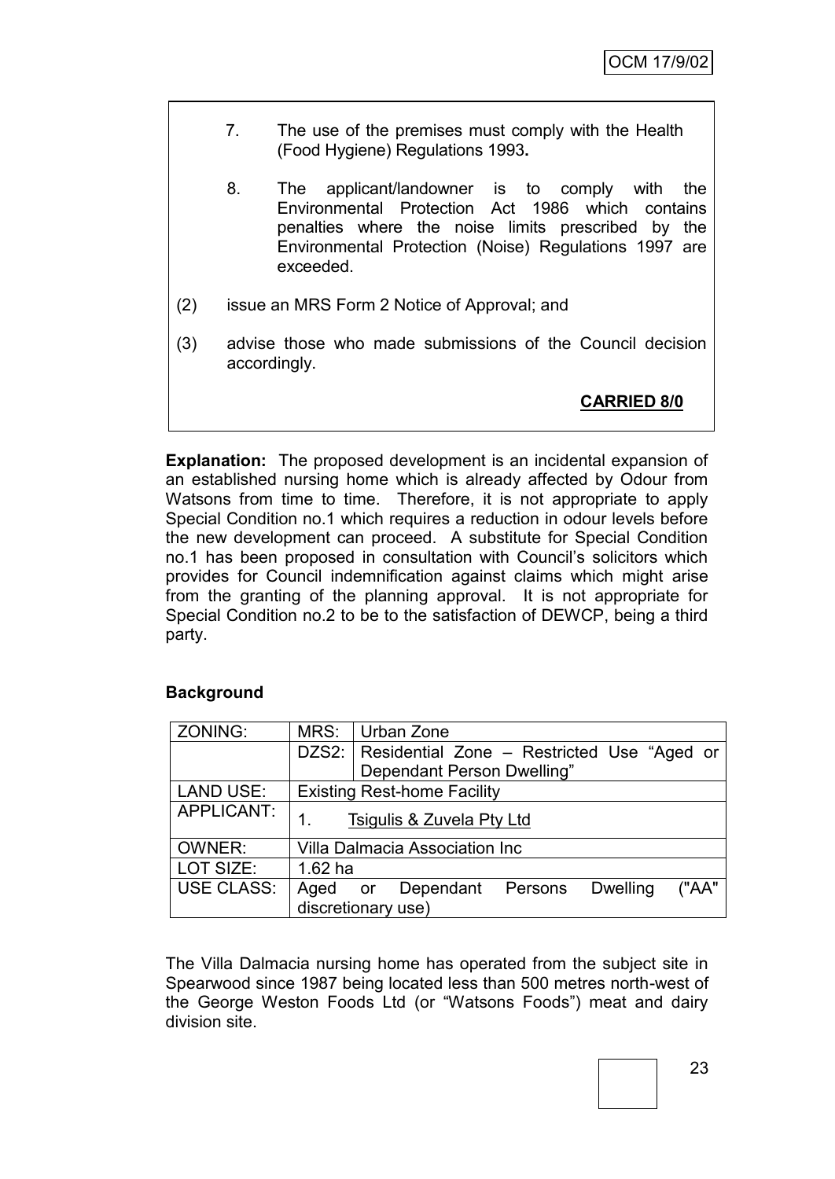7. The use of the premises must comply with the Health (Food Hygiene) Regulations 1993**.**

8. The applicant/landowner is to comply with the Environmental Protection Act 1986 which contains penalties where the noise limits prescribed by the Environmental Protection (Noise) Regulations 1997 are exceeded.

(2) issue an MRS Form 2 Notice of Approval; and

(3) advise those who made submissions of the Council decision accordingly.

**CARRIED 8/0**

**Explanation:** The proposed development is an incidental expansion of an established nursing home which is already affected by Odour from Watsons from time to time. Therefore, it is not appropriate to apply Special Condition no.1 which requires a reduction in odour levels before the new development can proceed. A substitute for Special Condition no.1 has been proposed in consultation with Council's solicitors which provides for Council indemnification against claims which might arise from the granting of the planning approval. It is not appropriate for Special Condition no.2 to be to the satisfaction of DEWCP, being a third party.

**Background**

| | | |
|---|---|---|
| ZONING: | MRS: | Urban Zone |
| | DZS2: | Residential Zone – Restricted Use "Aged or Dependant Person Dwelling" |
| LAND USE: | Existing Rest-home Facility | |
| APPLICANT: | 1. Tsigulis & Zuvela Pty Ltd | |
| OWNER: | Villa Dalmacia Association Inc | |
| LOT SIZE: | 1.62 ha | |
| USE CLASS: | Aged or Dependant Persons Dwelling ("AA" discretionary use) | |

The Villa Dalmacia nursing home has operated from the subject site in Spearwood since 1987 being located less than 500 metres north-west of the George Weston Foods Ltd (or "Watsons Foods") meat and dairy division site.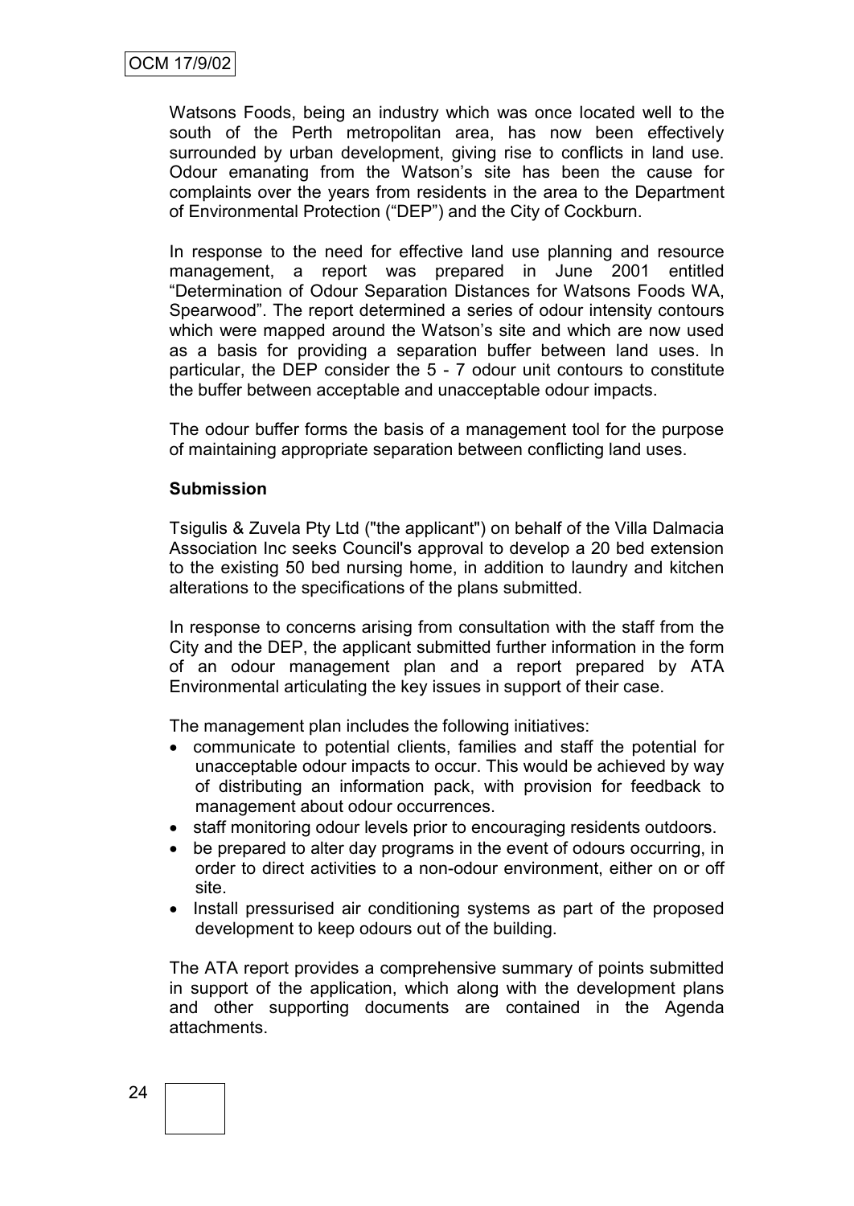Watsons Foods, being an industry which was once located well to the south of the Perth metropolitan area, has now been effectively surrounded by urban development, giving rise to conflicts in land use. Odour emanating from the Watson's site has been the cause for complaints over the years from residents in the area to the Department of Environmental Protection ("DEP") and the City of Cockburn.

In response to the need for effective land use planning and resource management, a report was prepared in June 2001 entitled "Determination of Odour Separation Distances for Watsons Foods WA, Spearwood". The report determined a series of odour intensity contours which were mapped around the Watson's site and which are now used as a basis for providing a separation buffer between land uses. In particular, the DEP consider the 5 - 7 odour unit contours to constitute the buffer between acceptable and unacceptable odour impacts.

The odour buffer forms the basis of a management tool for the purpose of maintaining appropriate separation between conflicting land uses.

**Submission**

Tsigulis & Zuvela Pty Ltd ("the applicant") on behalf of the Villa Dalmacia Association Inc seeks Council's approval to develop a 20 bed extension to the existing 50 bed nursing home, in addition to laundry and kitchen alterations to the specifications of the plans submitted.

In response to concerns arising from consultation with the staff from the City and the DEP, the applicant submitted further information in the form of an odour management plan and a report prepared by ATA Environmental articulating the key issues in support of their case.

The management plan includes the following initiatives:

- communicate to potential clients, families and staff the potential for unacceptable odour impacts to occur. This would be achieved by way of distributing an information pack, with provision for feedback to management about odour occurrences.
- staff monitoring odour levels prior to encouraging residents outdoors.
- be prepared to alter day programs in the event of odours occurring, in order to direct activities to a non-odour environment, either on or off site.
- Install pressurised air conditioning systems as part of the proposed development to keep odours out of the building.

The ATA report provides a comprehensive summary of points submitted in support of the application, which along with the development plans and other supporting documents are contained in the Agenda attachments.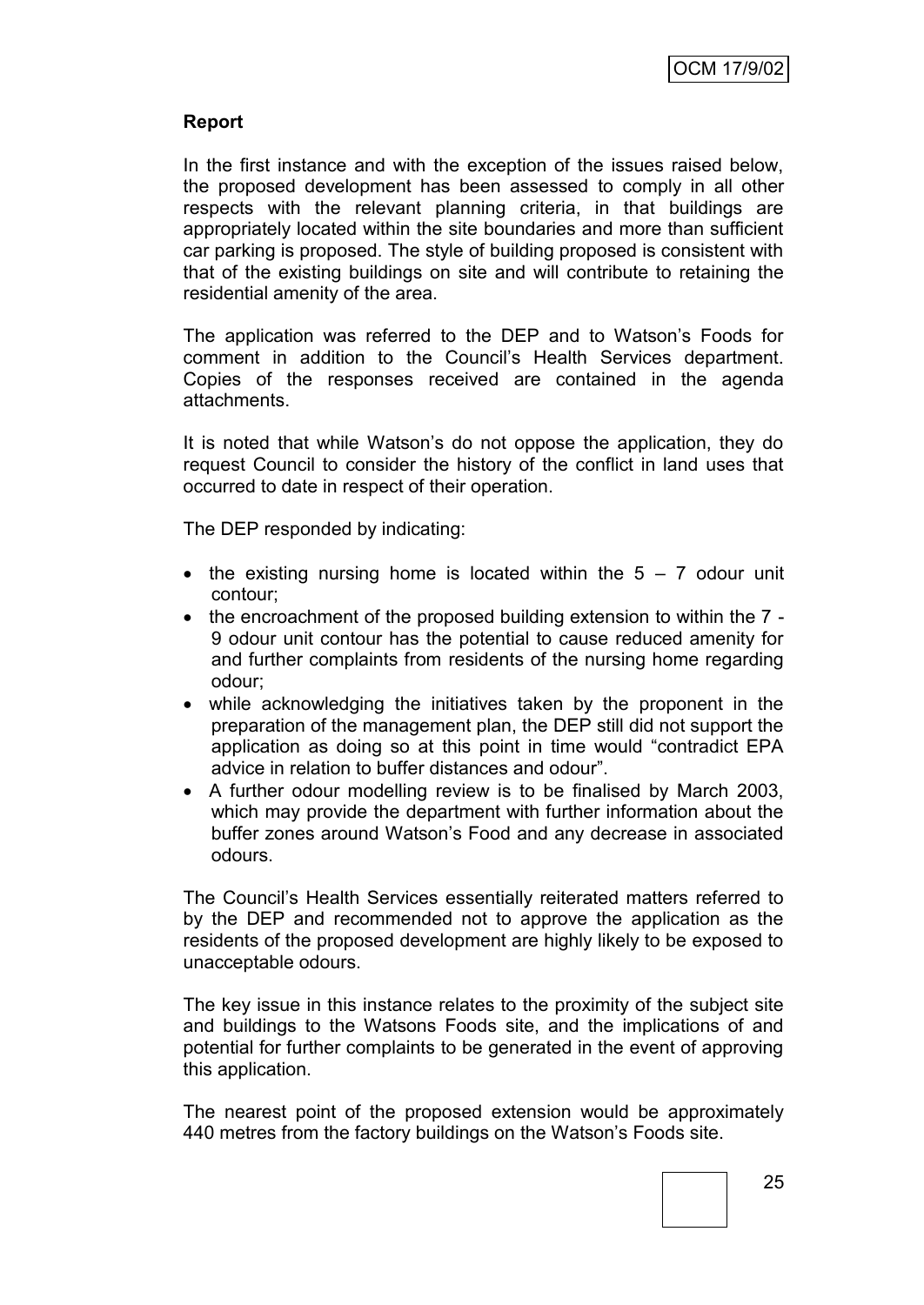**Report**

In the first instance and with the exception of the issues raised below, the proposed development has been assessed to comply in all other respects with the relevant planning criteria, in that buildings are appropriately located within the site boundaries and more than sufficient car parking is proposed. The style of building proposed is consistent with that of the existing buildings on site and will contribute to retaining the residential amenity of the area.

The application was referred to the DEP and to Watson's Foods for comment in addition to the Council's Health Services department. Copies of the responses received are contained in the agenda attachments.

It is noted that while Watson's do not oppose the application, they do request Council to consider the history of the conflict in land uses that occurred to date in respect of their operation.

The DEP responded by indicating:

- the existing nursing home is located within the 5 – 7 odour unit contour;
- the encroachment of the proposed building extension to within the 7 - 9 odour unit contour has the potential to cause reduced amenity for and further complaints from residents of the nursing home regarding odour;
- while acknowledging the initiatives taken by the proponent in the preparation of the management plan, the DEP still did not support the application as doing so at this point in time would "contradict EPA advice in relation to buffer distances and odour".
- A further odour modelling review is to be finalised by March 2003, which may provide the department with further information about the buffer zones around Watson's Food and any decrease in associated odours.

The Council's Health Services essentially reiterated matters referred to by the DEP and recommended not to approve the application as the residents of the proposed development are highly likely to be exposed to unacceptable odours.

The key issue in this instance relates to the proximity of the subject site and buildings to the Watsons Foods site, and the implications of and potential for further complaints to be generated in the event of approving this application.

The nearest point of the proposed extension would be approximately 440 metres from the factory buildings on the Watson's Foods site.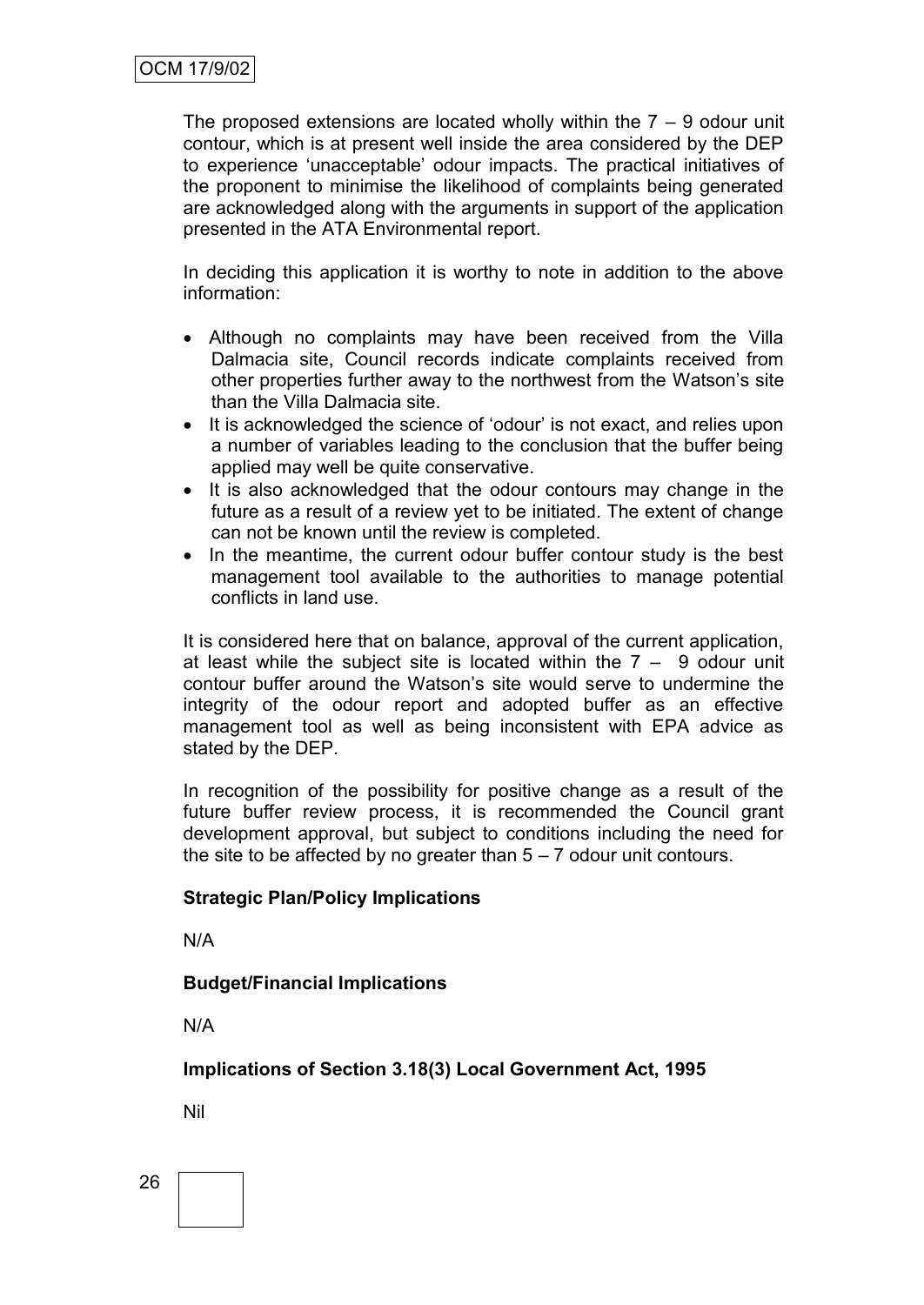The proposed extensions are located wholly within the 7 – 9 odour unit contour, which is at present well inside the area considered by the DEP to experience 'unacceptable' odour impacts. The practical initiatives of the proponent to minimise the likelihood of complaints being generated are acknowledged along with the arguments in support of the application presented in the ATA Environmental report.

In deciding this application it is worthy to note in addition to the above information:

- Although no complaints may have been received from the Villa Dalmacia site, Council records indicate complaints received from other properties further away to the northwest from the Watson's site than the Villa Dalmacia site.
- It is acknowledged the science of 'odour' is not exact, and relies upon a number of variables leading to the conclusion that the buffer being applied may well be quite conservative.
- It is also acknowledged that the odour contours may change in the future as a result of a review yet to be initiated. The extent of change can not be known until the review is completed.
- In the meantime, the current odour buffer contour study is the best management tool available to the authorities to manage potential conflicts in land use.

It is considered here that on balance, approval of the current application, at least while the subject site is located within the 7 – 9 odour unit contour buffer around the Watson's site would serve to undermine the integrity of the odour report and adopted buffer as an effective management tool as well as being inconsistent with EPA advice as stated by the DEP.

In recognition of the possibility for positive change as a result of the future buffer review process, it is recommended the Council grant development approval, but subject to conditions including the need for the site to be affected by no greater than 5 – 7 odour unit contours.

**Strategic Plan/Policy Implications**

N/A

**Budget/Financial Implications**

N/A

**Implications of Section 3.18(3) Local Government Act, 1995**

Nil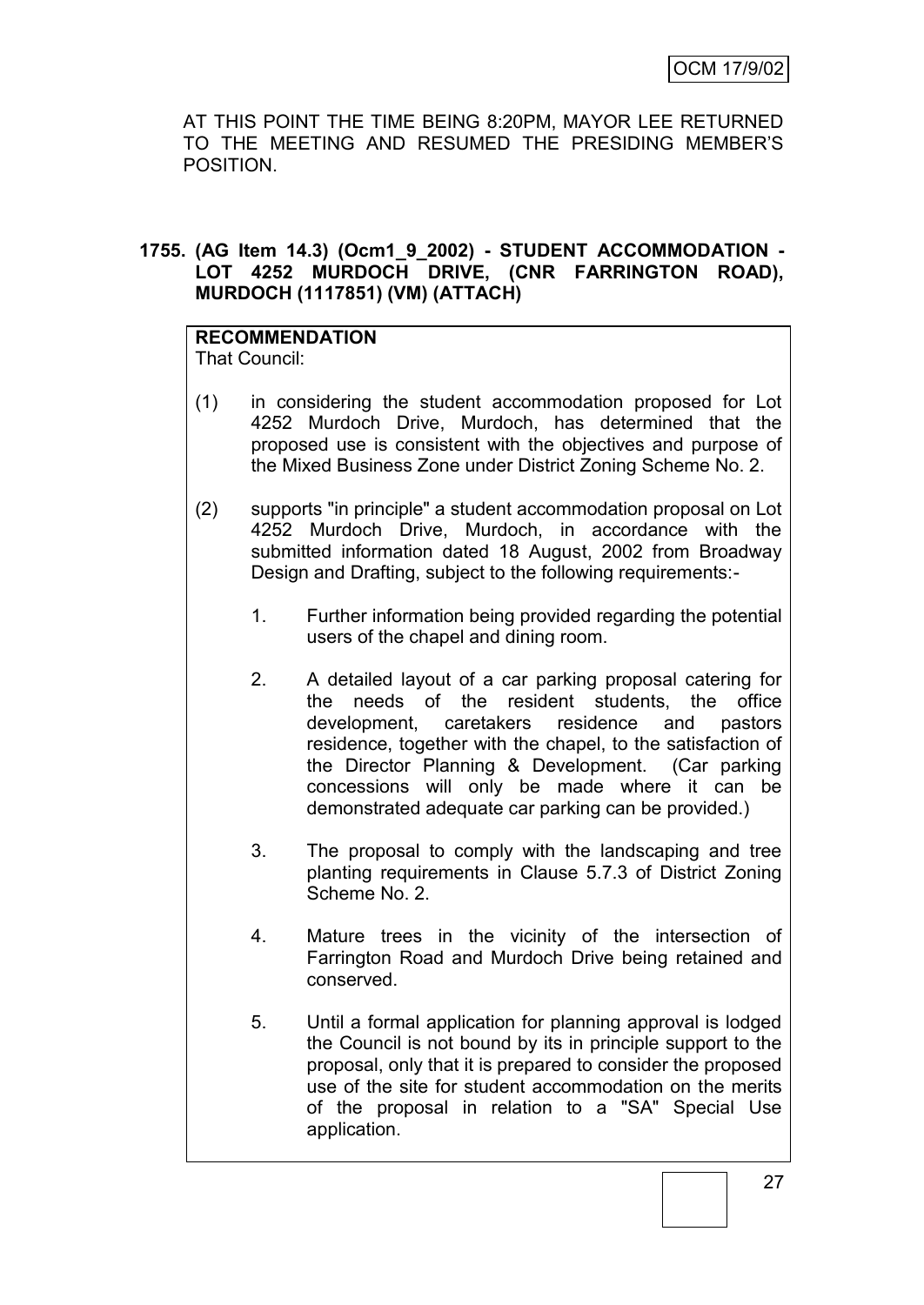AT THIS POINT THE TIME BEING 8:20PM, MAYOR LEE RETURNED TO THE MEETING AND RESUMED THE PRESIDING MEMBER'S POSITION.

**1755. (AG Item 14.3) (Ocm1_9_2002) - STUDENT ACCOMMODATION - LOT 4252 MURDOCH DRIVE, (CNR FARRINGTON ROAD), MURDOCH (1117851) (VM) (ATTACH)**

**RECOMMENDATION**
That Council:

(1) in considering the student accommodation proposed for Lot 4252 Murdoch Drive, Murdoch, has determined that the proposed use is consistent with the objectives and purpose of the Mixed Business Zone under District Zoning Scheme No. 2.

(2) supports "in principle" a student accommodation proposal on Lot 4252 Murdoch Drive, Murdoch, in accordance with the submitted information dated 18 August, 2002 from Broadway Design and Drafting, subject to the following requirements:-

1. Further information being provided regarding the potential users of the chapel and dining room.

2. A detailed layout of a car parking proposal catering for the needs of the resident students, the office development, caretakers residence and pastors residence, together with the chapel, to the satisfaction of the Director Planning & Development. (Car parking concessions will only be made where it can be demonstrated adequate car parking can be provided.)

3. The proposal to comply with the landscaping and tree planting requirements in Clause 5.7.3 of District Zoning Scheme No. 2.

4. Mature trees in the vicinity of the intersection of Farrington Road and Murdoch Drive being retained and conserved.

5. Until a formal application for planning approval is lodged the Council is not bound by its in principle support to the proposal, only that it is prepared to consider the proposed use of the site for student accommodation on the merits of the proposal in relation to a "SA" Special Use application.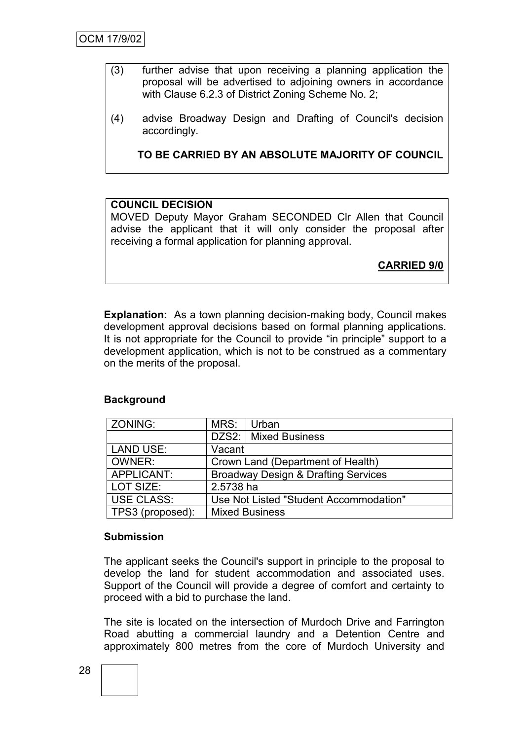(3) further advise that upon receiving a planning application the proposal will be advertised to adjoining owners in accordance with Clause 6.2.3 of District Zoning Scheme No. 2;

(4) advise Broadway Design and Drafting of Council's decision accordingly.

**TO BE CARRIED BY AN ABSOLUTE MAJORITY OF COUNCIL**

**COUNCIL DECISION**

MOVED Deputy Mayor Graham SECONDED Clr Allen that Council advise the applicant that it will only consider the proposal after receiving a formal application for planning approval.

**CARRIED 9/0**

**Explanation:** As a town planning decision-making body, Council makes development approval decisions based on formal planning applications. It is not appropriate for the Council to provide "in principle" support to a development application, which is not to be construed as a commentary on the merits of the proposal.

**Background**

| | | |
|---|---|---|
| ZONING: | MRS: | Urban |
| | DZS2: | Mixed Business |
| LAND USE: | Vacant | |
| OWNER: | Crown Land (Department of Health) | |
| APPLICANT: | Broadway Design & Drafting Services | |
| LOT SIZE: | 2.5738 ha | |
| USE CLASS: | Use Not Listed "Student Accommodation" | |
| TPS3 (proposed): | Mixed Business | |

**Submission**

The applicant seeks the Council's support in principle to the proposal to develop the land for student accommodation and associated uses. Support of the Council will provide a degree of comfort and certainty to proceed with a bid to purchase the land.

The site is located on the intersection of Murdoch Drive and Farrington Road abutting a commercial laundry and a Detention Centre and approximately 800 metres from the core of Murdoch University and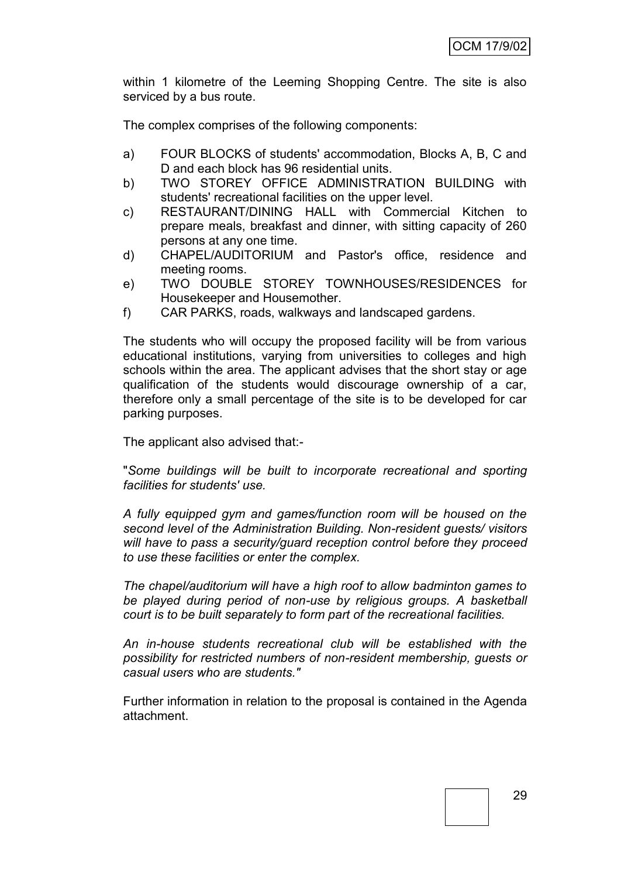within 1 kilometre of the Leeming Shopping Centre. The site is also serviced by a bus route.

The complex comprises of the following components:

a) FOUR BLOCKS of students' accommodation, Blocks A, B, C and D and each block has 96 residential units.
b) TWO STOREY OFFICE ADMINISTRATION BUILDING with students' recreational facilities on the upper level.
c) RESTAURANT/DINING HALL with Commercial Kitchen to prepare meals, breakfast and dinner, with sitting capacity of 260 persons at any one time.
d) CHAPEL/AUDITORIUM and Pastor's office, residence and meeting rooms.
e) TWO DOUBLE STOREY TOWNHOUSES/RESIDENCES for Housekeeper and Housemother.
f) CAR PARKS, roads, walkways and landscaped gardens.

The students who will occupy the proposed facility will be from various educational institutions, varying from universities to colleges and high schools within the area. The applicant advises that the short stay or age qualification of the students would discourage ownership of a car, therefore only a small percentage of the site is to be developed for car parking purposes.

The applicant also advised that:-

"*Some buildings will be built to incorporate recreational and sporting facilities for students' use.*

*A fully equipped gym and games/function room will be housed on the second level of the Administration Building. Non-resident guests/ visitors will have to pass a security/guard reception control before they proceed to use these facilities or enter the complex.*

*The chapel/auditorium will have a high roof to allow badminton games to be played during period of non-use by religious groups. A basketball court is to be built separately to form part of the recreational facilities.*

*An in-house students recreational club will be established with the possibility for restricted numbers of non-resident membership, guests or casual users who are students.*"

Further information in relation to the proposal is contained in the Agenda attachment.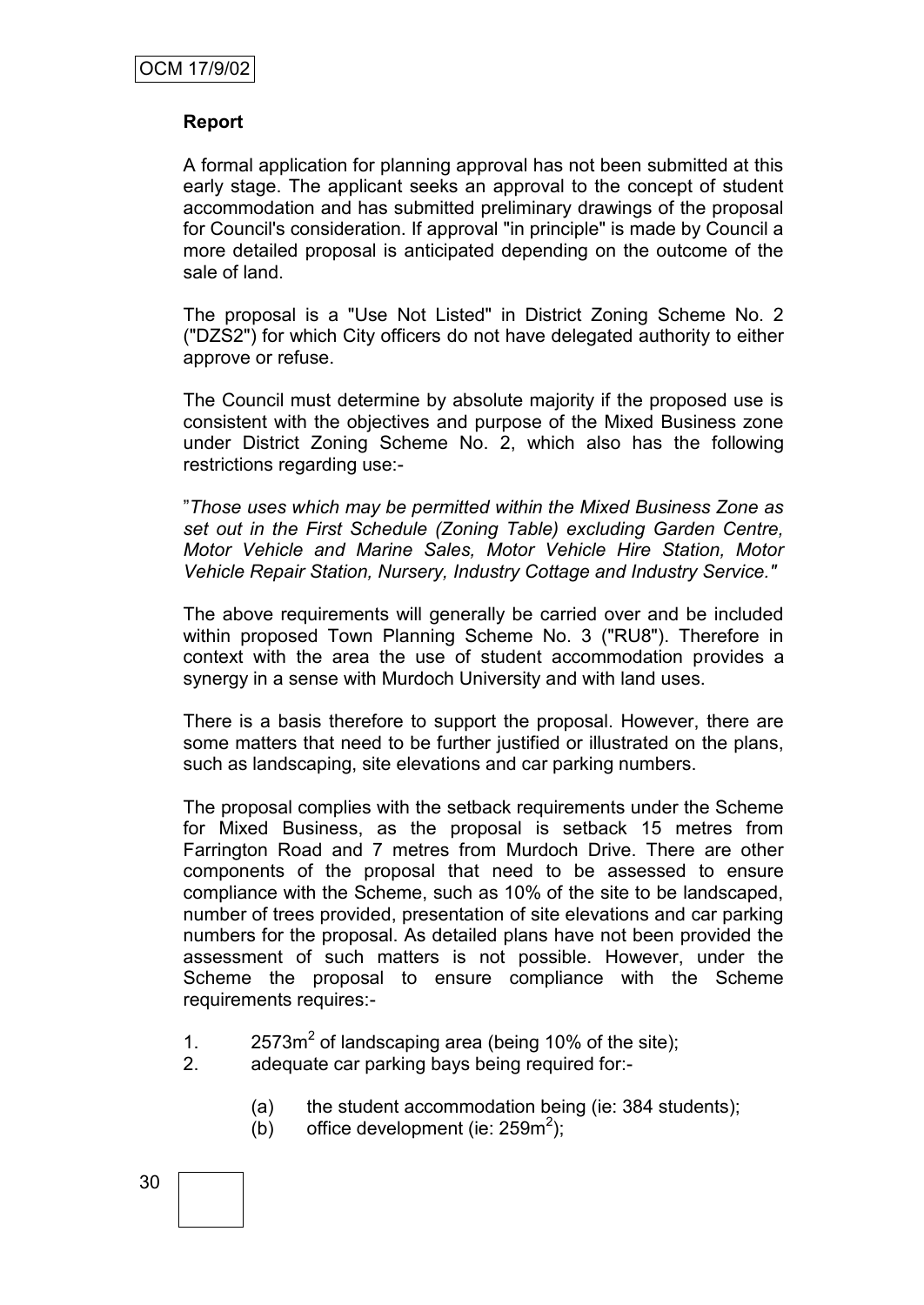**Report**

A formal application for planning approval has not been submitted at this early stage. The applicant seeks an approval to the concept of student accommodation and has submitted preliminary drawings of the proposal for Council's consideration. If approval "in principle" is made by Council a more detailed proposal is anticipated depending on the outcome of the sale of land.

The proposal is a "Use Not Listed" in District Zoning Scheme No. 2 ("DZS2") for which City officers do not have delegated authority to either approve or refuse.

The Council must determine by absolute majority if the proposed use is consistent with the objectives and purpose of the Mixed Business zone under District Zoning Scheme No. 2, which also has the following restrictions regarding use:-

"*Those uses which may be permitted within the Mixed Business Zone as set out in the First Schedule (Zoning Table) excluding Garden Centre, Motor Vehicle and Marine Sales, Motor Vehicle Hire Station, Motor Vehicle Repair Station, Nursery, Industry Cottage and Industry Service."*

The above requirements will generally be carried over and be included within proposed Town Planning Scheme No. 3 ("RU8"). Therefore in context with the area the use of student accommodation provides a synergy in a sense with Murdoch University and with land uses.

There is a basis therefore to support the proposal. However, there are some matters that need to be further justified or illustrated on the plans, such as landscaping, site elevations and car parking numbers.

The proposal complies with the setback requirements under the Scheme for Mixed Business, as the proposal is setback 15 metres from Farrington Road and 7 metres from Murdoch Drive. There are other components of the proposal that need to be assessed to ensure compliance with the Scheme, such as 10% of the site to be landscaped, number of trees provided, presentation of site elevations and car parking numbers for the proposal. As detailed plans have not been provided the assessment of such matters is not possible. However, under the Scheme the proposal to ensure compliance with the Scheme requirements requires:-

1. 2573m$^2$ of landscaping area (being 10% of the site);
2. adequate car parking bays being required for:-
   (a) the student accommodation being (ie: 384 students);
   (b) office development (ie: 259m$^2$);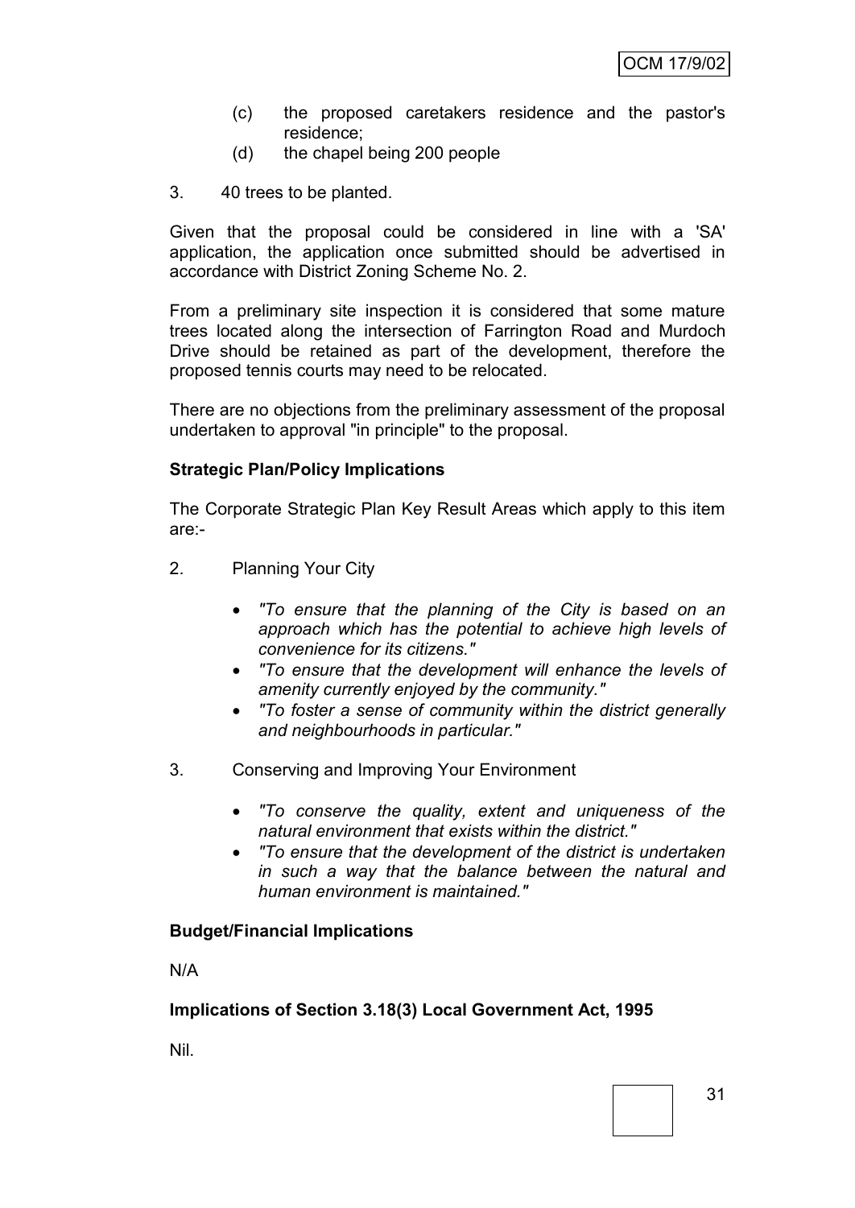(c) the proposed caretakers residence and the pastor's residence;
(d) the chapel being 200 people

3. 40 trees to be planted.

Given that the proposal could be considered in line with a 'SA' application, the application once submitted should be advertised in accordance with District Zoning Scheme No. 2.

From a preliminary site inspection it is considered that some mature trees located along the intersection of Farrington Road and Murdoch Drive should be retained as part of the development, therefore the proposed tennis courts may need to be relocated.

There are no objections from the preliminary assessment of the proposal undertaken to approval "in principle" to the proposal.

**Strategic Plan/Policy Implications**

The Corporate Strategic Plan Key Result Areas which apply to this item are:-

2. Planning Your City

   - *"To ensure that the planning of the City is based on an approach which has the potential to achieve high levels of convenience for its citizens."*
   - *"To ensure that the development will enhance the levels of amenity currently enjoyed by the community."*
   - *"To foster a sense of community within the district generally and neighbourhoods in particular."*

3. Conserving and Improving Your Environment

   - *"To conserve the quality, extent and uniqueness of the natural environment that exists within the district."*
   - *"To ensure that the development of the district is undertaken in such a way that the balance between the natural and human environment is maintained."*

**Budget/Financial Implications**

N/A

**Implications of Section 3.18(3) Local Government Act, 1995**

Nil.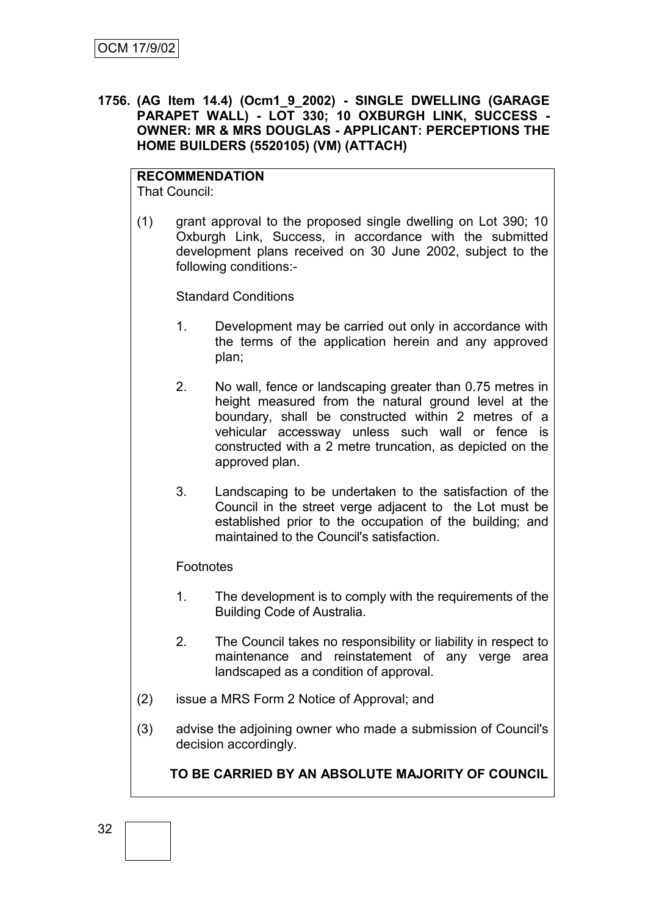**1756. (AG Item 14.4) (Ocm1_9_2002) - SINGLE DWELLING (GARAGE PARAPET WALL) - LOT 330; 10 OXBURGH LINK, SUCCESS - OWNER: MR & MRS DOUGLAS - APPLICANT: PERCEPTIONS THE HOME BUILDERS (5520105) (VM) (ATTACH)**

**RECOMMENDATION**

That Council:

(1) grant approval to the proposed single dwelling on Lot 390; 10 Oxburgh Link, Success, in accordance with the submitted development plans received on 30 June 2002, subject to the following conditions:-

Standard Conditions

1. Development may be carried out only in accordance with the terms of the application herein and any approved plan;

2. No wall, fence or landscaping greater than 0.75 metres in height measured from the natural ground level at the boundary, shall be constructed within 2 metres of a vehicular accessway unless such wall or fence is constructed with a 2 metre truncation, as depicted on the approved plan.

3. Landscaping to be undertaken to the satisfaction of the Council in the street verge adjacent to the Lot must be established prior to the occupation of the building; and maintained to the Council's satisfaction.

Footnotes

1. The development is to comply with the requirements of the Building Code of Australia.

2. The Council takes no responsibility or liability in respect to maintenance and reinstatement of any verge area landscaped as a condition of approval.

(2) issue a MRS Form 2 Notice of Approval; and

(3) advise the adjoining owner who made a submission of Council's decision accordingly.

**TO BE CARRIED BY AN ABSOLUTE MAJORITY OF COUNCIL**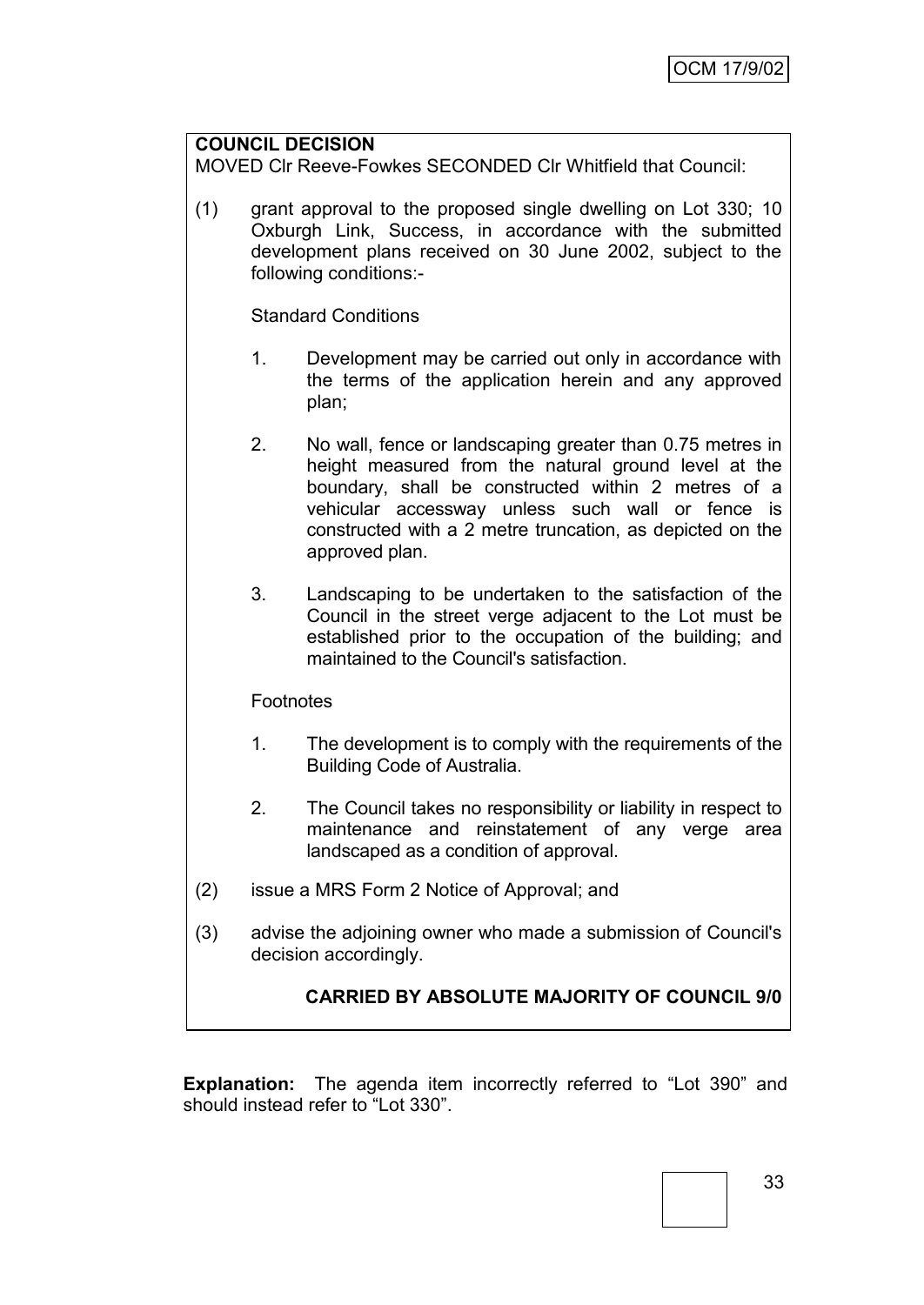**COUNCIL DECISION**

MOVED Clr Reeve-Fowkes SECONDED Clr Whitfield that Council:

(1) grant approval to the proposed single dwelling on Lot 330; 10 Oxburgh Link, Success, in accordance with the submitted development plans received on 30 June 2002, subject to the following conditions:-

Standard Conditions

1. Development may be carried out only in accordance with the terms of the application herein and any approved plan;

2. No wall, fence or landscaping greater than 0.75 metres in height measured from the natural ground level at the boundary, shall be constructed within 2 metres of a vehicular accessway unless such wall or fence is constructed with a 2 metre truncation, as depicted on the approved plan.

3. Landscaping to be undertaken to the satisfaction of the Council in the street verge adjacent to the Lot must be established prior to the occupation of the building; and maintained to the Council's satisfaction.

Footnotes

1. The development is to comply with the requirements of the Building Code of Australia.

2. The Council takes no responsibility or liability in respect to maintenance and reinstatement of any verge area landscaped as a condition of approval.

(2) issue a MRS Form 2 Notice of Approval; and

(3) advise the adjoining owner who made a submission of Council's decision accordingly.

**CARRIED BY ABSOLUTE MAJORITY OF COUNCIL 9/0**

**Explanation:** The agenda item incorrectly referred to "Lot 390" and should instead refer to "Lot 330".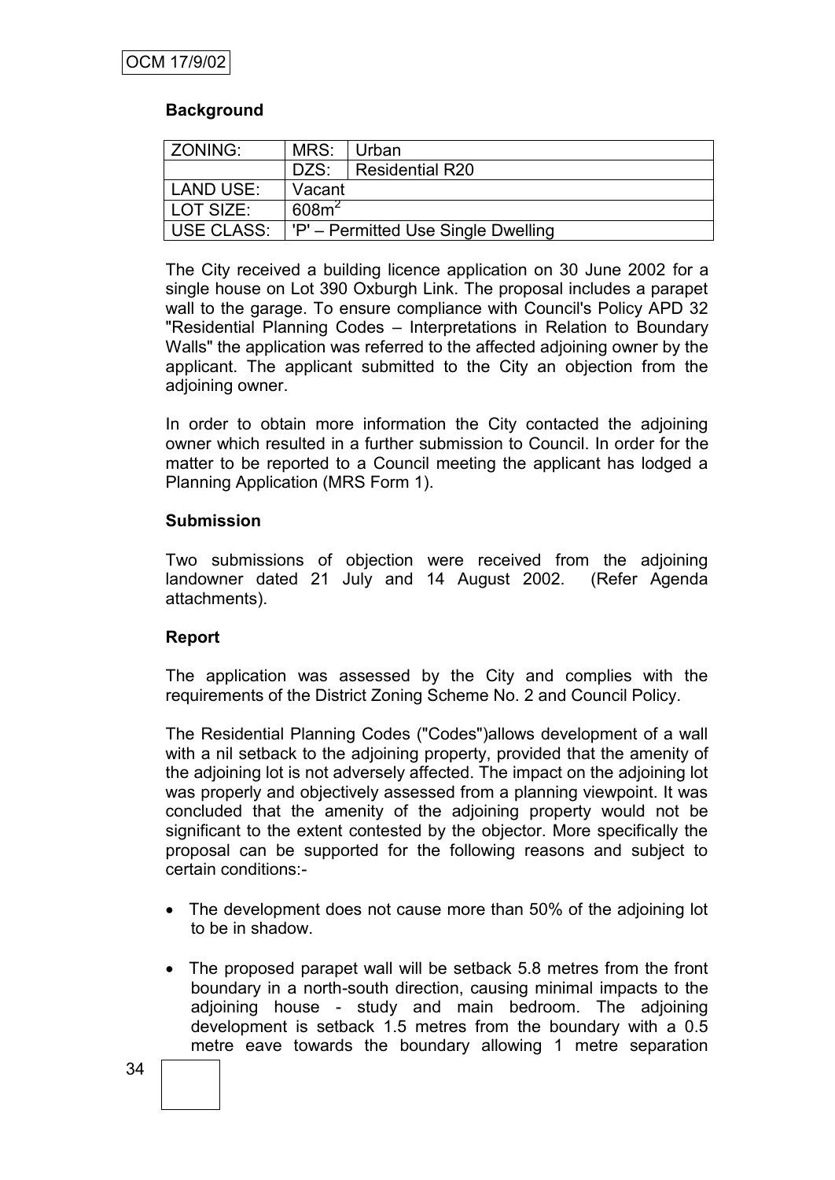**Background**

| | | |
|---|---|---|
| ZONING: | MRS: | Urban |
| | DZS: | Residential R20 |
| LAND USE: | Vacant | |
| LOT SIZE: | 608m$^2$ | |
| USE CLASS: | 'P' – Permitted Use Single Dwelling | |

The City received a building licence application on 30 June 2002 for a single house on Lot 390 Oxburgh Link. The proposal includes a parapet wall to the garage. To ensure compliance with Council's Policy APD 32 "Residential Planning Codes – Interpretations in Relation to Boundary Walls" the application was referred to the affected adjoining owner by the applicant. The applicant submitted to the City an objection from the adjoining owner.

In order to obtain more information the City contacted the adjoining owner which resulted in a further submission to Council. In order for the matter to be reported to a Council meeting the applicant has lodged a Planning Application (MRS Form 1).

**Submission**

Two submissions of objection were received from the adjoining landowner dated 21 July and 14 August 2002. (Refer Agenda attachments).

**Report**

The application was assessed by the City and complies with the requirements of the District Zoning Scheme No. 2 and Council Policy.

The Residential Planning Codes ("Codes")allows development of a wall with a nil setback to the adjoining property, provided that the amenity of the adjoining lot is not adversely affected. The impact on the adjoining lot was properly and objectively assessed from a planning viewpoint. It was concluded that the amenity of the adjoining property would not be significant to the extent contested by the objector. More specifically the proposal can be supported for the following reasons and subject to certain conditions:-

- The development does not cause more than 50% of the adjoining lot to be in shadow.
- The proposed parapet wall will be setback 5.8 metres from the front boundary in a north-south direction, causing minimal impacts to the adjoining house - study and main bedroom. The adjoining development is setback 1.5 metres from the boundary with a 0.5 metre eave towards the boundary allowing 1 metre separation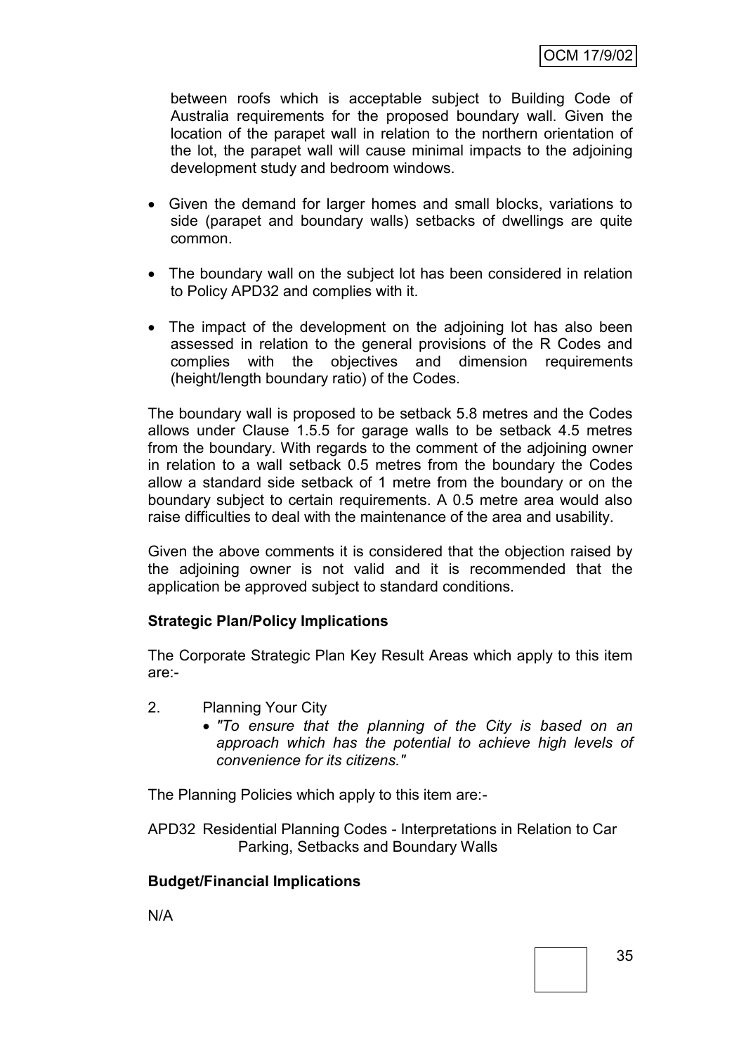between roofs which is acceptable subject to Building Code of Australia requirements for the proposed boundary wall. Given the location of the parapet wall in relation to the northern orientation of the lot, the parapet wall will cause minimal impacts to the adjoining development study and bedroom windows.

- Given the demand for larger homes and small blocks, variations to side (parapet and boundary walls) setbacks of dwellings are quite common.
- The boundary wall on the subject lot has been considered in relation to Policy APD32 and complies with it.
- The impact of the development on the adjoining lot has also been assessed in relation to the general provisions of the R Codes and complies with the objectives and dimension requirements (height/length boundary ratio) of the Codes.

The boundary wall is proposed to be setback 5.8 metres and the Codes allows under Clause 1.5.5 for garage walls to be setback 4.5 metres from the boundary. With regards to the comment of the adjoining owner in relation to a wall setback 0.5 metres from the boundary the Codes allow a standard side setback of 1 metre from the boundary or on the boundary subject to certain requirements. A 0.5 metre area would also raise difficulties to deal with the maintenance of the area and usability.

Given the above comments it is considered that the objection raised by the adjoining owner is not valid and it is recommended that the application be approved subject to standard conditions.

**Strategic Plan/Policy Implications**

The Corporate Strategic Plan Key Result Areas which apply to this item are:-

2. Planning Your City
   - *"To ensure that the planning of the City is based on an approach which has the potential to achieve high levels of convenience for its citizens."*

The Planning Policies which apply to this item are:-

APD32 Residential Planning Codes - Interpretations in Relation to Car Parking, Setbacks and Boundary Walls

**Budget/Financial Implications**

N/A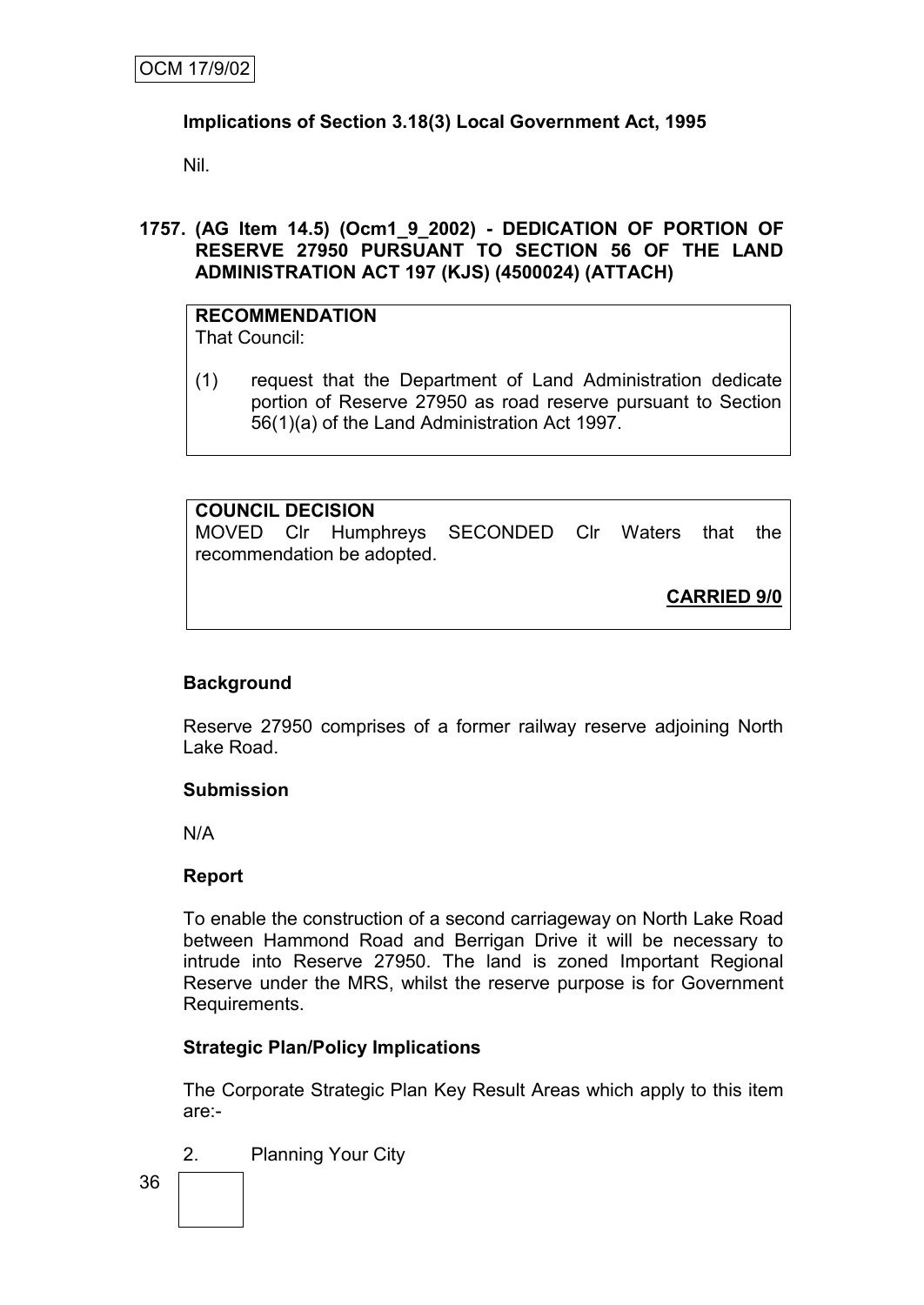**Implications of Section 3.18(3) Local Government Act, 1995**

Nil.

**1757. (AG Item 14.5) (Ocm1_9_2002) - DEDICATION OF PORTION OF RESERVE 27950 PURSUANT TO SECTION 56 OF THE LAND ADMINISTRATION ACT 197 (KJS) (4500024) (ATTACH)**

**RECOMMENDATION**
That Council:

(1) request that the Department of Land Administration dedicate portion of Reserve 27950 as road reserve pursuant to Section 56(1)(a) of the Land Administration Act 1997.

**COUNCIL DECISION**
MOVED Clr Humphreys SECONDED Clr Waters that the recommendation be adopted.

**CARRIED 9/0**

**Background**

Reserve 27950 comprises of a former railway reserve adjoining North Lake Road.

**Submission**

N/A

**Report**

To enable the construction of a second carriageway on North Lake Road between Hammond Road and Berrigan Drive it will be necessary to intrude into Reserve 27950. The land is zoned Important Regional Reserve under the MRS, whilst the reserve purpose is for Government Requirements.

**Strategic Plan/Policy Implications**

The Corporate Strategic Plan Key Result Areas which apply to this item are:-

2. Planning Your City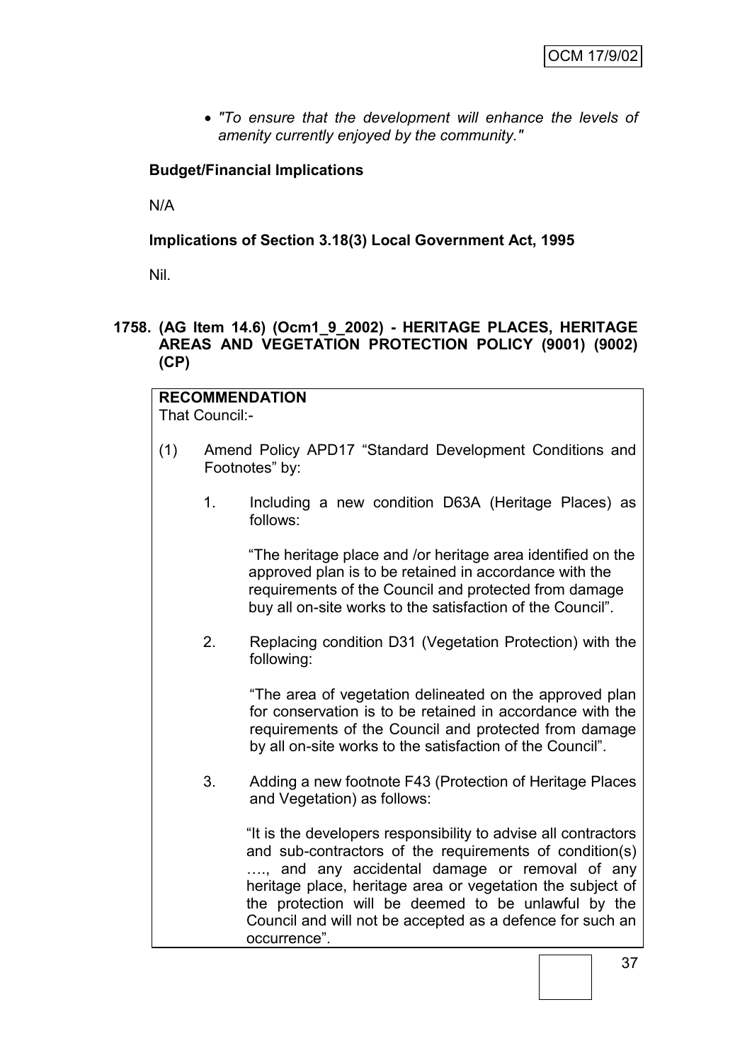- *"To ensure that the development will enhance the levels of amenity currently enjoyed by the community."*

**Budget/Financial Implications**

N/A

**Implications of Section 3.18(3) Local Government Act, 1995**

Nil.

**1758. (AG Item 14.6) (Ocm1_9_2002) - HERITAGE PLACES, HERITAGE AREAS AND VEGETATION PROTECTION POLICY (9001) (9002) (CP)**

**RECOMMENDATION**
That Council:-

(1) Amend Policy APD17 "Standard Development Conditions and Footnotes" by:

1. Including a new condition D63A (Heritage Places) as follows:

   "The heritage place and /or heritage area identified on the approved plan is to be retained in accordance with the requirements of the Council and protected from damage buy all on-site works to the satisfaction of the Council".

2. Replacing condition D31 (Vegetation Protection) with the following:

   "The area of vegetation delineated on the approved plan for conservation is to be retained in accordance with the requirements of the Council and protected from damage by all on-site works to the satisfaction of the Council".

3. Adding a new footnote F43 (Protection of Heritage Places and Vegetation) as follows:

   "It is the developers responsibility to advise all contractors and sub-contractors of the requirements of condition(s) …., and any accidental damage or removal of any heritage place, heritage area or vegetation the subject of the protection will be deemed to be unlawful by the Council and will not be accepted as a defence for such an occurrence".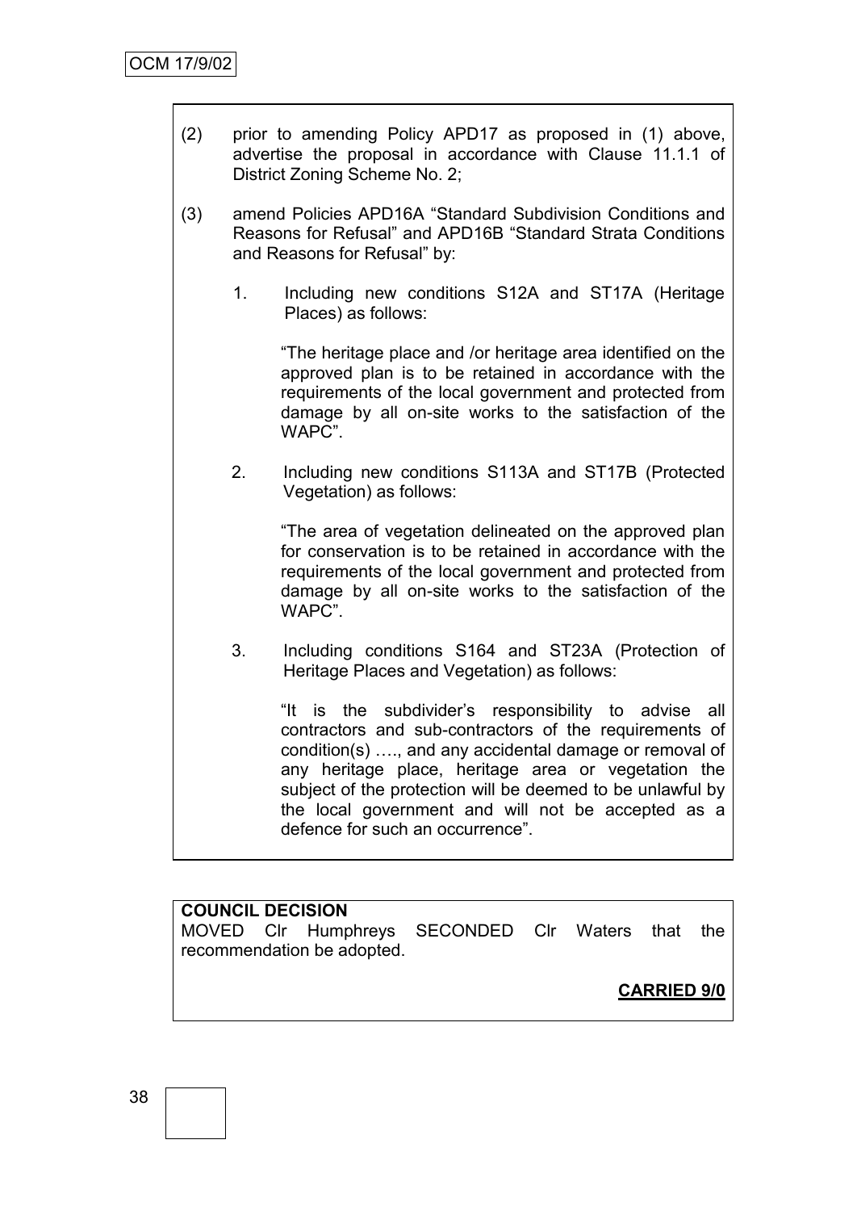(2) prior to amending Policy APD17 as proposed in (1) above, advertise the proposal in accordance with Clause 11.1.1 of District Zoning Scheme No. 2;

(3) amend Policies APD16A "Standard Subdivision Conditions and Reasons for Refusal" and APD16B "Standard Strata Conditions and Reasons for Refusal" by:

1. Including new conditions S12A and ST17A (Heritage Places) as follows:

   "The heritage place and /or heritage area identified on the approved plan is to be retained in accordance with the requirements of the local government and protected from damage by all on-site works to the satisfaction of the WAPC".

2. Including new conditions S113A and ST17B (Protected Vegetation) as follows:

   "The area of vegetation delineated on the approved plan for conservation is to be retained in accordance with the requirements of the local government and protected from damage by all on-site works to the satisfaction of the WAPC".

3. Including conditions S164 and ST23A (Protection of Heritage Places and Vegetation) as follows:

   "It is the subdivider's responsibility to advise all contractors and sub-contractors of the requirements of condition(s) …., and any accidental damage or removal of any heritage place, heritage area or vegetation the subject of the protection will be deemed to be unlawful by the local government and will not be accepted as a defence for such an occurrence".

**COUNCIL DECISION**

MOVED Clr Humphreys SECONDED Clr Waters that the recommendation be adopted.

**CARRIED 9/0**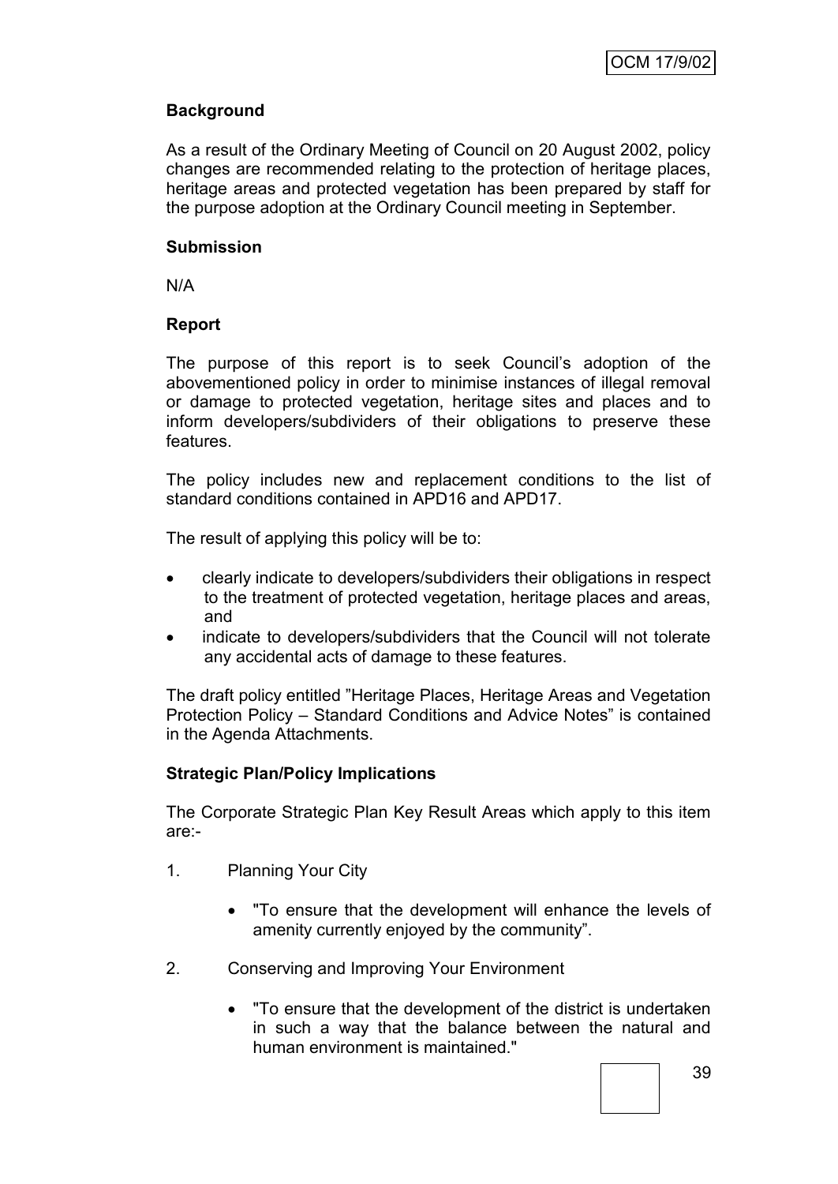**Background**

As a result of the Ordinary Meeting of Council on 20 August 2002, policy changes are recommended relating to the protection of heritage places, heritage areas and protected vegetation has been prepared by staff for the purpose adoption at the Ordinary Council meeting in September.

**Submission**

N/A

**Report**

The purpose of this report is to seek Council's adoption of the abovementioned policy in order to minimise instances of illegal removal or damage to protected vegetation, heritage sites and places and to inform developers/subdividers of their obligations to preserve these features.

The policy includes new and replacement conditions to the list of standard conditions contained in APD16 and APD17.

The result of applying this policy will be to:

- clearly indicate to developers/subdividers their obligations in respect to the treatment of protected vegetation, heritage places and areas, and
- indicate to developers/subdividers that the Council will not tolerate any accidental acts of damage to these features.

The draft policy entitled "Heritage Places, Heritage Areas and Vegetation Protection Policy – Standard Conditions and Advice Notes" is contained in the Agenda Attachments.

**Strategic Plan/Policy Implications**

The Corporate Strategic Plan Key Result Areas which apply to this item are:-

1. Planning Your City

   - "To ensure that the development will enhance the levels of amenity currently enjoyed by the community".

2. Conserving and Improving Your Environment

   - "To ensure that the development of the district is undertaken in such a way that the balance between the natural and human environment is maintained."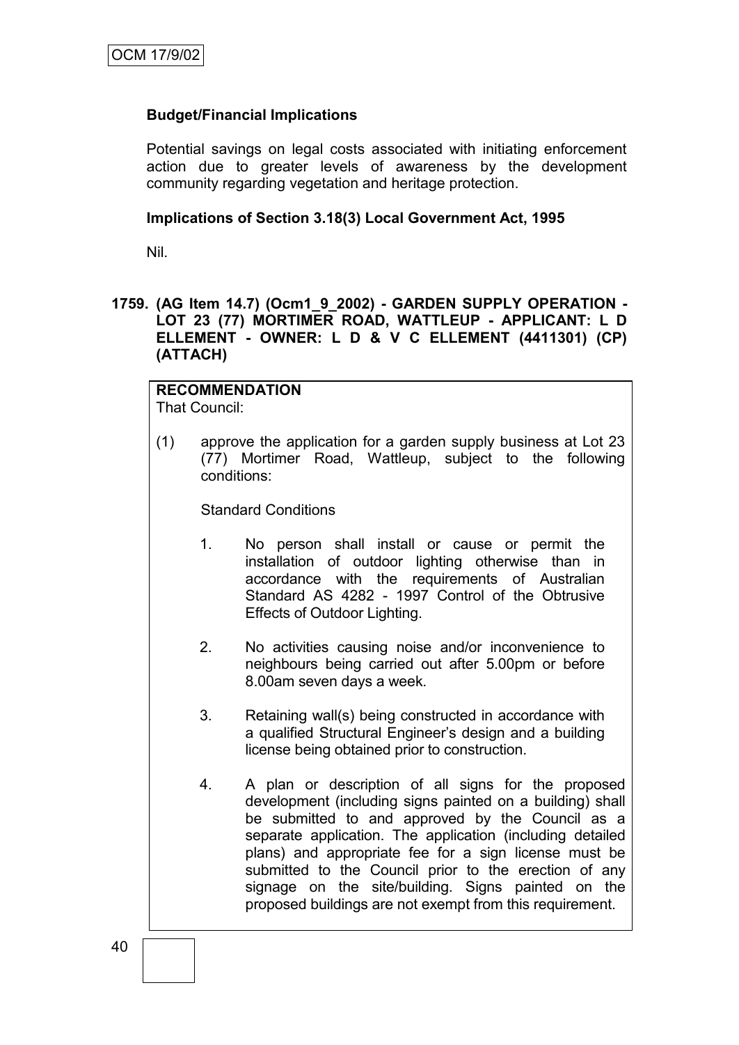**Budget/Financial Implications**

Potential savings on legal costs associated with initiating enforcement action due to greater levels of awareness by the development community regarding vegetation and heritage protection.

**Implications of Section 3.18(3) Local Government Act, 1995**

Nil.

**1759. (AG Item 14.7) (Ocm1_9_2002) - GARDEN SUPPLY OPERATION - LOT 23 (77) MORTIMER ROAD, WATTLEUP - APPLICANT: L D ELLEMENT - OWNER: L D & V C ELLEMENT (4411301) (CP) (ATTACH)**

**RECOMMENDATION**

That Council:

(1) approve the application for a garden supply business at Lot 23 (77) Mortimer Road, Wattleup, subject to the following conditions:

Standard Conditions

1. No person shall install or cause or permit the installation of outdoor lighting otherwise than in accordance with the requirements of Australian Standard AS 4282 - 1997 Control of the Obtrusive Effects of Outdoor Lighting.

2. No activities causing noise and/or inconvenience to neighbours being carried out after 5.00pm or before 8.00am seven days a week.

3. Retaining wall(s) being constructed in accordance with a qualified Structural Engineer's design and a building license being obtained prior to construction.

4. A plan or description of all signs for the proposed development (including signs painted on a building) shall be submitted to and approved by the Council as a separate application. The application (including detailed plans) and appropriate fee for a sign license must be submitted to the Council prior to the erection of any signage on the site/building. Signs painted on the proposed buildings are not exempt from this requirement.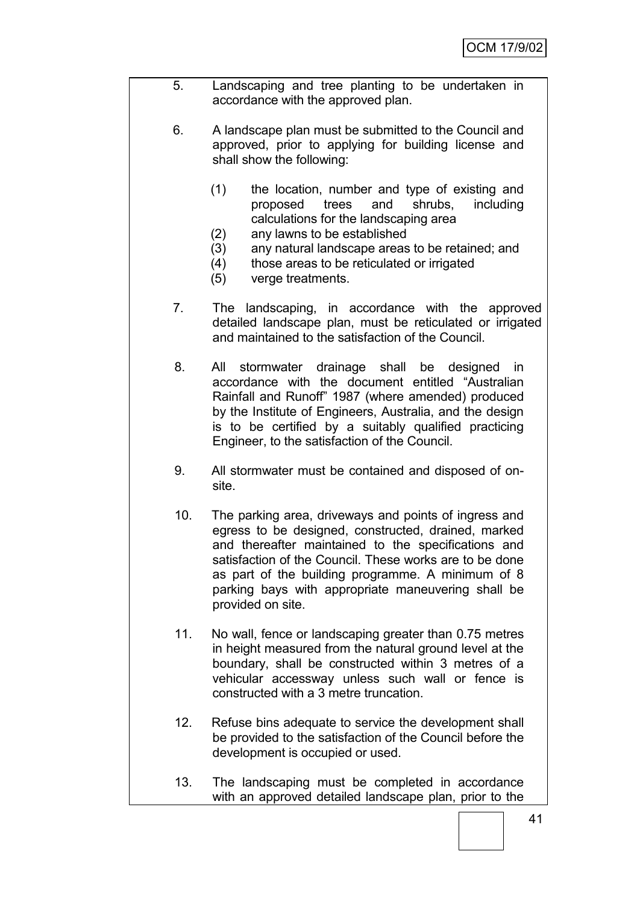5. Landscaping and tree planting to be undertaken in accordance with the approved plan.

6. A landscape plan must be submitted to the Council and approved, prior to applying for building license and shall show the following:

   (1) the location, number and type of existing and proposed trees and shrubs, including calculations for the landscaping area
   (2) any lawns to be established
   (3) any natural landscape areas to be retained; and
   (4) those areas to be reticulated or irrigated
   (5) verge treatments.

7. The landscaping, in accordance with the approved detailed landscape plan, must be reticulated or irrigated and maintained to the satisfaction of the Council.

8. All stormwater drainage shall be designed in accordance with the document entitled "Australian Rainfall and Runoff" 1987 (where amended) produced by the Institute of Engineers, Australia, and the design is to be certified by a suitably qualified practicing Engineer, to the satisfaction of the Council.

9. All stormwater must be contained and disposed of on-site.

10. The parking area, driveways and points of ingress and egress to be designed, constructed, drained, marked and thereafter maintained to the specifications and satisfaction of the Council. These works are to be done as part of the building programme. A minimum of 8 parking bays with appropriate maneuvering shall be provided on site.

11. No wall, fence or landscaping greater than 0.75 metres in height measured from the natural ground level at the boundary, shall be constructed within 3 metres of a vehicular accessway unless such wall or fence is constructed with a 3 metre truncation.

12. Refuse bins adequate to service the development shall be provided to the satisfaction of the Council before the development is occupied or used.

13. The landscaping must be completed in accordance with an approved detailed landscape plan, prior to the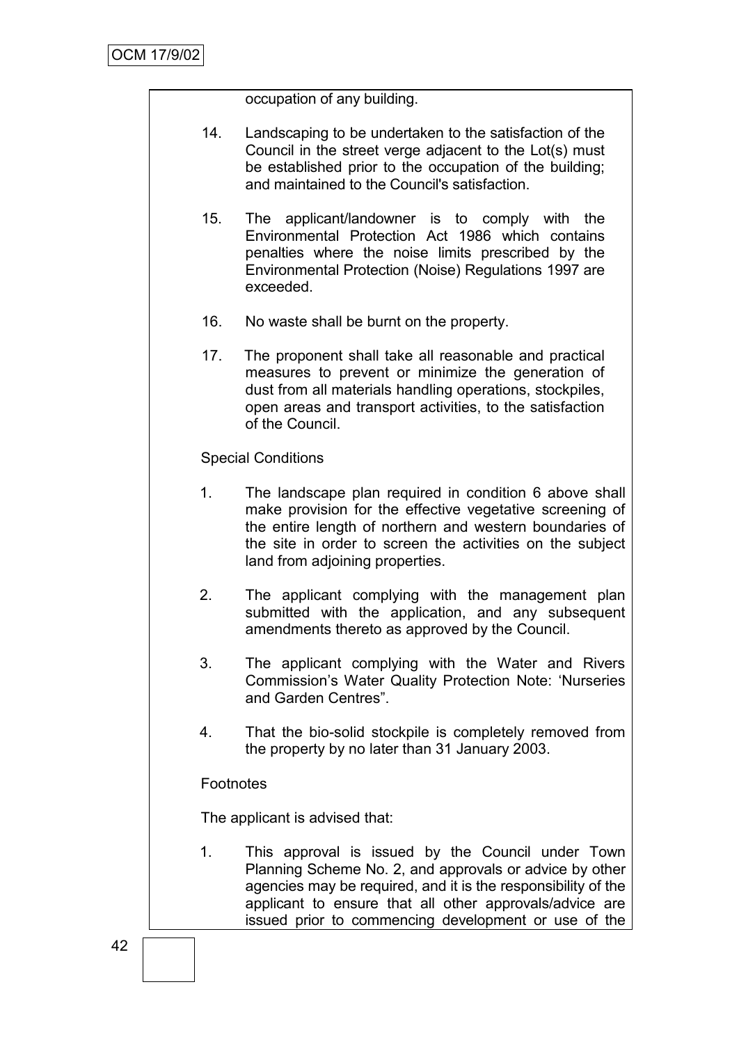occupation of any building.

14. Landscaping to be undertaken to the satisfaction of the Council in the street verge adjacent to the Lot(s) must be established prior to the occupation of the building; and maintained to the Council's satisfaction.

15. The applicant/landowner is to comply with the Environmental Protection Act 1986 which contains penalties where the noise limits prescribed by the Environmental Protection (Noise) Regulations 1997 are exceeded.

16. No waste shall be burnt on the property.

17. The proponent shall take all reasonable and practical measures to prevent or minimize the generation of dust from all materials handling operations, stockpiles, open areas and transport activities, to the satisfaction of the Council.

Special Conditions

1. The landscape plan required in condition 6 above shall make provision for the effective vegetative screening of the entire length of northern and western boundaries of the site in order to screen the activities on the subject land from adjoining properties.

2. The applicant complying with the management plan submitted with the application, and any subsequent amendments thereto as approved by the Council.

3. The applicant complying with the Water and Rivers Commission's Water Quality Protection Note: 'Nurseries and Garden Centres".

4. That the bio-solid stockpile is completely removed from the property by no later than 31 January 2003.

Footnotes

The applicant is advised that:

1. This approval is issued by the Council under Town Planning Scheme No. 2, and approvals or advice by other agencies may be required, and it is the responsibility of the applicant to ensure that all other approvals/advice are issued prior to commencing development or use of the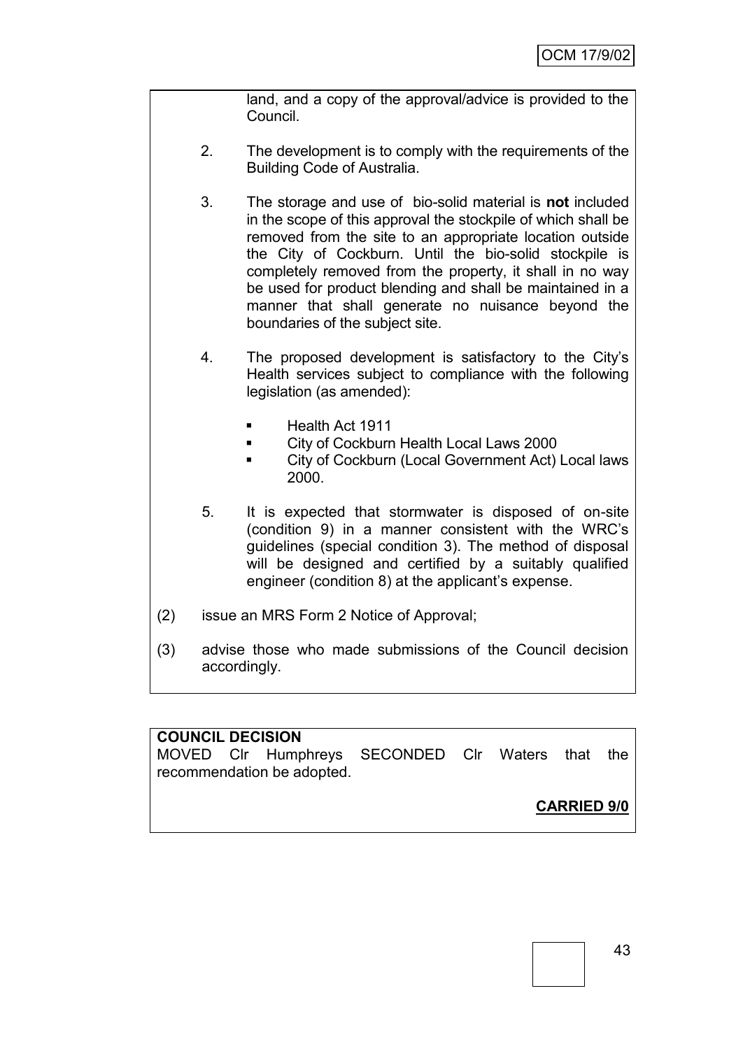land, and a copy of the approval/advice is provided to the Council.

2. The development is to comply with the requirements of the Building Code of Australia.

3. The storage and use of bio-solid material is **not** included in the scope of this approval the stockpile of which shall be removed from the site to an appropriate location outside the City of Cockburn. Until the bio-solid stockpile is completely removed from the property, it shall in no way be used for product blending and shall be maintained in a manner that shall generate no nuisance beyond the boundaries of the subject site.

4. The proposed development is satisfactory to the City's Health services subject to compliance with the following legislation (as amended):

   - Health Act 1911
   - City of Cockburn Health Local Laws 2000
   - City of Cockburn (Local Government Act) Local laws 2000.

5. It is expected that stormwater is disposed of on-site (condition 9) in a manner consistent with the WRC's guidelines (special condition 3). The method of disposal will be designed and certified by a suitably qualified engineer (condition 8) at the applicant's expense.

(2) issue an MRS Form 2 Notice of Approval;

(3) advise those who made submissions of the Council decision accordingly.

**COUNCIL DECISION**
MOVED Clr Humphreys SECONDED Clr Waters that the recommendation be adopted.

**CARRIED 9/0**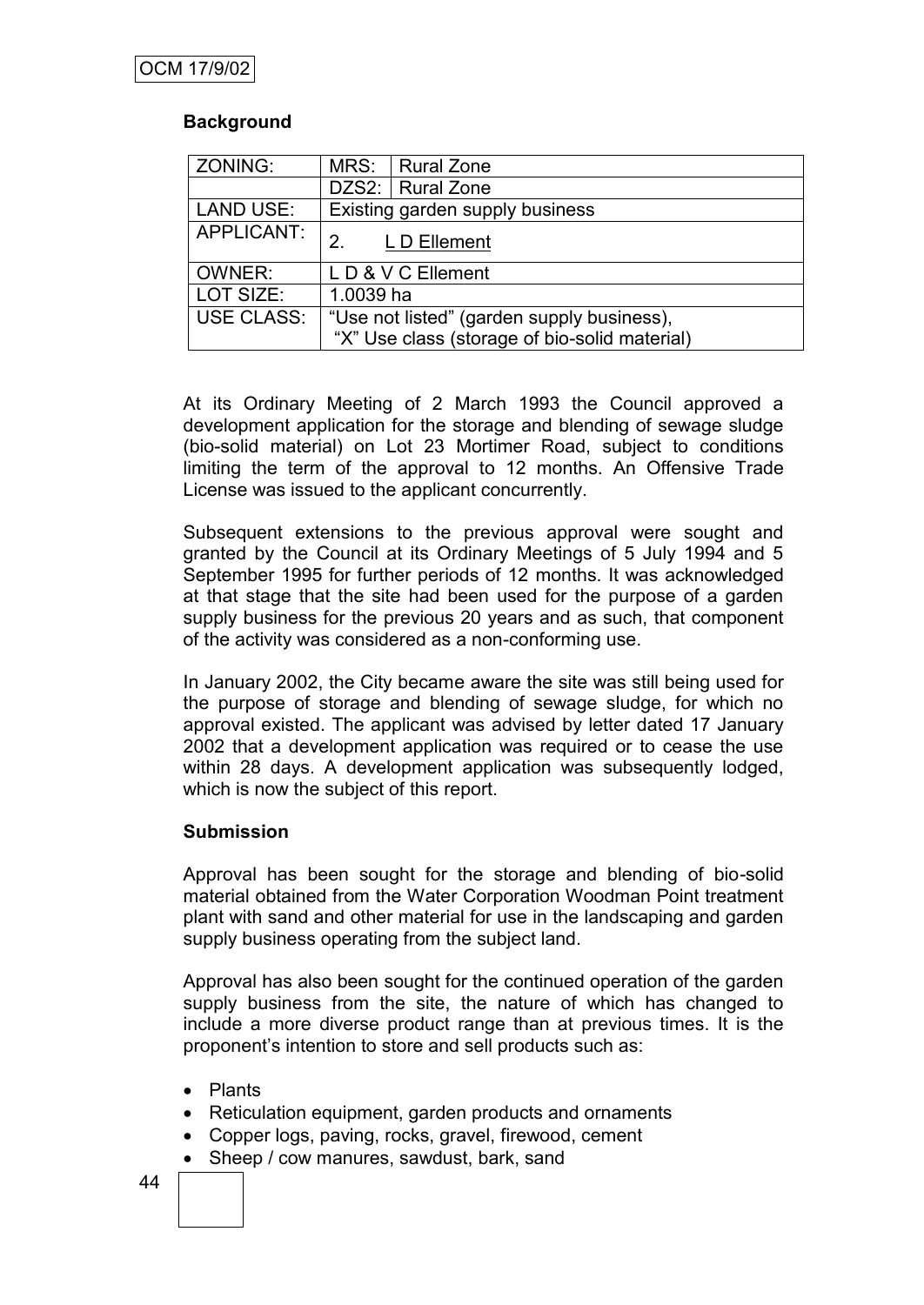### Background

| | | |
|---|---|---|
| ZONING: | MRS: | Rural Zone |
| | DZS2: | Rural Zone |
| LAND USE: | Existing garden supply business | |
| APPLICANT: | 2. L D Ellement | |
| OWNER: | L D & V C Ellement | |
| LOT SIZE: | 1.0039 ha | |
| USE CLASS: | "Use not listed" (garden supply business), "X" Use class (storage of bio-solid material) | |

At its Ordinary Meeting of 2 March 1993 the Council approved a development application for the storage and blending of sewage sludge (bio-solid material) on Lot 23 Mortimer Road, subject to conditions limiting the term of the approval to 12 months. An Offensive Trade License was issued to the applicant concurrently.

Subsequent extensions to the previous approval were sought and granted by the Council at its Ordinary Meetings of 5 July 1994 and 5 September 1995 for further periods of 12 months. It was acknowledged at that stage that the site had been used for the purpose of a garden supply business for the previous 20 years and as such, that component of the activity was considered as a non-conforming use.

In January 2002, the City became aware the site was still being used for the purpose of storage and blending of sewage sludge, for which no approval existed. The applicant was advised by letter dated 17 January 2002 that a development application was required or to cease the use within 28 days. A development application was subsequently lodged, which is now the subject of this report.

### Submission

Approval has been sought for the storage and blending of bio-solid material obtained from the Water Corporation Woodman Point treatment plant with sand and other material for use in the landscaping and garden supply business operating from the subject land.

Approval has also been sought for the continued operation of the garden supply business from the site, the nature of which has changed to include a more diverse product range than at previous times. It is the proponent's intention to store and sell products such as:

- Plants
- Reticulation equipment, garden products and ornaments
- Copper logs, paving, rocks, gravel, firewood, cement
- Sheep / cow manures, sawdust, bark, sand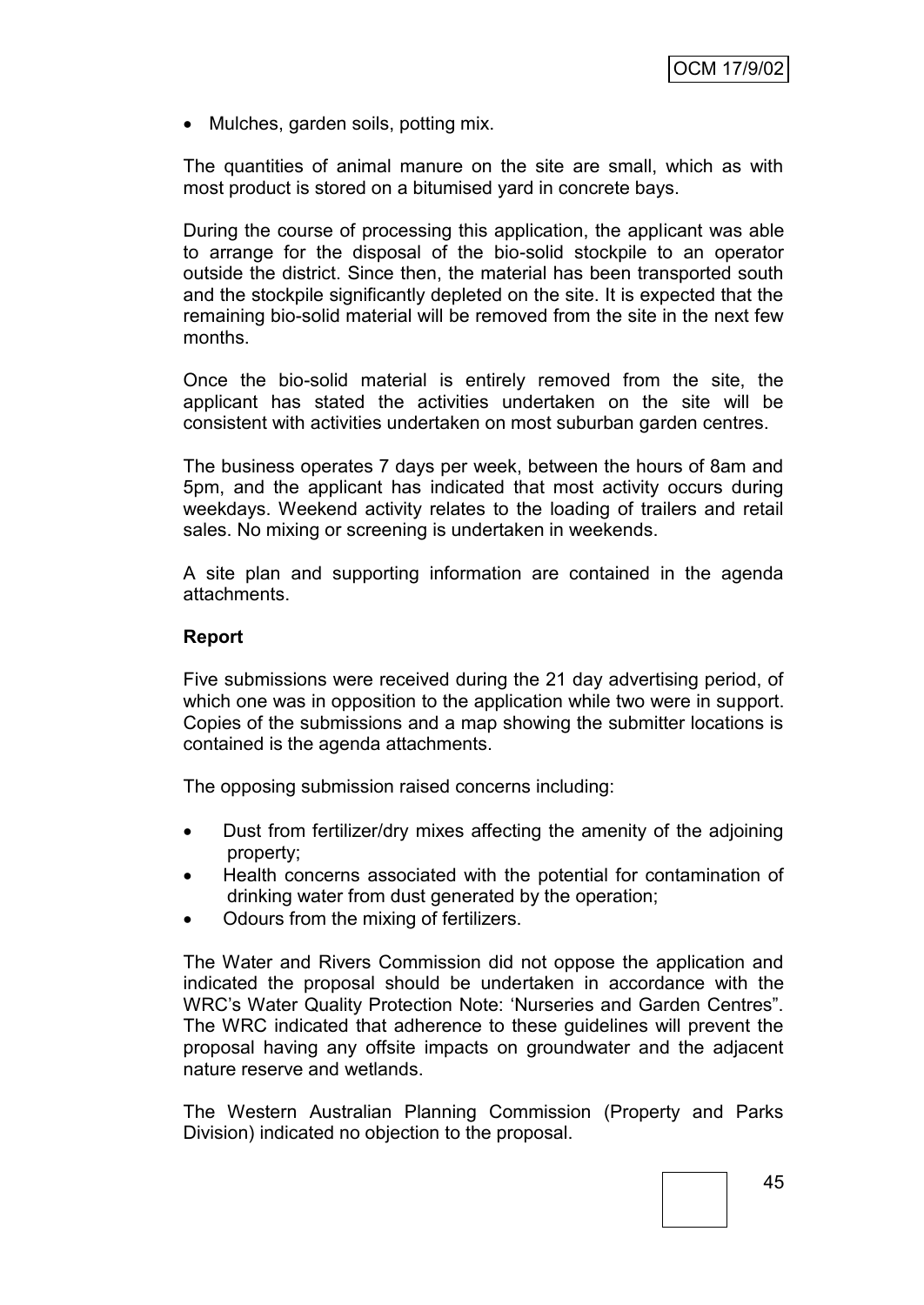- Mulches, garden soils, potting mix.

The quantities of animal manure on the site are small, which as with most product is stored on a bitumised yard in concrete bays.

During the course of processing this application, the applicant was able to arrange for the disposal of the bio-solid stockpile to an operator outside the district. Since then, the material has been transported south and the stockpile significantly depleted on the site. It is expected that the remaining bio-solid material will be removed from the site in the next few months.

Once the bio-solid material is entirely removed from the site, the applicant has stated the activities undertaken on the site will be consistent with activities undertaken on most suburban garden centres.

The business operates 7 days per week, between the hours of 8am and 5pm, and the applicant has indicated that most activity occurs during weekdays. Weekend activity relates to the loading of trailers and retail sales. No mixing or screening is undertaken in weekends.

A site plan and supporting information are contained in the agenda attachments.

**Report**

Five submissions were received during the 21 day advertising period, of which one was in opposition to the application while two were in support. Copies of the submissions and a map showing the submitter locations is contained is the agenda attachments.

The opposing submission raised concerns including:

- Dust from fertilizer/dry mixes affecting the amenity of the adjoining property;
- Health concerns associated with the potential for contamination of drinking water from dust generated by the operation;
- Odours from the mixing of fertilizers.

The Water and Rivers Commission did not oppose the application and indicated the proposal should be undertaken in accordance with the WRC's Water Quality Protection Note: 'Nurseries and Garden Centres". The WRC indicated that adherence to these guidelines will prevent the proposal having any offsite impacts on groundwater and the adjacent nature reserve and wetlands.

The Western Australian Planning Commission (Property and Parks Division) indicated no objection to the proposal.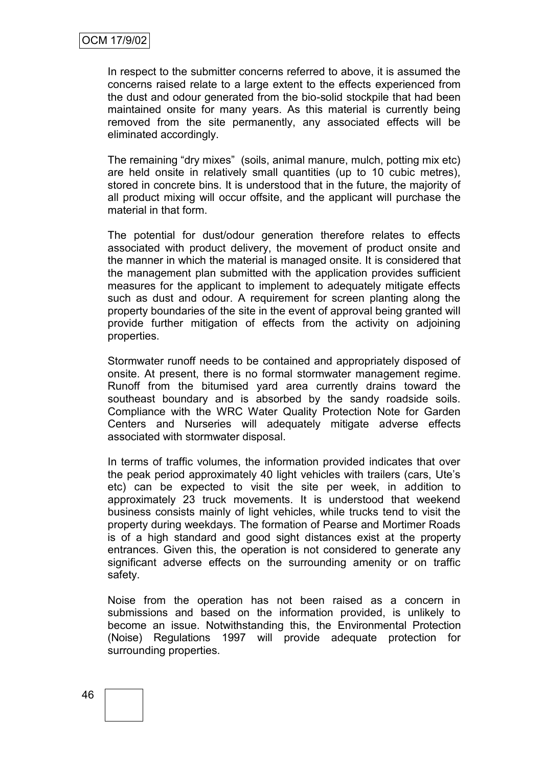In respect to the submitter concerns referred to above, it is assumed the concerns raised relate to a large extent to the effects experienced from the dust and odour generated from the bio-solid stockpile that had been maintained onsite for many years. As this material is currently being removed from the site permanently, any associated effects will be eliminated accordingly.

The remaining "dry mixes" (soils, animal manure, mulch, potting mix etc) are held onsite in relatively small quantities (up to 10 cubic metres), stored in concrete bins. It is understood that in the future, the majority of all product mixing will occur offsite, and the applicant will purchase the material in that form.

The potential for dust/odour generation therefore relates to effects associated with product delivery, the movement of product onsite and the manner in which the material is managed onsite. It is considered that the management plan submitted with the application provides sufficient measures for the applicant to implement to adequately mitigate effects such as dust and odour. A requirement for screen planting along the property boundaries of the site in the event of approval being granted will provide further mitigation of effects from the activity on adjoining properties.

Stormwater runoff needs to be contained and appropriately disposed of onsite. At present, there is no formal stormwater management regime. Runoff from the bitumised yard area currently drains toward the southeast boundary and is absorbed by the sandy roadside soils. Compliance with the WRC Water Quality Protection Note for Garden Centers and Nurseries will adequately mitigate adverse effects associated with stormwater disposal.

In terms of traffic volumes, the information provided indicates that over the peak period approximately 40 light vehicles with trailers (cars, Ute's etc) can be expected to visit the site per week, in addition to approximately 23 truck movements. It is understood that weekend business consists mainly of light vehicles, while trucks tend to visit the property during weekdays. The formation of Pearse and Mortimer Roads is of a high standard and good sight distances exist at the property entrances. Given this, the operation is not considered to generate any significant adverse effects on the surrounding amenity or on traffic safety.

Noise from the operation has not been raised as a concern in submissions and based on the information provided, is unlikely to become an issue. Notwithstanding this, the Environmental Protection (Noise) Regulations 1997 will provide adequate protection for surrounding properties.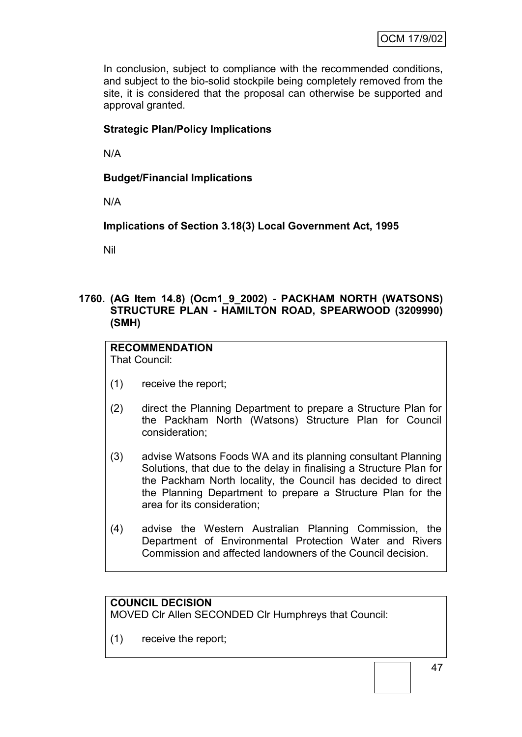In conclusion, subject to compliance with the recommended conditions, and subject to the bio-solid stockpile being completely removed from the site, it is considered that the proposal can otherwise be supported and approval granted.

**Strategic Plan/Policy Implications**

N/A

**Budget/Financial Implications**

N/A

**Implications of Section 3.18(3) Local Government Act, 1995**

Nil

## 1760. (AG Item 14.8) (Ocm1_9_2002) - PACKHAM NORTH (WATSONS) STRUCTURE PLAN - HAMILTON ROAD, SPEARWOOD (3209990) (SMH)

**RECOMMENDATION**
That Council:

(1) receive the report;

(2) direct the Planning Department to prepare a Structure Plan for the Packham North (Watsons) Structure Plan for Council consideration;

(3) advise Watsons Foods WA and its planning consultant Planning Solutions, that due to the delay in finalising a Structure Plan for the Packham North locality, the Council has decided to direct the Planning Department to prepare a Structure Plan for the area for its consideration;

(4) advise the Western Australian Planning Commission, the Department of Environmental Protection Water and Rivers Commission and affected landowners of the Council decision.

**COUNCIL DECISION**
MOVED Clr Allen SECONDED Clr Humphreys that Council:

(1) receive the report;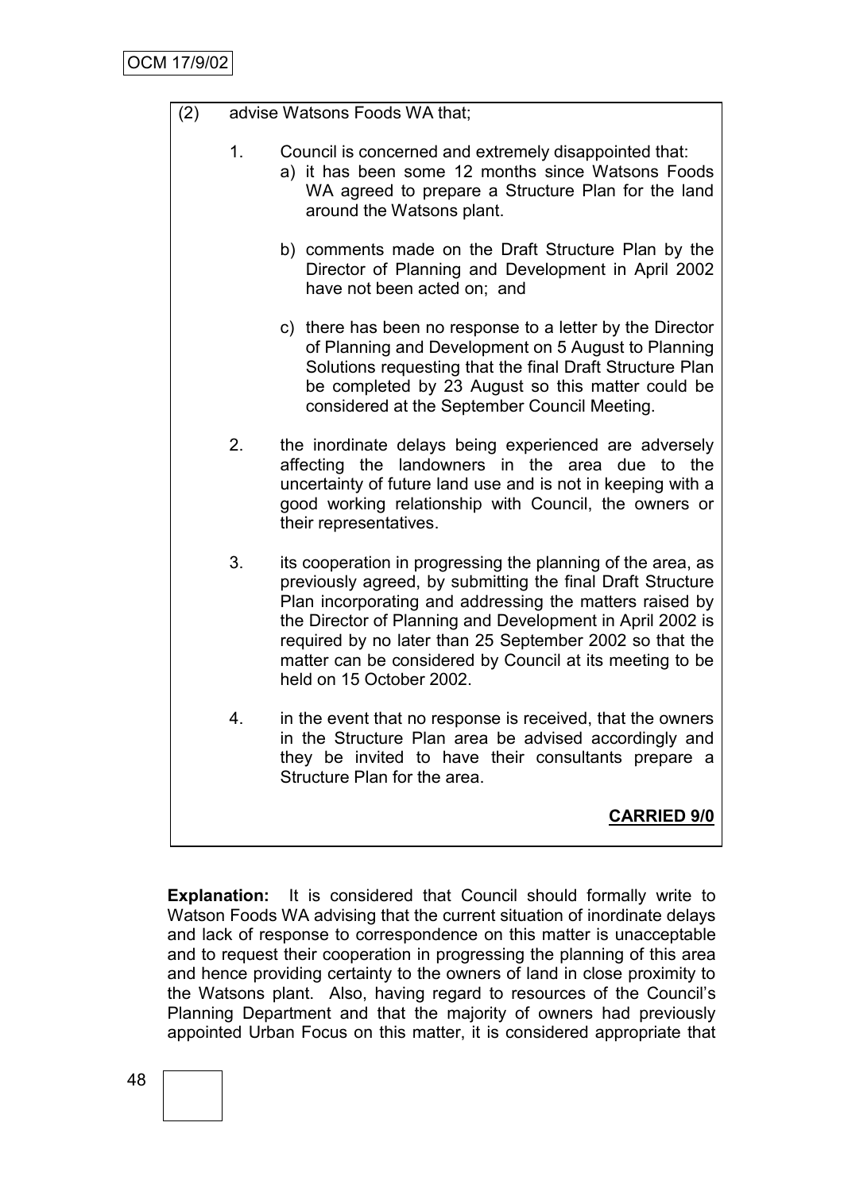(2) advise Watsons Foods WA that;

1. Council is concerned and extremely disappointed that:
   a) it has been some 12 months since Watsons Foods WA agreed to prepare a Structure Plan for the land around the Watsons plant.

   b) comments made on the Draft Structure Plan by the Director of Planning and Development in April 2002 have not been acted on; and

   c) there has been no response to a letter by the Director of Planning and Development on 5 August to Planning Solutions requesting that the final Draft Structure Plan be completed by 23 August so this matter could be considered at the September Council Meeting.

2. the inordinate delays being experienced are adversely affecting the landowners in the area due to the uncertainty of future land use and is not in keeping with a good working relationship with Council, the owners or their representatives.

3. its cooperation in progressing the planning of the area, as previously agreed, by submitting the final Draft Structure Plan incorporating and addressing the matters raised by the Director of Planning and Development in April 2002 is required by no later than 25 September 2002 so that the matter can be considered by Council at its meeting to be held on 15 October 2002.

4. in the event that no response is received, that the owners in the Structure Plan area be advised accordingly and they be invited to have their consultants prepare a Structure Plan for the area.

**CARRIED 9/0**

**Explanation:** It is considered that Council should formally write to Watson Foods WA advising that the current situation of inordinate delays and lack of response to correspondence on this matter is unacceptable and to request their cooperation in progressing the planning of this area and hence providing certainty to the owners of land in close proximity to the Watsons plant. Also, having regard to resources of the Council's Planning Department and that the majority of owners had previously appointed Urban Focus on this matter, it is considered appropriate that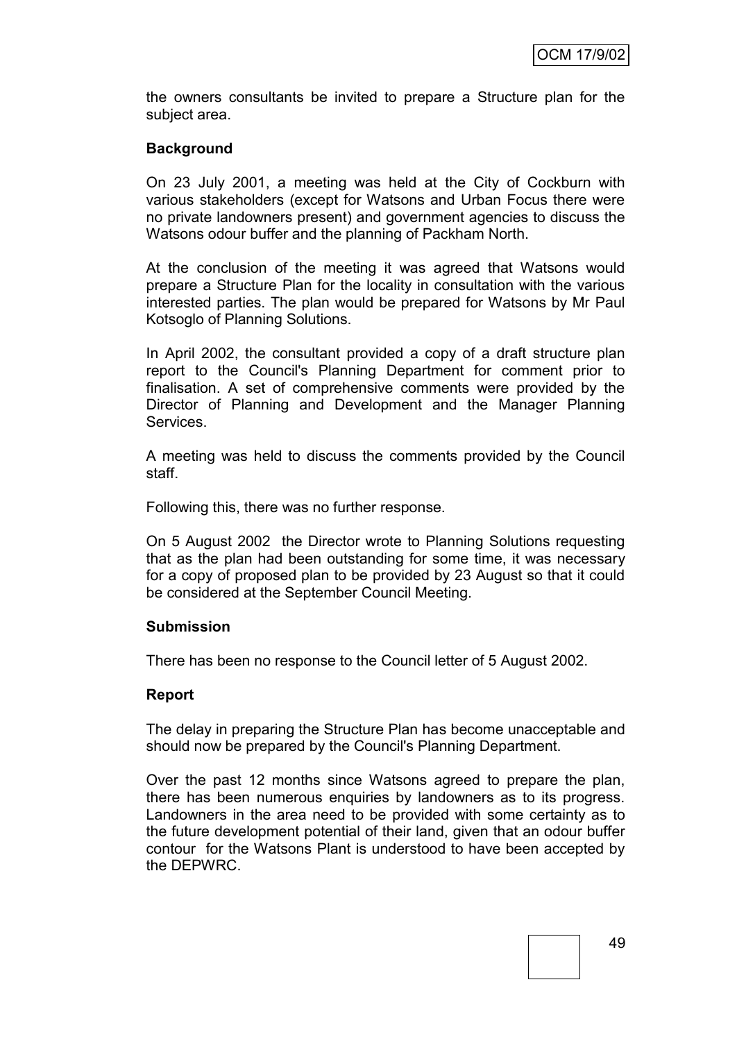the owners consultants be invited to prepare a Structure plan for the subject area.

**Background**

On 23 July 2001, a meeting was held at the City of Cockburn with various stakeholders (except for Watsons and Urban Focus there were no private landowners present) and government agencies to discuss the Watsons odour buffer and the planning of Packham North.

At the conclusion of the meeting it was agreed that Watsons would prepare a Structure Plan for the locality in consultation with the various interested parties. The plan would be prepared for Watsons by Mr Paul Kotsoglo of Planning Solutions.

In April 2002, the consultant provided a copy of a draft structure plan report to the Council's Planning Department for comment prior to finalisation. A set of comprehensive comments were provided by the Director of Planning and Development and the Manager Planning Services.

A meeting was held to discuss the comments provided by the Council staff.

Following this, there was no further response.

On 5 August 2002 the Director wrote to Planning Solutions requesting that as the plan had been outstanding for some time, it was necessary for a copy of proposed plan to be provided by 23 August so that it could be considered at the September Council Meeting.

**Submission**

There has been no response to the Council letter of 5 August 2002.

**Report**

The delay in preparing the Structure Plan has become unacceptable and should now be prepared by the Council's Planning Department.

Over the past 12 months since Watsons agreed to prepare the plan, there has been numerous enquiries by landowners as to its progress. Landowners in the area need to be provided with some certainty as to the future development potential of their land, given that an odour buffer contour for the Watsons Plant is understood to have been accepted by the DEPWRC.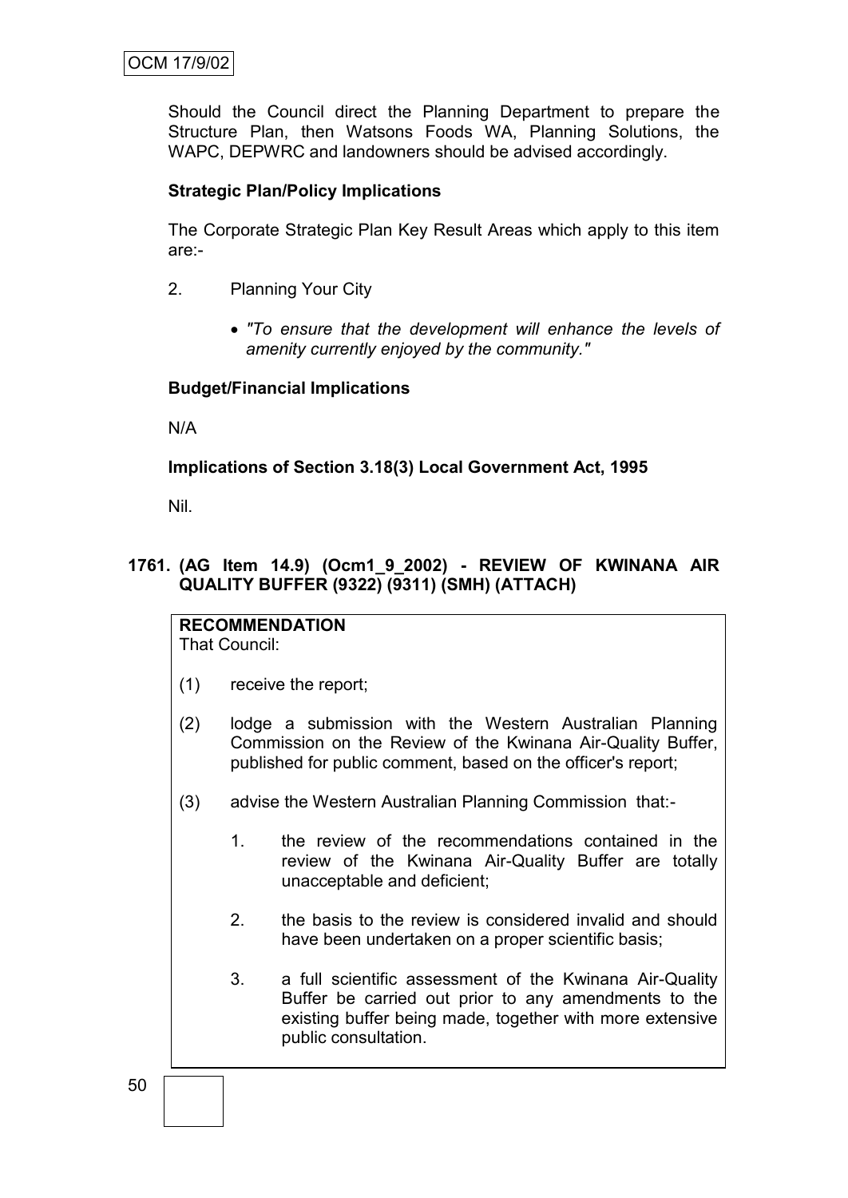Should the Council direct the Planning Department to prepare the Structure Plan, then Watsons Foods WA, Planning Solutions, the WAPC, DEPWRC and landowners should be advised accordingly.

**Strategic Plan/Policy Implications**

The Corporate Strategic Plan Key Result Areas which apply to this item are:-

2. Planning Your City

   - *"To ensure that the development will enhance the levels of amenity currently enjoyed by the community."*

**Budget/Financial Implications**

N/A

**Implications of Section 3.18(3) Local Government Act, 1995**

Nil.

### 1761. (AG Item 14.9) (Ocm1_9_2002) - REVIEW OF KWINANA AIR QUALITY BUFFER (9322) (9311) (SMH) (ATTACH)

**RECOMMENDATION**
That Council:

(1) receive the report;

(2) lodge a submission with the Western Australian Planning Commission on the Review of the Kwinana Air-Quality Buffer, published for public comment, based on the officer's report;

(3) advise the Western Australian Planning Commission that:-

   1. the review of the recommendations contained in the review of the Kwinana Air-Quality Buffer are totally unacceptable and deficient;

   2. the basis to the review is considered invalid and should have been undertaken on a proper scientific basis;

   3. a full scientific assessment of the Kwinana Air-Quality Buffer be carried out prior to any amendments to the existing buffer being made, together with more extensive public consultation.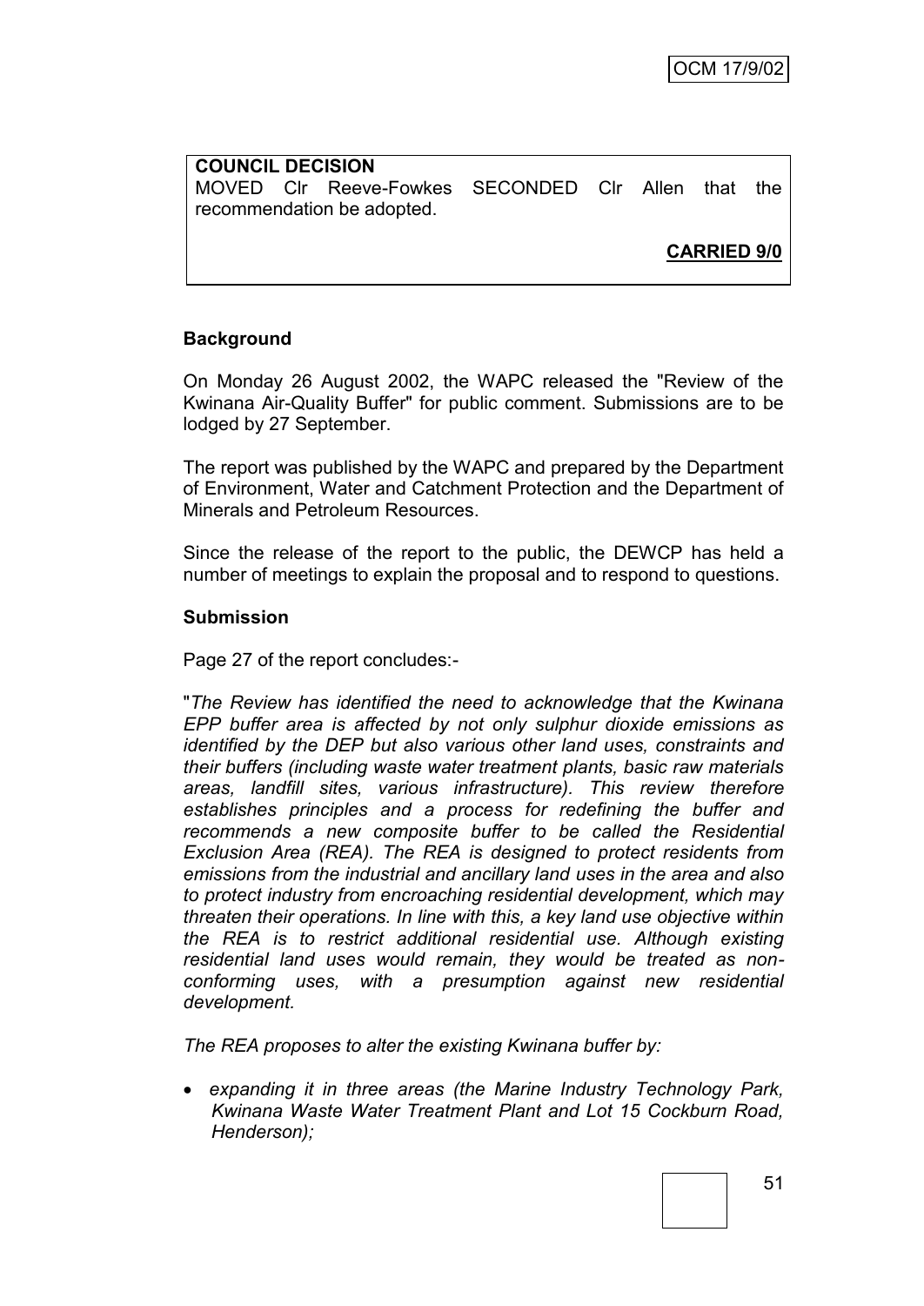**COUNCIL DECISION**
MOVED Clr Reeve-Fowkes SECONDED Clr Allen that the recommendation be adopted.

**CARRIED 9/0**

**Background**

On Monday 26 August 2002, the WAPC released the "Review of the Kwinana Air-Quality Buffer" for public comment. Submissions are to be lodged by 27 September.

The report was published by the WAPC and prepared by the Department of Environment, Water and Catchment Protection and the Department of Minerals and Petroleum Resources.

Since the release of the report to the public, the DEWCP has held a number of meetings to explain the proposal and to respond to questions.

**Submission**

Page 27 of the report concludes:-

"*The Review has identified the need to acknowledge that the Kwinana EPP buffer area is affected by not only sulphur dioxide emissions as identified by the DEP but also various other land uses, constraints and their buffers (including waste water treatment plants, basic raw materials areas, landfill sites, various infrastructure). This review therefore establishes principles and a process for redefining the buffer and recommends a new composite buffer to be called the Residential Exclusion Area (REA). The REA is designed to protect residents from emissions from the industrial and ancillary land uses in the area and also to protect industry from encroaching residential development, which may threaten their operations. In line with this, a key land use objective within the REA is to restrict additional residential use. Although existing residential land uses would remain, they would be treated as non-conforming uses, with a presumption against new residential development.*

*The REA proposes to alter the existing Kwinana buffer by:*

- *expanding it in three areas (the Marine Industry Technology Park, Kwinana Waste Water Treatment Plant and Lot 15 Cockburn Road, Henderson);*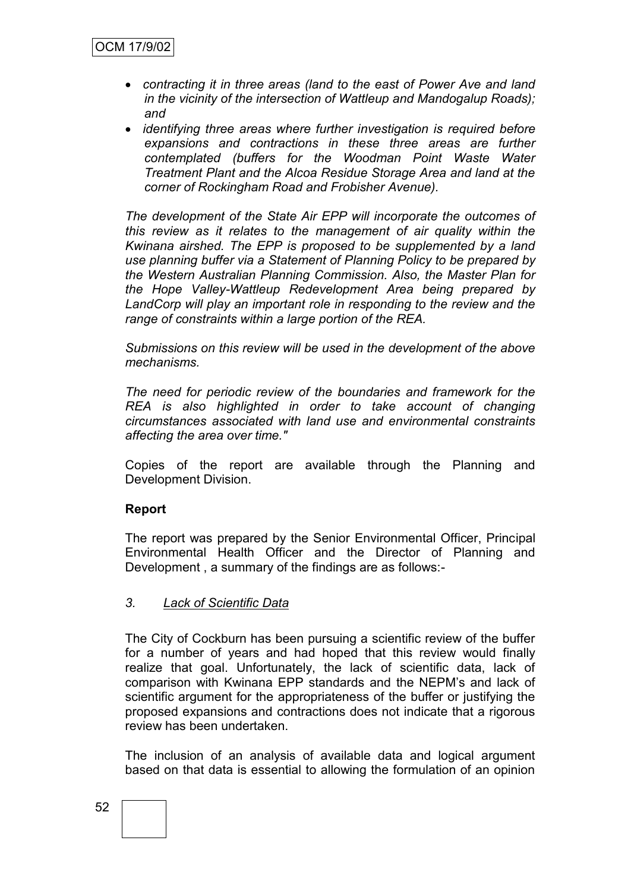- *contracting it in three areas (land to the east of Power Ave and land in the vicinity of the intersection of Wattleup and Mandogalup Roads); and*
- *identifying three areas where further investigation is required before expansions and contractions in these three areas are further contemplated (buffers for the Woodman Point Waste Water Treatment Plant and the Alcoa Residue Storage Area and land at the corner of Rockingham Road and Frobisher Avenue).*

*The development of the State Air EPP will incorporate the outcomes of this review as it relates to the management of air quality within the Kwinana airshed. The EPP is proposed to be supplemented by a land use planning buffer via a Statement of Planning Policy to be prepared by the Western Australian Planning Commission. Also, the Master Plan for the Hope Valley-Wattleup Redevelopment Area being prepared by LandCorp will play an important role in responding to the review and the range of constraints within a large portion of the REA.*

*Submissions on this review will be used in the development of the above mechanisms.*

*The need for periodic review of the boundaries and framework for the REA is also highlighted in order to take account of changing circumstances associated with land use and environmental constraints affecting the area over time."*

Copies of the report are available through the Planning and Development Division.

**Report**

The report was prepared by the Senior Environmental Officer, Principal Environmental Health Officer and the Director of Planning and Development , a summary of the findings are as follows:-

3. *Lack of Scientific Data*

The City of Cockburn has been pursuing a scientific review of the buffer for a number of years and had hoped that this review would finally realize that goal. Unfortunately, the lack of scientific data, lack of comparison with Kwinana EPP standards and the NEPM's and lack of scientific argument for the appropriateness of the buffer or justifying the proposed expansions and contractions does not indicate that a rigorous review has been undertaken.

The inclusion of an analysis of available data and logical argument based on that data is essential to allowing the formulation of an opinion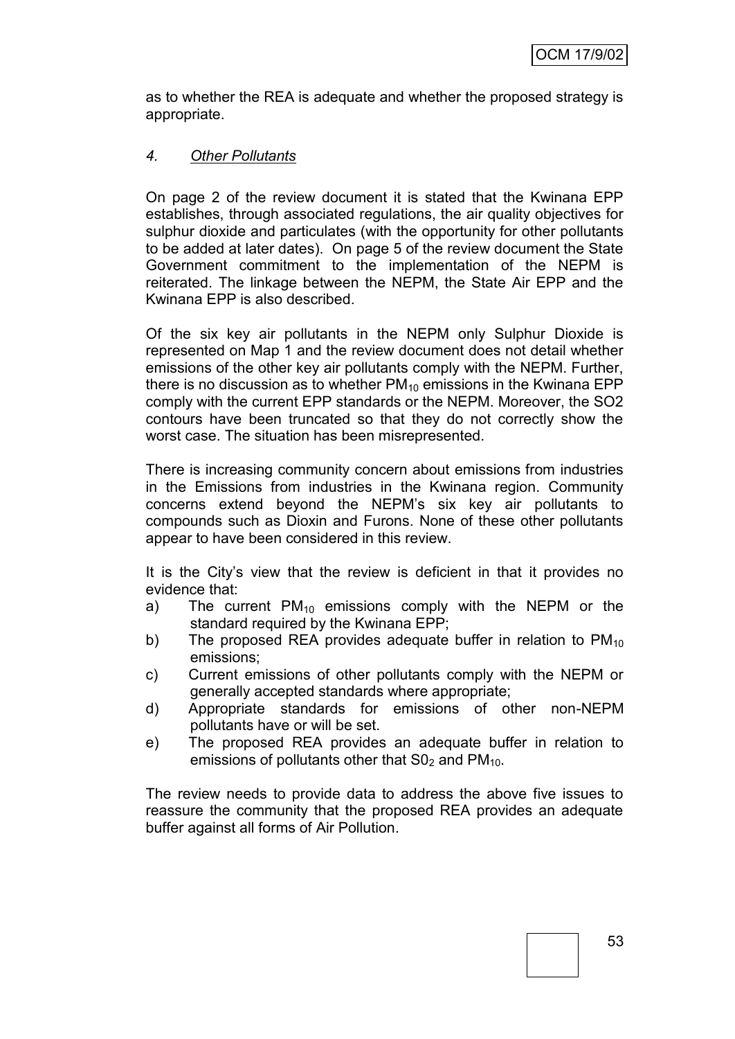as to whether the REA is adequate and whether the proposed strategy is appropriate.

### *4. Other Pollutants*

On page 2 of the review document it is stated that the Kwinana EPP establishes, through associated regulations, the air quality objectives for sulphur dioxide and particulates (with the opportunity for other pollutants to be added at later dates). On page 5 of the review document the State Government commitment to the implementation of the NEPM is reiterated. The linkage between the NEPM, the State Air EPP and the Kwinana EPP is also described.

Of the six key air pollutants in the NEPM only Sulphur Dioxide is represented on Map 1 and the review document does not detail whether emissions of the other key air pollutants comply with the NEPM. Further, there is no discussion as to whether $PM_{10}$ emissions in the Kwinana EPP comply with the current EPP standards or the NEPM. Moreover, the SO2 contours have been truncated so that they do not correctly show the worst case. The situation has been misrepresented.

There is increasing community concern about emissions from industries in the Emissions from industries in the Kwinana region. Community concerns extend beyond the NEPM's six key air pollutants to compounds such as Dioxin and Furons. None of these other pollutants appear to have been considered in this review.

It is the City's view that the review is deficient in that it provides no evidence that:

a) The current $PM_{10}$ emissions comply with the NEPM or the standard required by the Kwinana EPP;
b) The proposed REA provides adequate buffer in relation to $PM_{10}$ emissions;
c) Current emissions of other pollutants comply with the NEPM or generally accepted standards where appropriate;
d) Appropriate standards for emissions of other non-NEPM pollutants have or will be set.
e) The proposed REA provides an adequate buffer in relation to emissions of pollutants other that $S0_2$ and $PM_{10}$.

The review needs to provide data to address the above five issues to reassure the community that the proposed REA provides an adequate buffer against all forms of Air Pollution.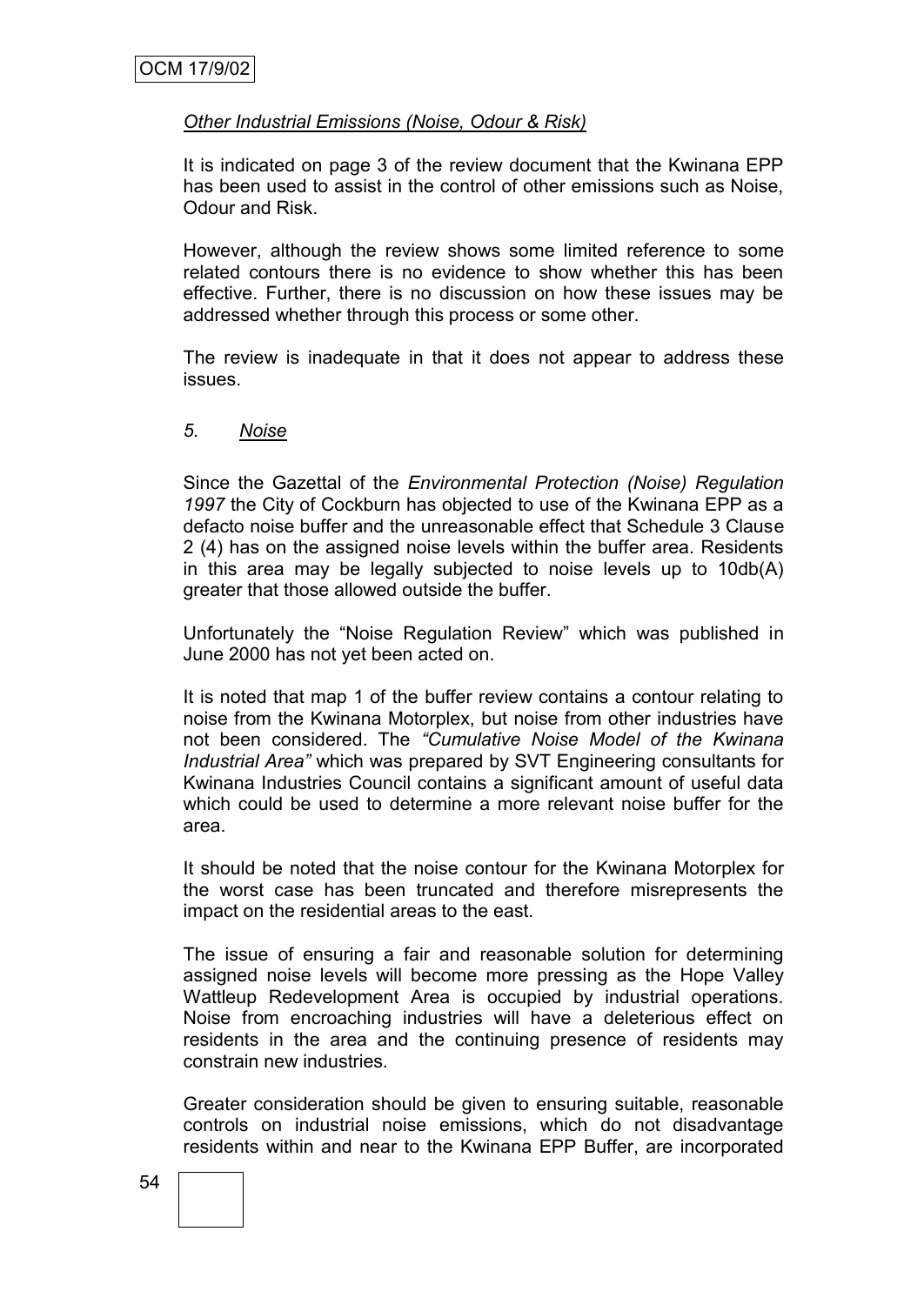*Other Industrial Emissions (Noise, Odour & Risk)*

It is indicated on page 3 of the review document that the Kwinana EPP has been used to assist in the control of other emissions such as Noise, Odour and Risk.

However, although the review shows some limited reference to some related contours there is no evidence to show whether this has been effective. Further, there is no discussion on how these issues may be addressed whether through this process or some other.

The review is inadequate in that it does not appear to address these issues.

*5. Noise*

Since the Gazettal of the *Environmental Protection (Noise) Regulation 1997* the City of Cockburn has objected to use of the Kwinana EPP as a defacto noise buffer and the unreasonable effect that Schedule 3 Clause 2 (4) has on the assigned noise levels within the buffer area. Residents in this area may be legally subjected to noise levels up to 10db(A) greater that those allowed outside the buffer.

Unfortunately the "Noise Regulation Review" which was published in June 2000 has not yet been acted on.

It is noted that map 1 of the buffer review contains a contour relating to noise from the Kwinana Motorplex, but noise from other industries have not been considered. The *"Cumulative Noise Model of the Kwinana Industrial Area"* which was prepared by SVT Engineering consultants for Kwinana Industries Council contains a significant amount of useful data which could be used to determine a more relevant noise buffer for the area.

It should be noted that the noise contour for the Kwinana Motorplex for the worst case has been truncated and therefore misrepresents the impact on the residential areas to the east.

The issue of ensuring a fair and reasonable solution for determining assigned noise levels will become more pressing as the Hope Valley Wattleup Redevelopment Area is occupied by industrial operations. Noise from encroaching industries will have a deleterious effect on residents in the area and the continuing presence of residents may constrain new industries.

Greater consideration should be given to ensuring suitable, reasonable controls on industrial noise emissions, which do not disadvantage residents within and near to the Kwinana EPP Buffer, are incorporated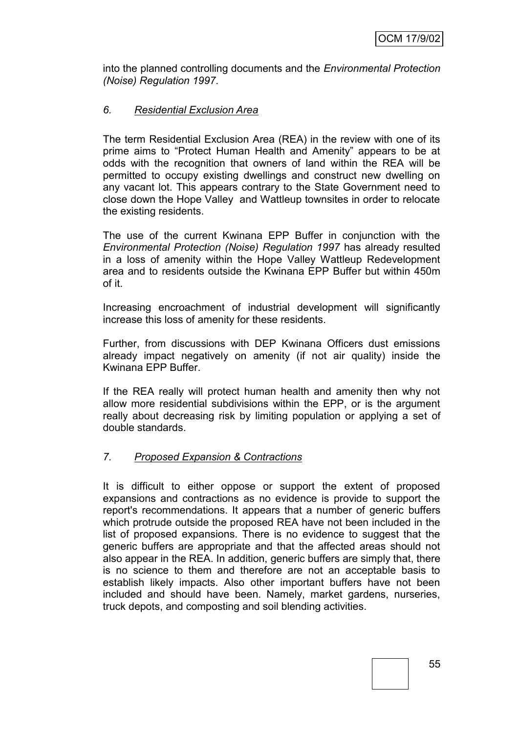into the planned controlling documents and the *Environmental Protection (Noise) Regulation 1997*.

### *6. Residential Exclusion Area*

The term Residential Exclusion Area (REA) in the review with one of its prime aims to "Protect Human Health and Amenity" appears to be at odds with the recognition that owners of land within the REA will be permitted to occupy existing dwellings and construct new dwelling on any vacant lot. This appears contrary to the State Government need to close down the Hope Valley and Wattleup townsites in order to relocate the existing residents.

The use of the current Kwinana EPP Buffer in conjunction with the *Environmental Protection (Noise) Regulation 1997* has already resulted in a loss of amenity within the Hope Valley Wattleup Redevelopment area and to residents outside the Kwinana EPP Buffer but within 450m of it.

Increasing encroachment of industrial development will significantly increase this loss of amenity for these residents.

Further, from discussions with DEP Kwinana Officers dust emissions already impact negatively on amenity (if not air quality) inside the Kwinana EPP Buffer.

If the REA really will protect human health and amenity then why not allow more residential subdivisions within the EPP, or is the argument really about decreasing risk by limiting population or applying a set of double standards.

### *7. Proposed Expansion & Contractions*

It is difficult to either oppose or support the extent of proposed expansions and contractions as no evidence is provide to support the report's recommendations. It appears that a number of generic buffers which protrude outside the proposed REA have not been included in the list of proposed expansions. There is no evidence to suggest that the generic buffers are appropriate and that the affected areas should not also appear in the REA. In addition, generic buffers are simply that, there is no science to them and therefore are not an acceptable basis to establish likely impacts. Also other important buffers have not been included and should have been. Namely, market gardens, nurseries, truck depots, and composting and soil blending activities.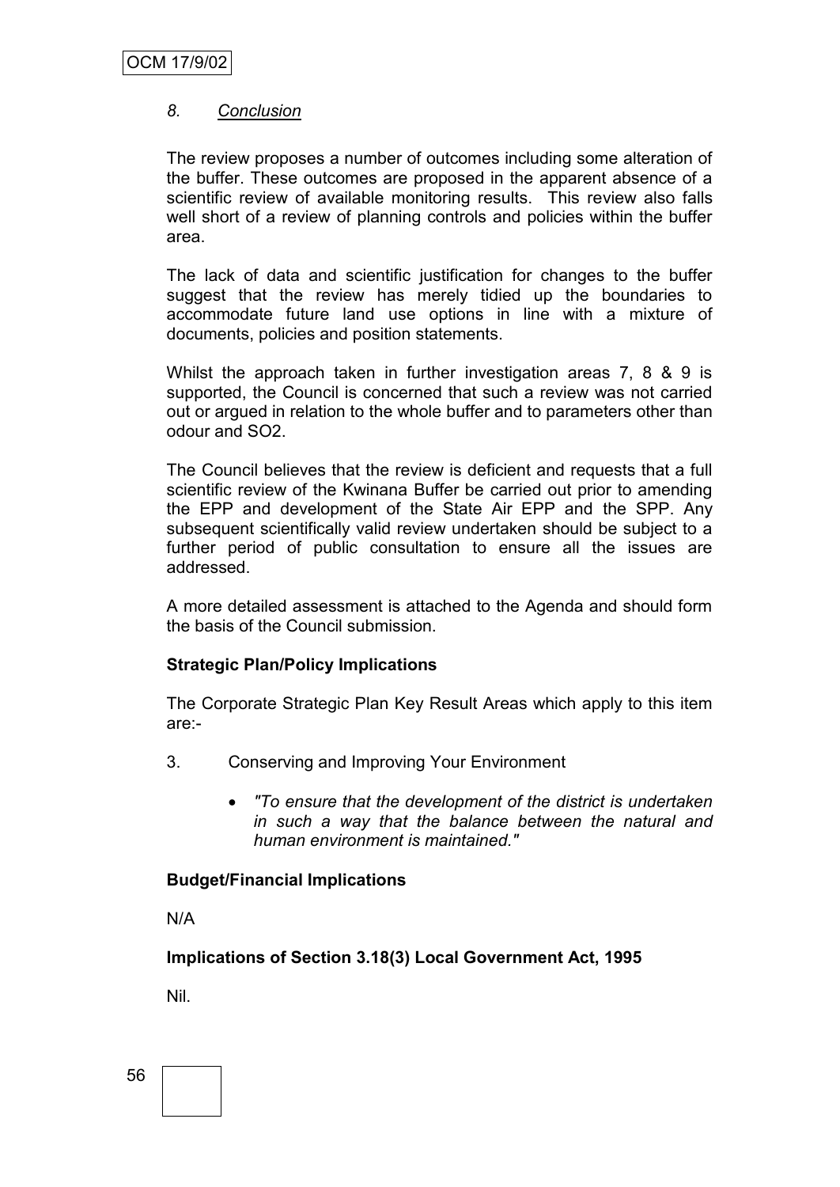## *8. Conclusion*

The review proposes a number of outcomes including some alteration of the buffer. These outcomes are proposed in the apparent absence of a scientific review of available monitoring results. This review also falls well short of a review of planning controls and policies within the buffer area.

The lack of data and scientific justification for changes to the buffer suggest that the review has merely tidied up the boundaries to accommodate future land use options in line with a mixture of documents, policies and position statements.

Whilst the approach taken in further investigation areas 7, 8 & 9 is supported, the Council is concerned that such a review was not carried out or argued in relation to the whole buffer and to parameters other than odour and SO2.

The Council believes that the review is deficient and requests that a full scientific review of the Kwinana Buffer be carried out prior to amending the EPP and development of the State Air EPP and the SPP. Any subsequent scientifically valid review undertaken should be subject to a further period of public consultation to ensure all the issues are addressed.

A more detailed assessment is attached to the Agenda and should form the basis of the Council submission.

**Strategic Plan/Policy Implications**

The Corporate Strategic Plan Key Result Areas which apply to this item are:-

3. Conserving and Improving Your Environment

   - *"To ensure that the development of the district is undertaken in such a way that the balance between the natural and human environment is maintained."*

**Budget/Financial Implications**

N/A

**Implications of Section 3.18(3) Local Government Act, 1995**

Nil.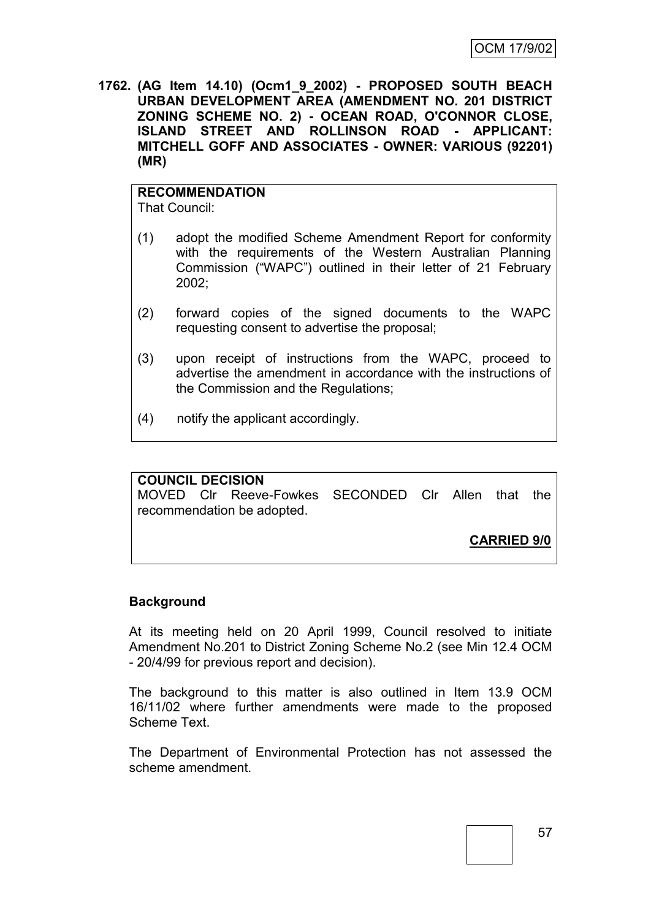**1762. (AG Item 14.10) (Ocm1_9_2002) - PROPOSED SOUTH BEACH URBAN DEVELOPMENT AREA (AMENDMENT NO. 201 DISTRICT ZONING SCHEME NO. 2) - OCEAN ROAD, O'CONNOR CLOSE, ISLAND STREET AND ROLLINSON ROAD - APPLICANT: MITCHELL GOFF AND ASSOCIATES - OWNER: VARIOUS (92201) (MR)**

**RECOMMENDATION**

That Council:

(1) adopt the modified Scheme Amendment Report for conformity with the requirements of the Western Australian Planning Commission ("WAPC") outlined in their letter of 21 February 2002;

(2) forward copies of the signed documents to the WAPC requesting consent to advertise the proposal;

(3) upon receipt of instructions from the WAPC, proceed to advertise the amendment in accordance with the instructions of the Commission and the Regulations;

(4) notify the applicant accordingly.

**COUNCIL DECISION**

MOVED Clr Reeve-Fowkes SECONDED Clr Allen that the recommendation be adopted.

**CARRIED 9/0**

**Background**

At its meeting held on 20 April 1999, Council resolved to initiate Amendment No.201 to District Zoning Scheme No.2 (see Min 12.4 OCM - 20/4/99 for previous report and decision).

The background to this matter is also outlined in Item 13.9 OCM 16/11/02 where further amendments were made to the proposed Scheme Text.

The Department of Environmental Protection has not assessed the scheme amendment.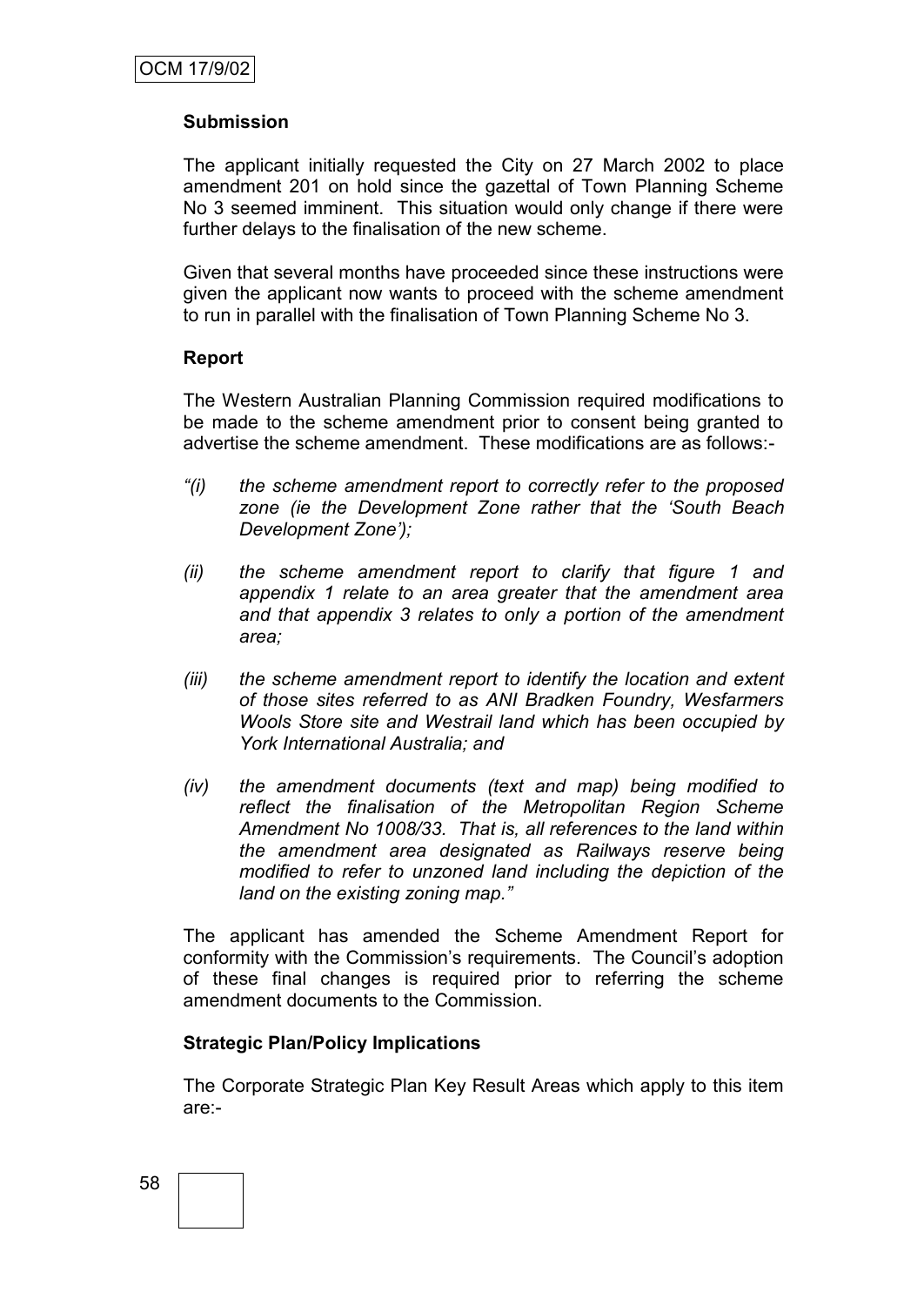**Submission**

The applicant initially requested the City on 27 March 2002 to place amendment 201 on hold since the gazettal of Town Planning Scheme No 3 seemed imminent. This situation would only change if there were further delays to the finalisation of the new scheme.

Given that several months have proceeded since these instructions were given the applicant now wants to proceed with the scheme amendment to run in parallel with the finalisation of Town Planning Scheme No 3.

**Report**

The Western Australian Planning Commission required modifications to be made to the scheme amendment prior to consent being granted to advertise the scheme amendment. These modifications are as follows:-

*"(i) the scheme amendment report to correctly refer to the proposed zone (ie the Development Zone rather that the 'South Beach Development Zone');*

*(ii) the scheme amendment report to clarify that figure 1 and appendix 1 relate to an area greater that the amendment area and that appendix 3 relates to only a portion of the amendment area;*

*(iii) the scheme amendment report to identify the location and extent of those sites referred to as ANI Bradken Foundry, Wesfarmers Wools Store site and Westrail land which has been occupied by York International Australia; and*

*(iv) the amendment documents (text and map) being modified to reflect the finalisation of the Metropolitan Region Scheme Amendment No 1008/33. That is, all references to the land within the amendment area designated as Railways reserve being modified to refer to unzoned land including the depiction of the land on the existing zoning map."*

The applicant has amended the Scheme Amendment Report for conformity with the Commission's requirements. The Council's adoption of these final changes is required prior to referring the scheme amendment documents to the Commission.

**Strategic Plan/Policy Implications**

The Corporate Strategic Plan Key Result Areas which apply to this item are:-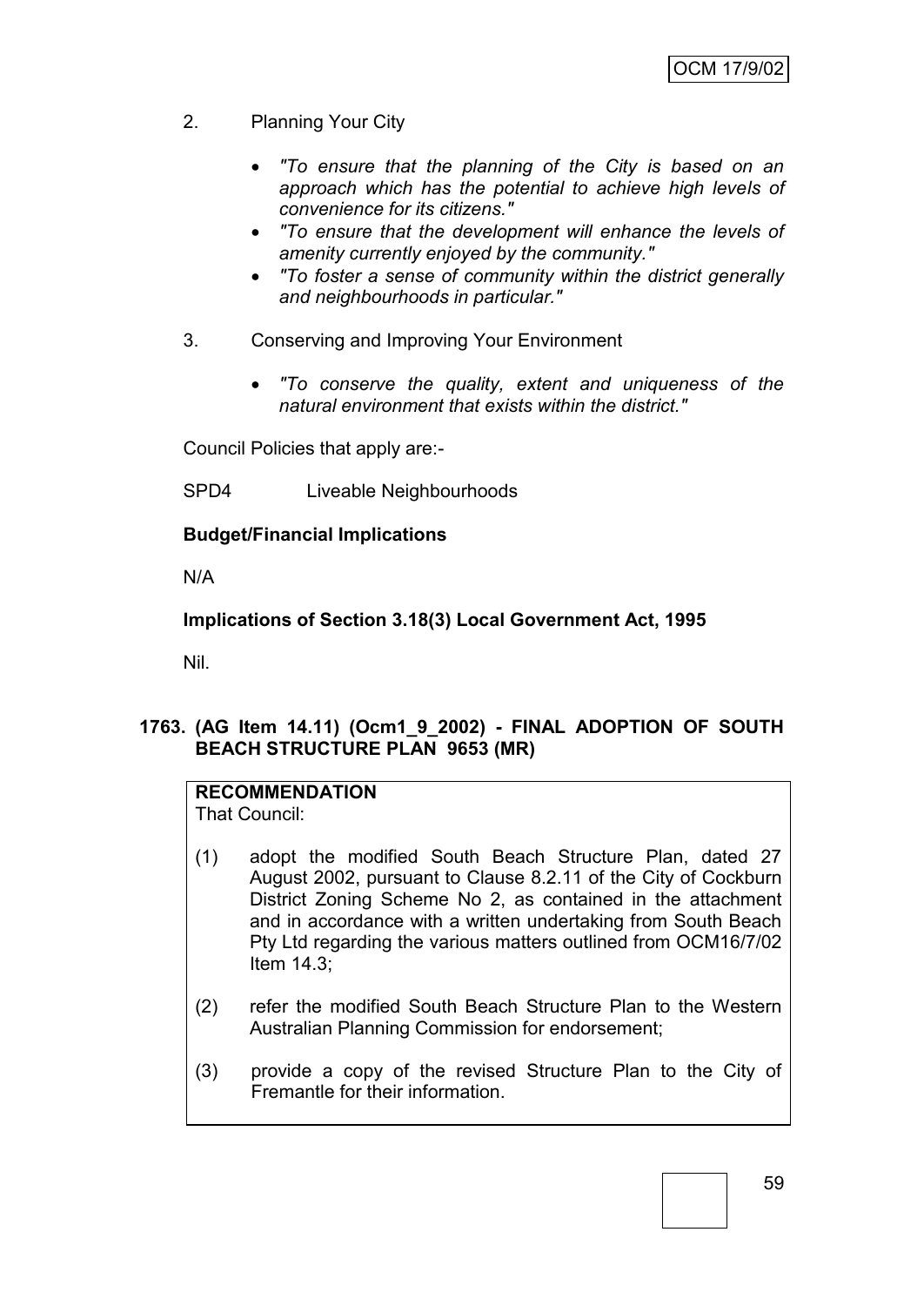2. Planning Your City

   - *"To ensure that the planning of the City is based on an approach which has the potential to achieve high levels of convenience for its citizens."*
   - *"To ensure that the development will enhance the levels of amenity currently enjoyed by the community."*
   - *"To foster a sense of community within the district generally and neighbourhoods in particular."*

3. Conserving and Improving Your Environment

   - *"To conserve the quality, extent and uniqueness of the natural environment that exists within the district."*

Council Policies that apply are:-

SPD4 Liveable Neighbourhoods

**Budget/Financial Implications**

N/A

**Implications of Section 3.18(3) Local Government Act, 1995**

Nil.

### 1763. (AG Item 14.11) (Ocm1_9_2002) - FINAL ADOPTION OF SOUTH BEACH STRUCTURE PLAN 9653 (MR)

**RECOMMENDATION**
That Council:

(1) adopt the modified South Beach Structure Plan, dated 27 August 2002, pursuant to Clause 8.2.11 of the City of Cockburn District Zoning Scheme No 2, as contained in the attachment and in accordance with a written undertaking from South Beach Pty Ltd regarding the various matters outlined from OCM16/7/02 Item 14.3;

(2) refer the modified South Beach Structure Plan to the Western Australian Planning Commission for endorsement;

(3) provide a copy of the revised Structure Plan to the City of Fremantle for their information.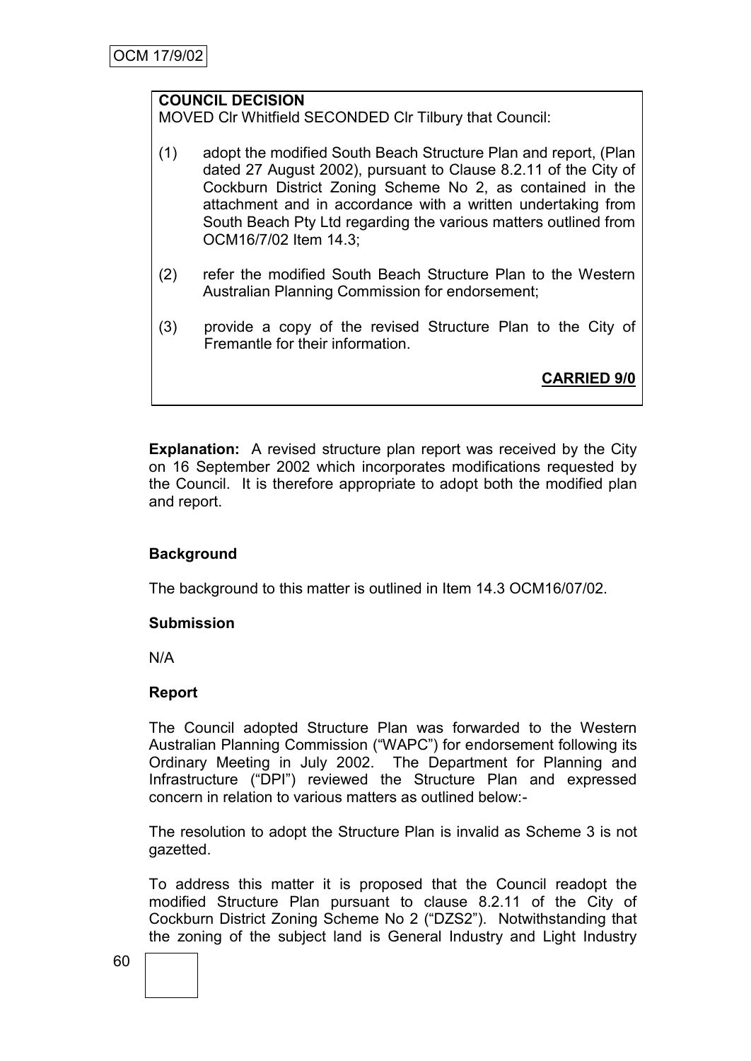**COUNCIL DECISION**

MOVED Clr Whitfield SECONDED Clr Tilbury that Council:

(1) adopt the modified South Beach Structure Plan and report, (Plan dated 27 August 2002), pursuant to Clause 8.2.11 of the City of Cockburn District Zoning Scheme No 2, as contained in the attachment and in accordance with a written undertaking from South Beach Pty Ltd regarding the various matters outlined from OCM16/7/02 Item 14.3;

(2) refer the modified South Beach Structure Plan to the Western Australian Planning Commission for endorsement;

(3) provide a copy of the revised Structure Plan to the City of Fremantle for their information.

**CARRIED 9/0**

**Explanation:** A revised structure plan report was received by the City on 16 September 2002 which incorporates modifications requested by the Council. It is therefore appropriate to adopt both the modified plan and report.

**Background**

The background to this matter is outlined in Item 14.3 OCM16/07/02.

**Submission**

N/A

**Report**

The Council adopted Structure Plan was forwarded to the Western Australian Planning Commission ("WAPC") for endorsement following its Ordinary Meeting in July 2002. The Department for Planning and Infrastructure ("DPI") reviewed the Structure Plan and expressed concern in relation to various matters as outlined below:-

The resolution to adopt the Structure Plan is invalid as Scheme 3 is not gazetted.

To address this matter it is proposed that the Council readopt the modified Structure Plan pursuant to clause 8.2.11 of the City of Cockburn District Zoning Scheme No 2 ("DZS2"). Notwithstanding that the zoning of the subject land is General Industry and Light Industry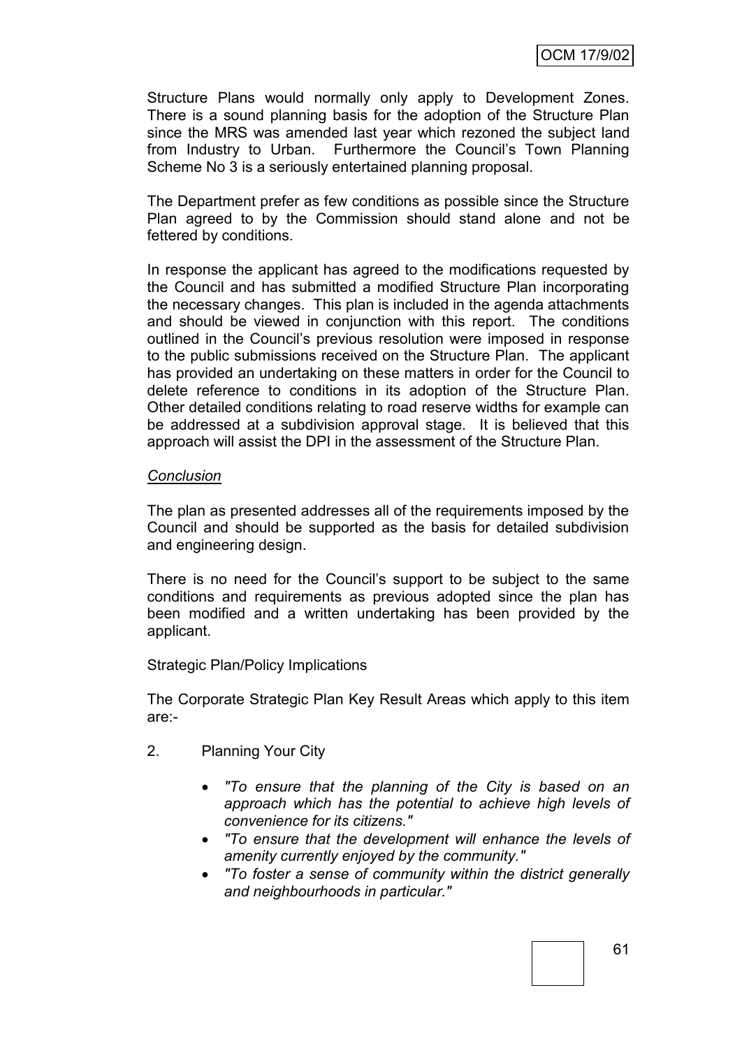Structure Plans would normally only apply to Development Zones. There is a sound planning basis for the adoption of the Structure Plan since the MRS was amended last year which rezoned the subject land from Industry to Urban. Furthermore the Council's Town Planning Scheme No 3 is a seriously entertained planning proposal.

The Department prefer as few conditions as possible since the Structure Plan agreed to by the Commission should stand alone and not be fettered by conditions.

In response the applicant has agreed to the modifications requested by the Council and has submitted a modified Structure Plan incorporating the necessary changes. This plan is included in the agenda attachments and should be viewed in conjunction with this report. The conditions outlined in the Council's previous resolution were imposed in response to the public submissions received on the Structure Plan. The applicant has provided an undertaking on these matters in order for the Council to delete reference to conditions in its adoption of the Structure Plan. Other detailed conditions relating to road reserve widths for example can be addressed at a subdivision approval stage. It is believed that this approach will assist the DPI in the assessment of the Structure Plan.

*Conclusion*

The plan as presented addresses all of the requirements imposed by the Council and should be supported as the basis for detailed subdivision and engineering design.

There is no need for the Council's support to be subject to the same conditions and requirements as previous adopted since the plan has been modified and a written undertaking has been provided by the applicant.

Strategic Plan/Policy Implications

The Corporate Strategic Plan Key Result Areas which apply to this item are:-

2. Planning Your City

   - *"To ensure that the planning of the City is based on an approach which has the potential to achieve high levels of convenience for its citizens."*
   - *"To ensure that the development will enhance the levels of amenity currently enjoyed by the community."*
   - *"To foster a sense of community within the district generally and neighbourhoods in particular."*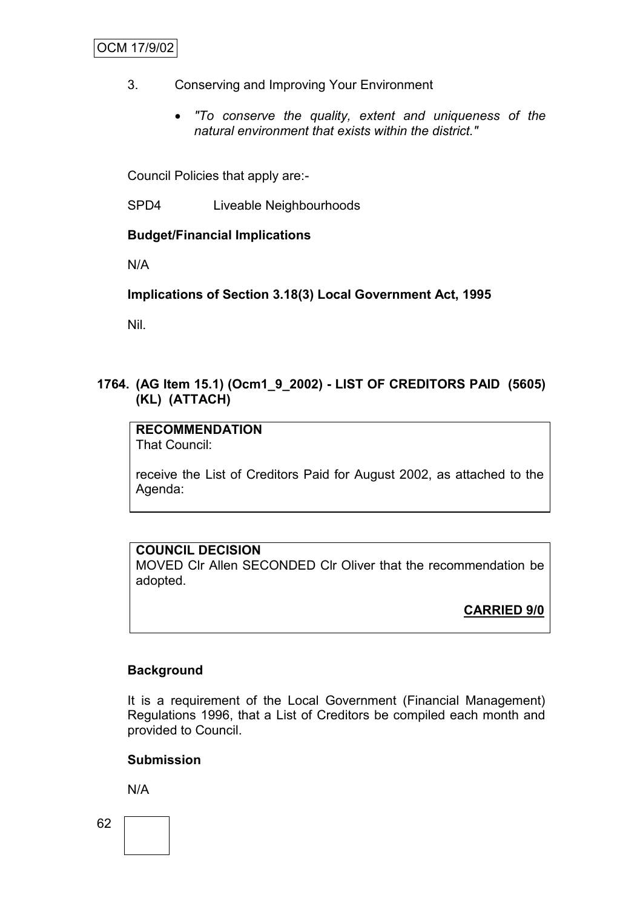3. Conserving and Improving Your Environment

- *"To conserve the quality, extent and uniqueness of the natural environment that exists within the district."*

Council Policies that apply are:-

SPD4 Liveable Neighbourhoods

**Budget/Financial Implications**

N/A

**Implications of Section 3.18(3) Local Government Act, 1995**

Nil.

## 1764. (AG Item 15.1) (Ocm1_9_2002) - LIST OF CREDITORS PAID (5605) (KL) (ATTACH)

**RECOMMENDATION**
That Council:

receive the List of Creditors Paid for August 2002, as attached to the Agenda:

**COUNCIL DECISION**
MOVED Clr Allen SECONDED Clr Oliver that the recommendation be adopted.

**CARRIED 9/0**

**Background**

It is a requirement of the Local Government (Financial Management) Regulations 1996, that a List of Creditors be compiled each month and provided to Council.

**Submission**

N/A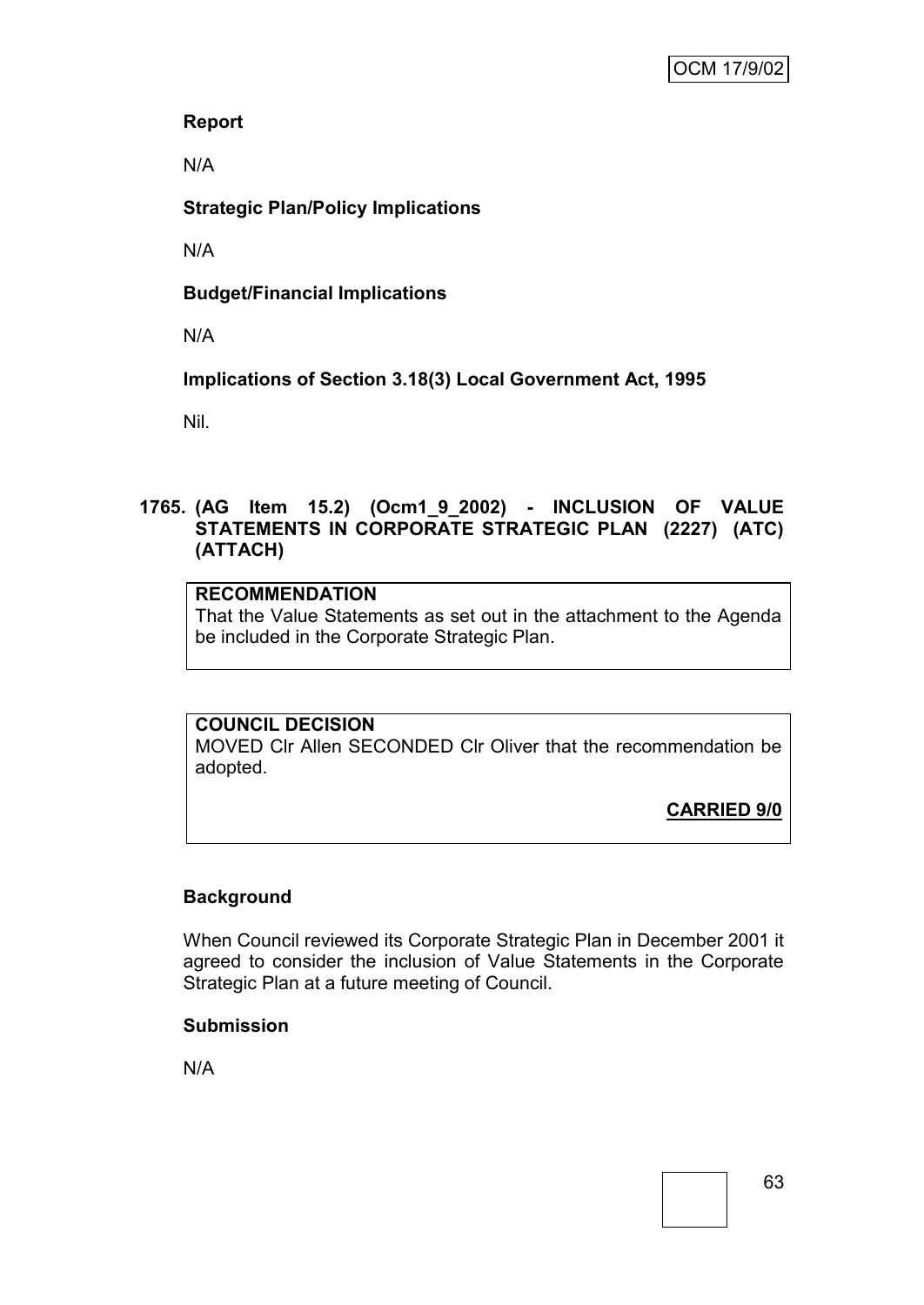**Report**

N/A

**Strategic Plan/Policy Implications**

N/A

**Budget/Financial Implications**

N/A

**Implications of Section 3.18(3) Local Government Act, 1995**

Nil.

## 1765. (AG Item 15.2) (Ocm1_9_2002) - INCLUSION OF VALUE STATEMENTS IN CORPORATE STRATEGIC PLAN (2227) (ATC) (ATTACH)

**RECOMMENDATION**

That the Value Statements as set out in the attachment to the Agenda be included in the Corporate Strategic Plan.

**COUNCIL DECISION**

MOVED Clr Allen SECONDED Clr Oliver that the recommendation be adopted.

**CARRIED 9/0**

**Background**

When Council reviewed its Corporate Strategic Plan in December 2001 it agreed to consider the inclusion of Value Statements in the Corporate Strategic Plan at a future meeting of Council.

**Submission**

N/A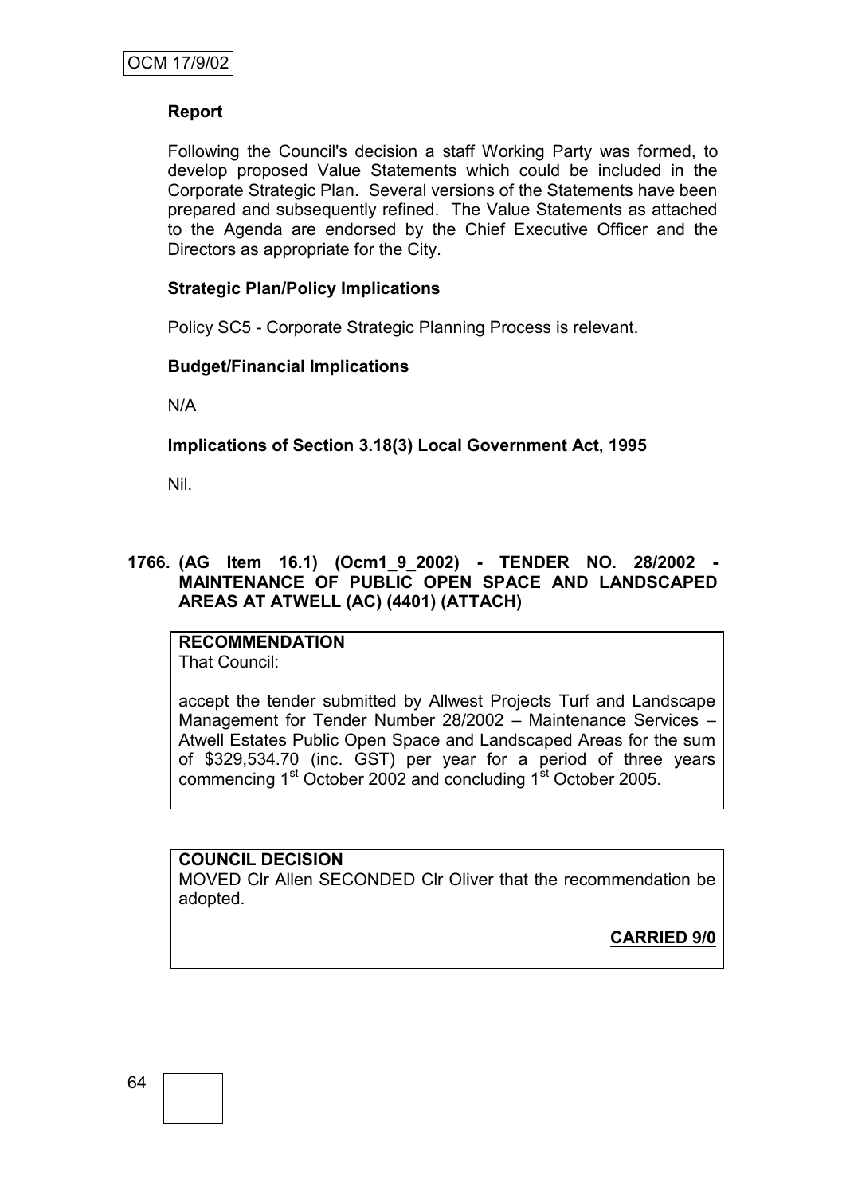**Report**

Following the Council's decision a staff Working Party was formed, to develop proposed Value Statements which could be included in the Corporate Strategic Plan. Several versions of the Statements have been prepared and subsequently refined. The Value Statements as attached to the Agenda are endorsed by the Chief Executive Officer and the Directors as appropriate for the City.

**Strategic Plan/Policy Implications**

Policy SC5 - Corporate Strategic Planning Process is relevant.

**Budget/Financial Implications**

N/A

**Implications of Section 3.18(3) Local Government Act, 1995**

Nil.

**1766. (AG Item 16.1) (Ocm1_9_2002) - TENDER NO. 28/2002 - MAINTENANCE OF PUBLIC OPEN SPACE AND LANDSCAPED AREAS AT ATWELL (AC) (4401) (ATTACH)**

**RECOMMENDATION**
That Council:

accept the tender submitted by Allwest Projects Turf and Landscape Management for Tender Number 28/2002 – Maintenance Services – Atwell Estates Public Open Space and Landscaped Areas for the sum of $329,534.70 (inc. GST) per year for a period of three years commencing 1st October 2002 and concluding 1st October 2005.

**COUNCIL DECISION**
MOVED Clr Allen SECONDED Clr Oliver that the recommendation be adopted.

**CARRIED 9/0**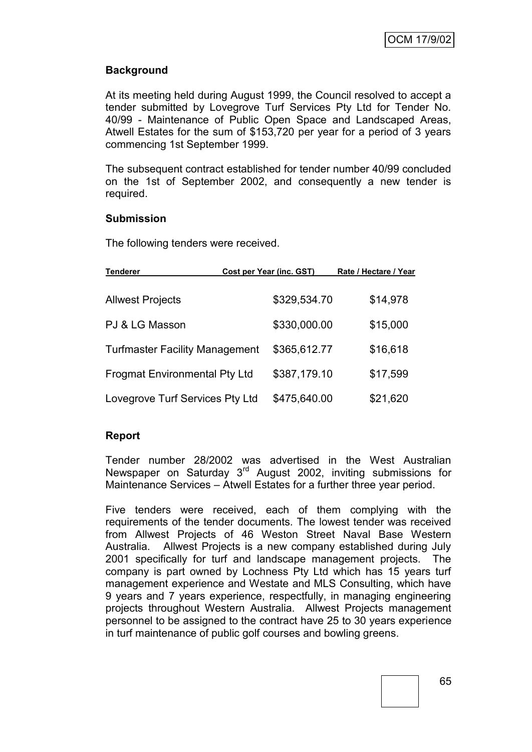## Background

At its meeting held during August 1999, the Council resolved to accept a tender submitted by Lovegrove Turf Services Pty Ltd for Tender No. 40/99 - Maintenance of Public Open Space and Landscaped Areas, Atwell Estates for the sum of $153,720 per year for a period of 3 years commencing 1st September 1999.

The subsequent contract established for tender number 40/99 concluded on the 1st of September 2002, and consequently a new tender is required.

## Submission

The following tenders were received.

| Tenderer | Cost per Year (inc. GST) | Rate / Hectare / Year |
|---|---|---|
| Allwest Projects | $329,534.70 | $14,978 |
| PJ & LG Masson | $330,000.00 | $15,000 |
| Turfmaster Facility Management | $365,612.77 | $16,618 |
| Frogmat Environmental Pty Ltd | $387,179.10 | $17,599 |
| Lovegrove Turf Services Pty Ltd | $475,640.00 | $21,620 |

## Report

Tender number 28/2002 was advertised in the West Australian Newspaper on Saturday 3rd August 2002, inviting submissions for Maintenance Services – Atwell Estates for a further three year period.

Five tenders were received, each of them complying with the requirements of the tender documents. The lowest tender was received from Allwest Projects of 46 Weston Street Naval Base Western Australia. Allwest Projects is a new company established during July 2001 specifically for turf and landscape management projects. The company is part owned by Lochness Pty Ltd which has 15 years turf management experience and Westate and MLS Consulting, which have 9 years and 7 years experience, respectfully, in managing engineering projects throughout Western Australia. Allwest Projects management personnel to be assigned to the contract have 25 to 30 years experience in turf maintenance of public golf courses and bowling greens.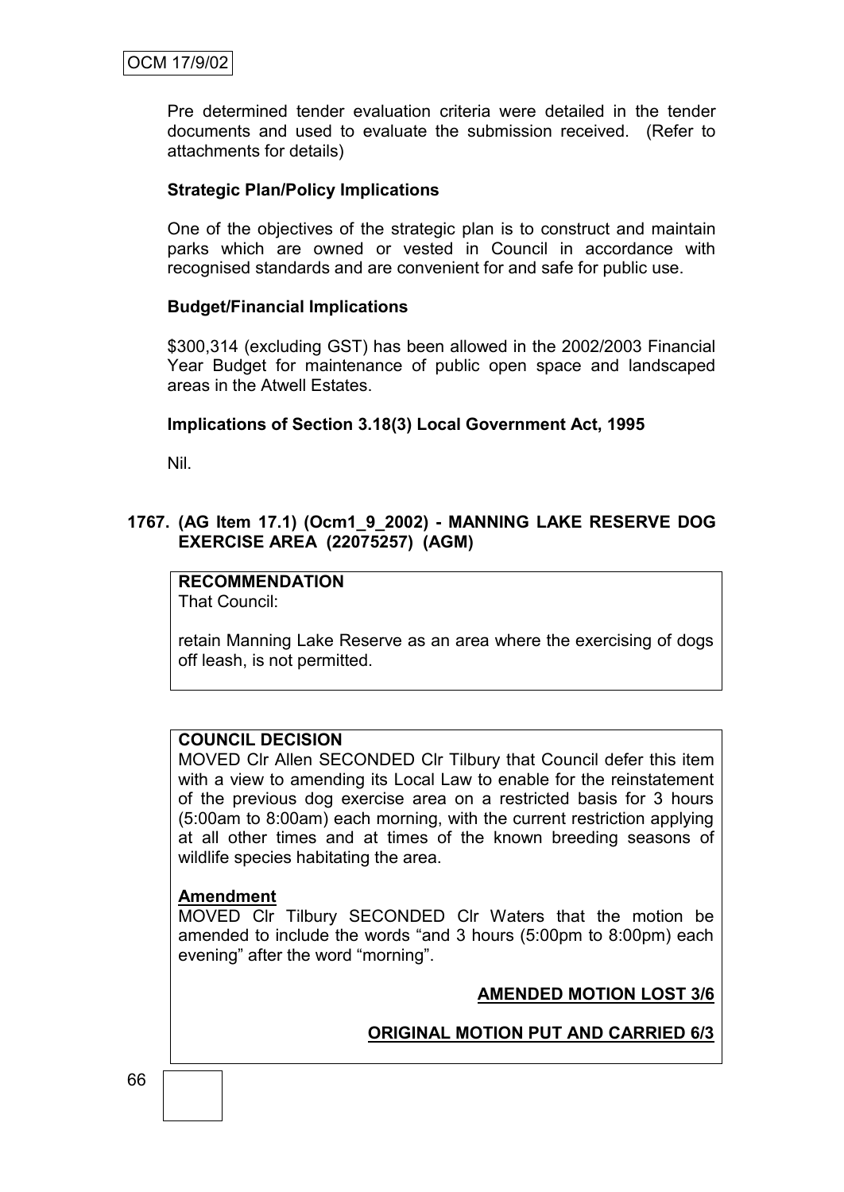Pre determined tender evaluation criteria were detailed in the tender documents and used to evaluate the submission received. (Refer to attachments for details)

**Strategic Plan/Policy Implications**

One of the objectives of the strategic plan is to construct and maintain parks which are owned or vested in Council in accordance with recognised standards and are convenient for and safe for public use.

**Budget/Financial Implications**

$300,314 (excluding GST) has been allowed in the 2002/2003 Financial Year Budget for maintenance of public open space and landscaped areas in the Atwell Estates.

**Implications of Section 3.18(3) Local Government Act, 1995**

Nil.

## 1767. (AG Item 17.1) (Ocm1_9_2002) - MANNING LAKE RESERVE DOG EXERCISE AREA (22075257) (AGM)

**RECOMMENDATION**
That Council:

retain Manning Lake Reserve as an area where the exercising of dogs off leash, is not permitted.

**COUNCIL DECISION**
MOVED Clr Allen SECONDED Clr Tilbury that Council defer this item with a view to amending its Local Law to enable for the reinstatement of the previous dog exercise area on a restricted basis for 3 hours (5:00am to 8:00am) each morning, with the current restriction applying at all other times and at times of the known breeding seasons of wildlife species habitating the area.

**Amendment**
MOVED Clr Tilbury SECONDED Clr Waters that the motion be amended to include the words "and 3 hours (5:00pm to 8:00pm) each evening" after the word "morning".

**AMENDED MOTION LOST 3/6**

**ORIGINAL MOTION PUT AND CARRIED 6/3**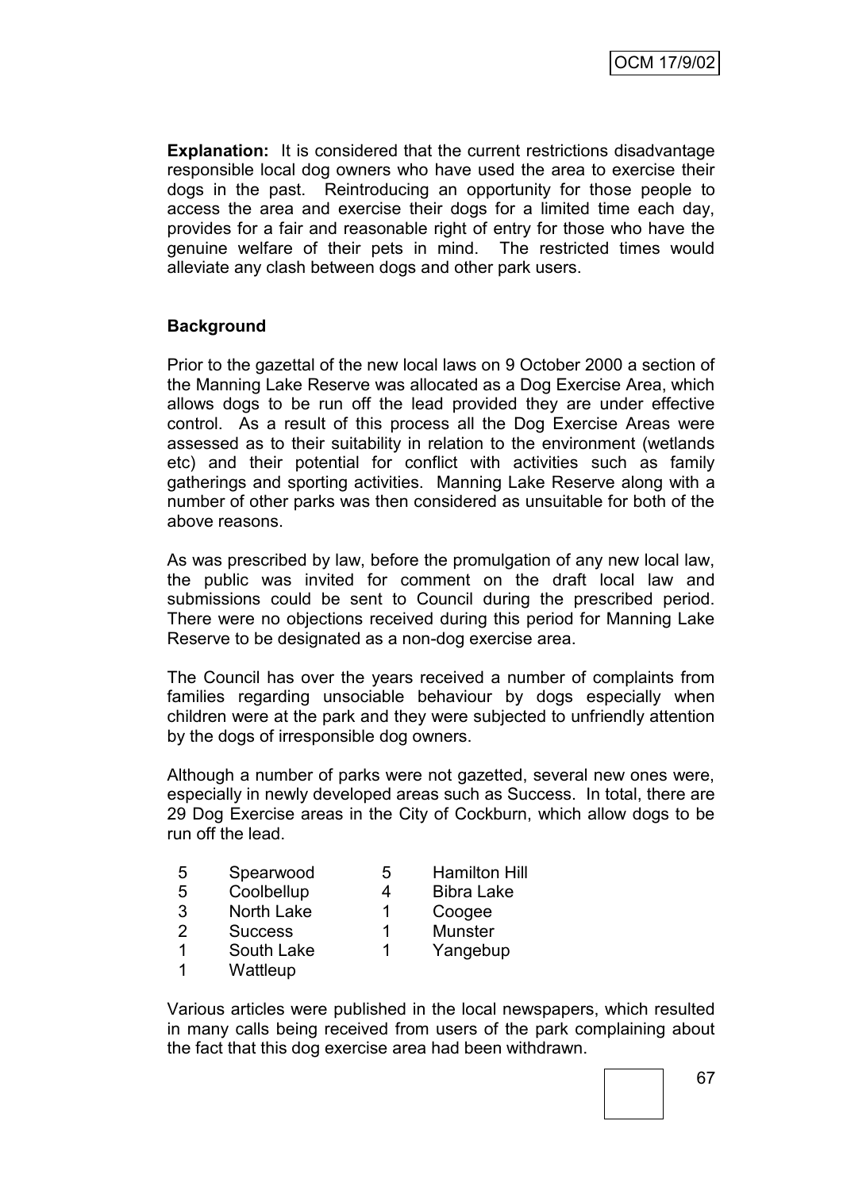**Explanation:** It is considered that the current restrictions disadvantage responsible local dog owners who have used the area to exercise their dogs in the past. Reintroducing an opportunity for those people to access the area and exercise their dogs for a limited time each day, provides for a fair and reasonable right of entry for those who have the genuine welfare of their pets in mind. The restricted times would alleviate any clash between dogs and other park users.

**Background**

Prior to the gazettal of the new local laws on 9 October 2000 a section of the Manning Lake Reserve was allocated as a Dog Exercise Area, which allows dogs to be run off the lead provided they are under effective control. As a result of this process all the Dog Exercise Areas were assessed as to their suitability in relation to the environment (wetlands etc) and their potential for conflict with activities such as family gatherings and sporting activities. Manning Lake Reserve along with a number of other parks was then considered as unsuitable for both of the above reasons.

As was prescribed by law, before the promulgation of any new local law, the public was invited for comment on the draft local law and submissions could be sent to Council during the prescribed period. There were no objections received during this period for Manning Lake Reserve to be designated as a non-dog exercise area.

The Council has over the years received a number of complaints from families regarding unsociable behaviour by dogs especially when children were at the park and they were subjected to unfriendly attention by the dogs of irresponsible dog owners.

Although a number of parks were not gazetted, several new ones were, especially in newly developed areas such as Success. In total, there are 29 Dog Exercise areas in the City of Cockburn, which allow dogs to be run off the lead.

| | | | |
|---|---|---|---|
| 5 | Spearwood | 5 | Hamilton Hill |
| 5 | Coolbellup | 4 | Bibra Lake |
| 3 | North Lake | 1 | Coogee |
| 2 | Success | 1 | Munster |
| 1 | South Lake | 1 | Yangebup |
| 1 | Wattleup | | |

Various articles were published in the local newspapers, which resulted in many calls being received from users of the park complaining about the fact that this dog exercise area had been withdrawn.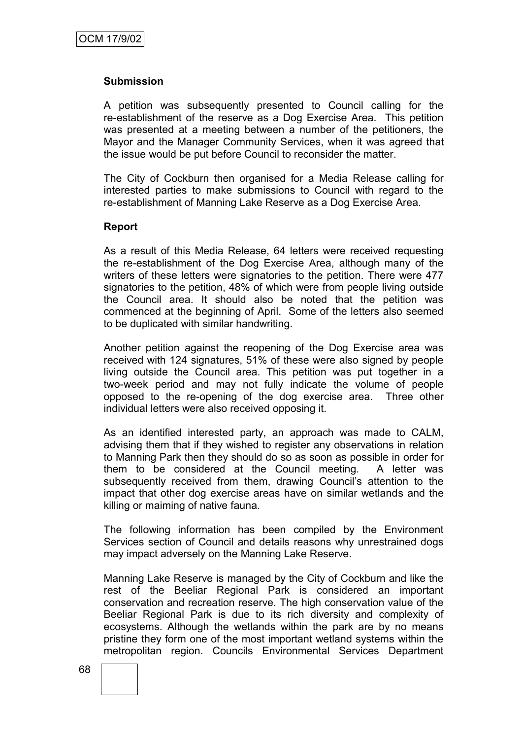**Submission**

A petition was subsequently presented to Council calling for the re-establishment of the reserve as a Dog Exercise Area. This petition was presented at a meeting between a number of the petitioners, the Mayor and the Manager Community Services, when it was agreed that the issue would be put before Council to reconsider the matter.

The City of Cockburn then organised for a Media Release calling for interested parties to make submissions to Council with regard to the re-establishment of Manning Lake Reserve as a Dog Exercise Area.

**Report**

As a result of this Media Release, 64 letters were received requesting the re-establishment of the Dog Exercise Area, although many of the writers of these letters were signatories to the petition. There were 477 signatories to the petition, 48% of which were from people living outside the Council area. It should also be noted that the petition was commenced at the beginning of April. Some of the letters also seemed to be duplicated with similar handwriting.

Another petition against the reopening of the Dog Exercise area was received with 124 signatures, 51% of these were also signed by people living outside the Council area. This petition was put together in a two-week period and may not fully indicate the volume of people opposed to the re-opening of the dog exercise area. Three other individual letters were also received opposing it.

As an identified interested party, an approach was made to CALM, advising them that if they wished to register any observations in relation to Manning Park then they should do so as soon as possible in order for them to be considered at the Council meeting. A letter was subsequently received from them, drawing Council's attention to the impact that other dog exercise areas have on similar wetlands and the killing or maiming of native fauna.

The following information has been compiled by the Environment Services section of Council and details reasons why unrestrained dogs may impact adversely on the Manning Lake Reserve.

Manning Lake Reserve is managed by the City of Cockburn and like the rest of the Beeliar Regional Park is considered an important conservation and recreation reserve. The high conservation value of the Beeliar Regional Park is due to its rich diversity and complexity of ecosystems. Although the wetlands within the park are by no means pristine they form one of the most important wetland systems within the metropolitan region. Councils Environmental Services Department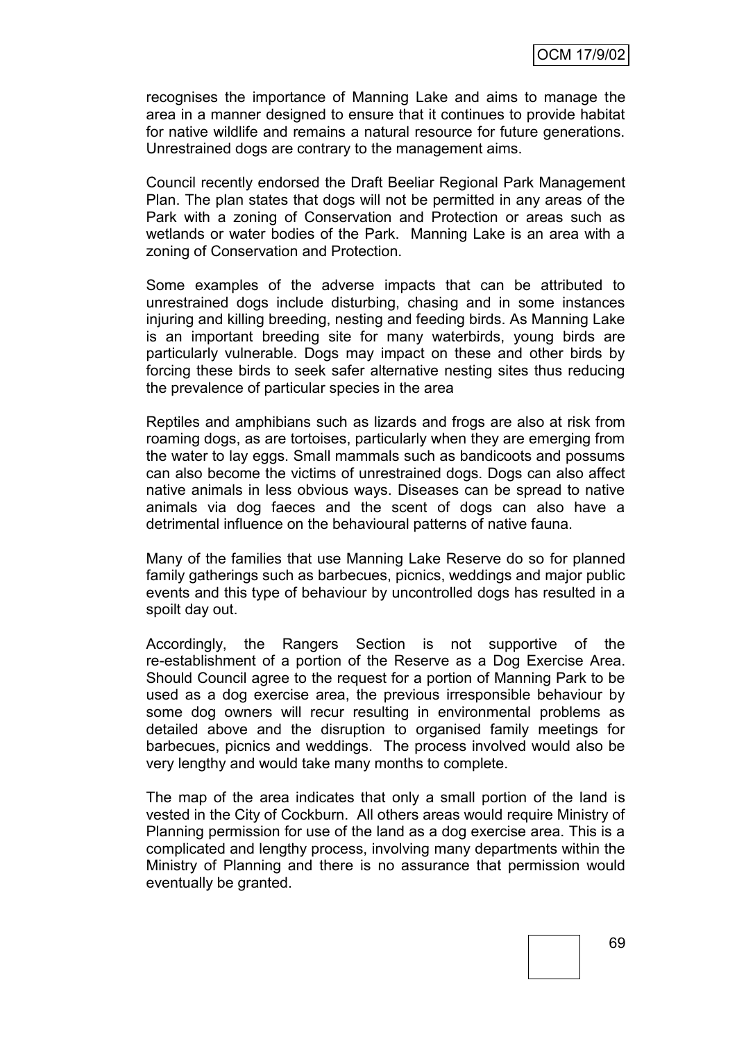recognises the importance of Manning Lake and aims to manage the area in a manner designed to ensure that it continues to provide habitat for native wildlife and remains a natural resource for future generations. Unrestrained dogs are contrary to the management aims.

Council recently endorsed the Draft Beeliar Regional Park Management Plan. The plan states that dogs will not be permitted in any areas of the Park with a zoning of Conservation and Protection or areas such as wetlands or water bodies of the Park. Manning Lake is an area with a zoning of Conservation and Protection.

Some examples of the adverse impacts that can be attributed to unrestrained dogs include disturbing, chasing and in some instances injuring and killing breeding, nesting and feeding birds. As Manning Lake is an important breeding site for many waterbirds, young birds are particularly vulnerable. Dogs may impact on these and other birds by forcing these birds to seek safer alternative nesting sites thus reducing the prevalence of particular species in the area

Reptiles and amphibians such as lizards and frogs are also at risk from roaming dogs, as are tortoises, particularly when they are emerging from the water to lay eggs. Small mammals such as bandicoots and possums can also become the victims of unrestrained dogs. Dogs can also affect native animals in less obvious ways. Diseases can be spread to native animals via dog faeces and the scent of dogs can also have a detrimental influence on the behavioural patterns of native fauna.

Many of the families that use Manning Lake Reserve do so for planned family gatherings such as barbecues, picnics, weddings and major public events and this type of behaviour by uncontrolled dogs has resulted in a spoilt day out.

Accordingly, the Rangers Section is not supportive of the re-establishment of a portion of the Reserve as a Dog Exercise Area. Should Council agree to the request for a portion of Manning Park to be used as a dog exercise area, the previous irresponsible behaviour by some dog owners will recur resulting in environmental problems as detailed above and the disruption to organised family meetings for barbecues, picnics and weddings. The process involved would also be very lengthy and would take many months to complete.

The map of the area indicates that only a small portion of the land is vested in the City of Cockburn. All others areas would require Ministry of Planning permission for use of the land as a dog exercise area. This is a complicated and lengthy process, involving many departments within the Ministry of Planning and there is no assurance that permission would eventually be granted.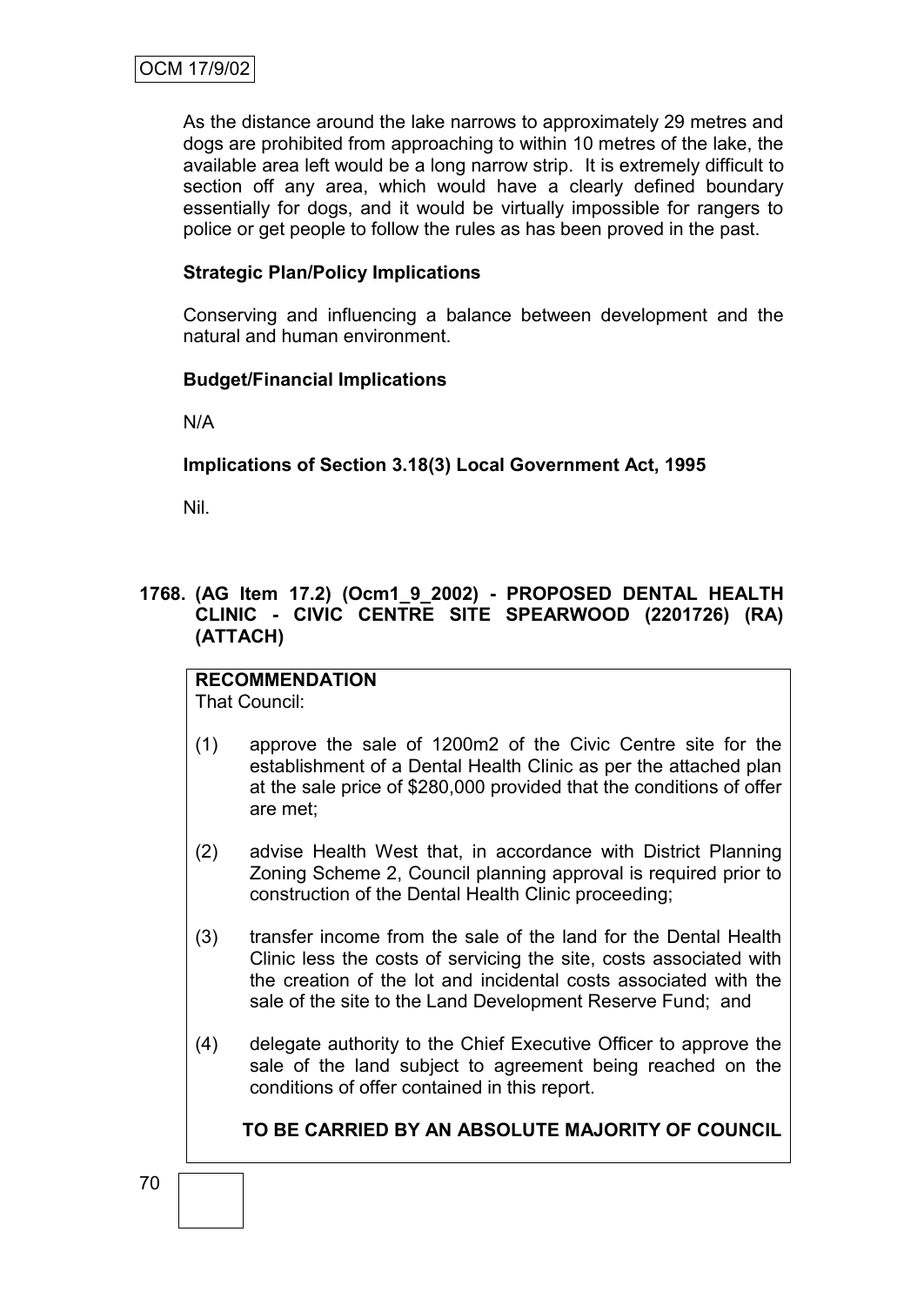As the distance around the lake narrows to approximately 29 metres and dogs are prohibited from approaching to within 10 metres of the lake, the available area left would be a long narrow strip. It is extremely difficult to section off any area, which would have a clearly defined boundary essentially for dogs, and it would be virtually impossible for rangers to police or get people to follow the rules as has been proved in the past.

**Strategic Plan/Policy Implications**

Conserving and influencing a balance between development and the natural and human environment.

**Budget/Financial Implications**

N/A

**Implications of Section 3.18(3) Local Government Act, 1995**

Nil.

## 1768. (AG Item 17.2) (Ocm1_9_2002) - PROPOSED DENTAL HEALTH CLINIC - CIVIC CENTRE SITE SPEARWOOD (2201726) (RA) (ATTACH)

**RECOMMENDATION**
That Council:

(1) approve the sale of 1200m2 of the Civic Centre site for the establishment of a Dental Health Clinic as per the attached plan at the sale price of $280,000 provided that the conditions of offer are met;

(2) advise Health West that, in accordance with District Planning Zoning Scheme 2, Council planning approval is required prior to construction of the Dental Health Clinic proceeding;

(3) transfer income from the sale of the land for the Dental Health Clinic less the costs of servicing the site, costs associated with the creation of the lot and incidental costs associated with the sale of the site to the Land Development Reserve Fund; and

(4) delegate authority to the Chief Executive Officer to approve the sale of the land subject to agreement being reached on the conditions of offer contained in this report.

**TO BE CARRIED BY AN ABSOLUTE MAJORITY OF COUNCIL**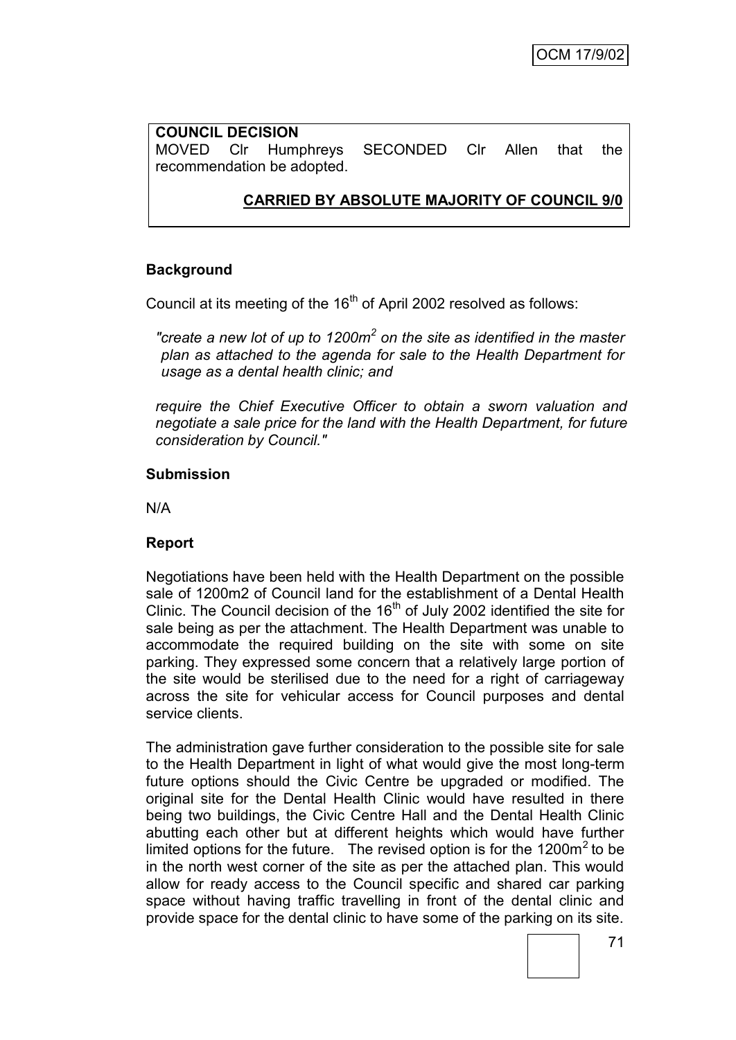**COUNCIL DECISION**

MOVED Clr Humphreys SECONDED Clr Allen that the recommendation be adopted.

**CARRIED BY ABSOLUTE MAJORITY OF COUNCIL 9/0**

## Background

Council at its meeting of the 16th of April 2002 resolved as follows:

*"create a new lot of up to 1200m$^2$ on the site as identified in the master plan as attached to the agenda for sale to the Health Department for usage as a dental health clinic; and*

*require the Chief Executive Officer to obtain a sworn valuation and negotiate a sale price for the land with the Health Department, for future consideration by Council."*

## Submission

N/A

## Report

Negotiations have been held with the Health Department on the possible sale of 1200m2 of Council land for the establishment of a Dental Health Clinic. The Council decision of the 16th of July 2002 identified the site for sale being as per the attachment. The Health Department was unable to accommodate the required building on the site with some on site parking. They expressed some concern that a relatively large portion of the site would be sterilised due to the need for a right of carriageway across the site for vehicular access for Council purposes and dental service clients.

The administration gave further consideration to the possible site for sale to the Health Department in light of what would give the most long-term future options should the Civic Centre be upgraded or modified. The original site for the Dental Health Clinic would have resulted in there being two buildings, the Civic Centre Hall and the Dental Health Clinic abutting each other but at different heights which would have further limited options for the future. The revised option is for the 1200m$^2$ to be in the north west corner of the site as per the attached plan. This would allow for ready access to the Council specific and shared car parking space without having traffic travelling in front of the dental clinic and provide space for the dental clinic to have some of the parking on its site.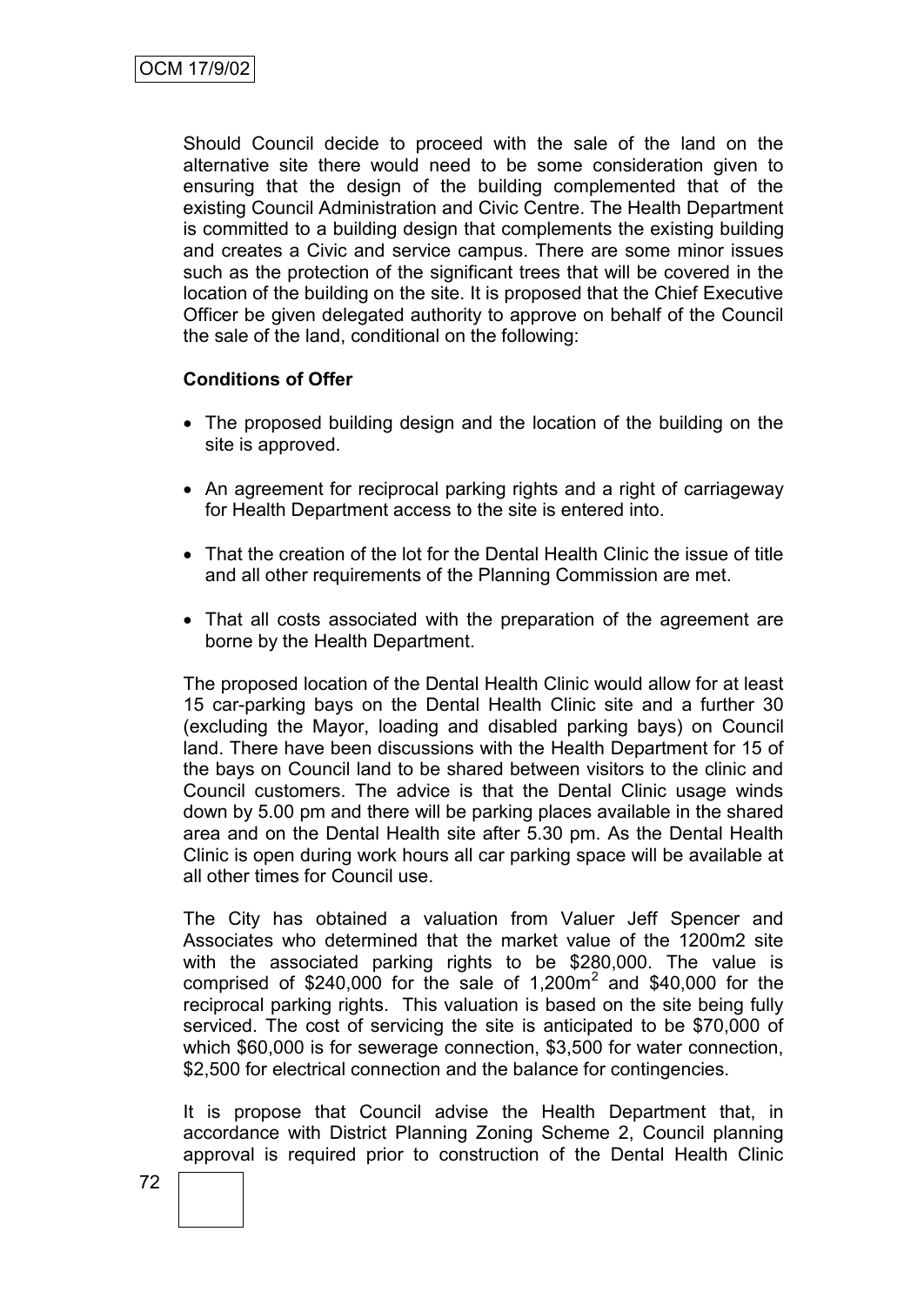Should Council decide to proceed with the sale of the land on the alternative site there would need to be some consideration given to ensuring that the design of the building complemented that of the existing Council Administration and Civic Centre. The Health Department is committed to a building design that complements the existing building and creates a Civic and service campus. There are some minor issues such as the protection of the significant trees that will be covered in the location of the building on the site. It is proposed that the Chief Executive Officer be given delegated authority to approve on behalf of the Council the sale of the land, conditional on the following:

**Conditions of Offer**

- The proposed building design and the location of the building on the site is approved.
- An agreement for reciprocal parking rights and a right of carriageway for Health Department access to the site is entered into.
- That the creation of the lot for the Dental Health Clinic the issue of title and all other requirements of the Planning Commission are met.
- That all costs associated with the preparation of the agreement are borne by the Health Department.

The proposed location of the Dental Health Clinic would allow for at least 15 car-parking bays on the Dental Health Clinic site and a further 30 (excluding the Mayor, loading and disabled parking bays) on Council land. There have been discussions with the Health Department for 15 of the bays on Council land to be shared between visitors to the clinic and Council customers. The advice is that the Dental Clinic usage winds down by 5.00 pm and there will be parking places available in the shared area and on the Dental Health site after 5.30 pm. As the Dental Health Clinic is open during work hours all car parking space will be available at all other times for Council use.

The City has obtained a valuation from Valuer Jeff Spencer and Associates who determined that the market value of the 1200m2 site with the associated parking rights to be \$280,000. The value is comprised of \$240,000 for the sale of 1,200m$^2$ and \$40,000 for the reciprocal parking rights. This valuation is based on the site being fully serviced. The cost of servicing the site is anticipated to be \$70,000 of which \$60,000 is for sewerage connection, \$3,500 for water connection, \$2,500 for electrical connection and the balance for contingencies.

It is propose that Council advise the Health Department that, in accordance with District Planning Zoning Scheme 2, Council planning approval is required prior to construction of the Dental Health Clinic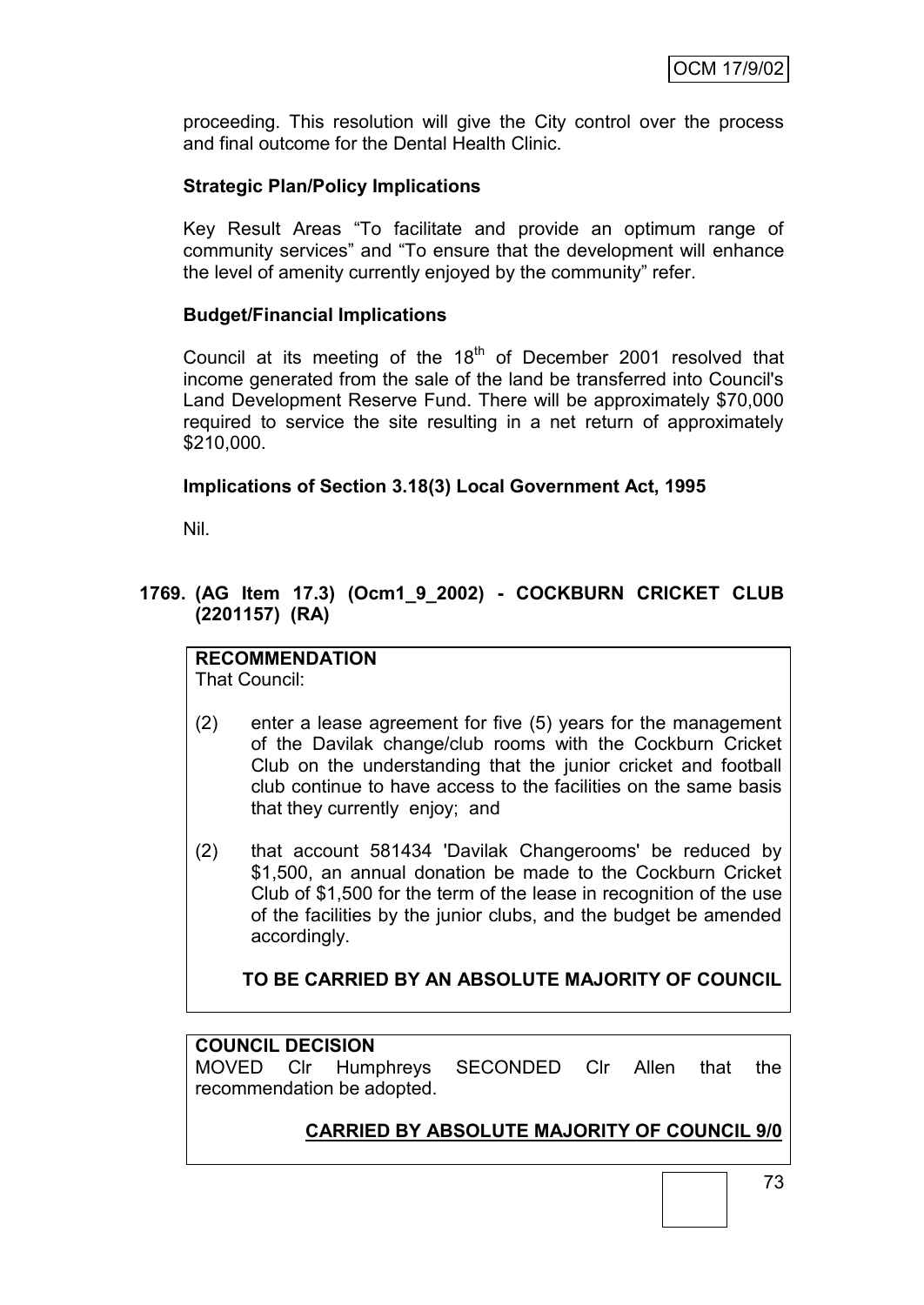proceeding. This resolution will give the City control over the process and final outcome for the Dental Health Clinic.

**Strategic Plan/Policy Implications**

Key Result Areas "To facilitate and provide an optimum range of community services" and "To ensure that the development will enhance the level of amenity currently enjoyed by the community" refer.

**Budget/Financial Implications**

Council at its meeting of the 18th of December 2001 resolved that income generated from the sale of the land be transferred into Council's Land Development Reserve Fund. There will be approximately $70,000 required to service the site resulting in a net return of approximately $210,000.

**Implications of Section 3.18(3) Local Government Act, 1995**

Nil.

## 1769. (AG Item 17.3) (Ocm1_9_2002) - COCKBURN CRICKET CLUB (2201157) (RA)

**RECOMMENDATION**
That Council:

(2) enter a lease agreement for five (5) years for the management of the Davilak change/club rooms with the Cockburn Cricket Club on the understanding that the junior cricket and football club continue to have access to the facilities on the same basis that they currently enjoy; and

(2) that account 581434 'Davilak Changerooms' be reduced by $1,500, an annual donation be made to the Cockburn Cricket Club of $1,500 for the term of the lease in recognition of the use of the facilities by the junior clubs, and the budget be amended accordingly.

**TO BE CARRIED BY AN ABSOLUTE MAJORITY OF COUNCIL**

**COUNCIL DECISION**
MOVED Clr Humphreys SECONDED Clr Allen that the recommendation be adopted.

**CARRIED BY ABSOLUTE MAJORITY OF COUNCIL 9/0**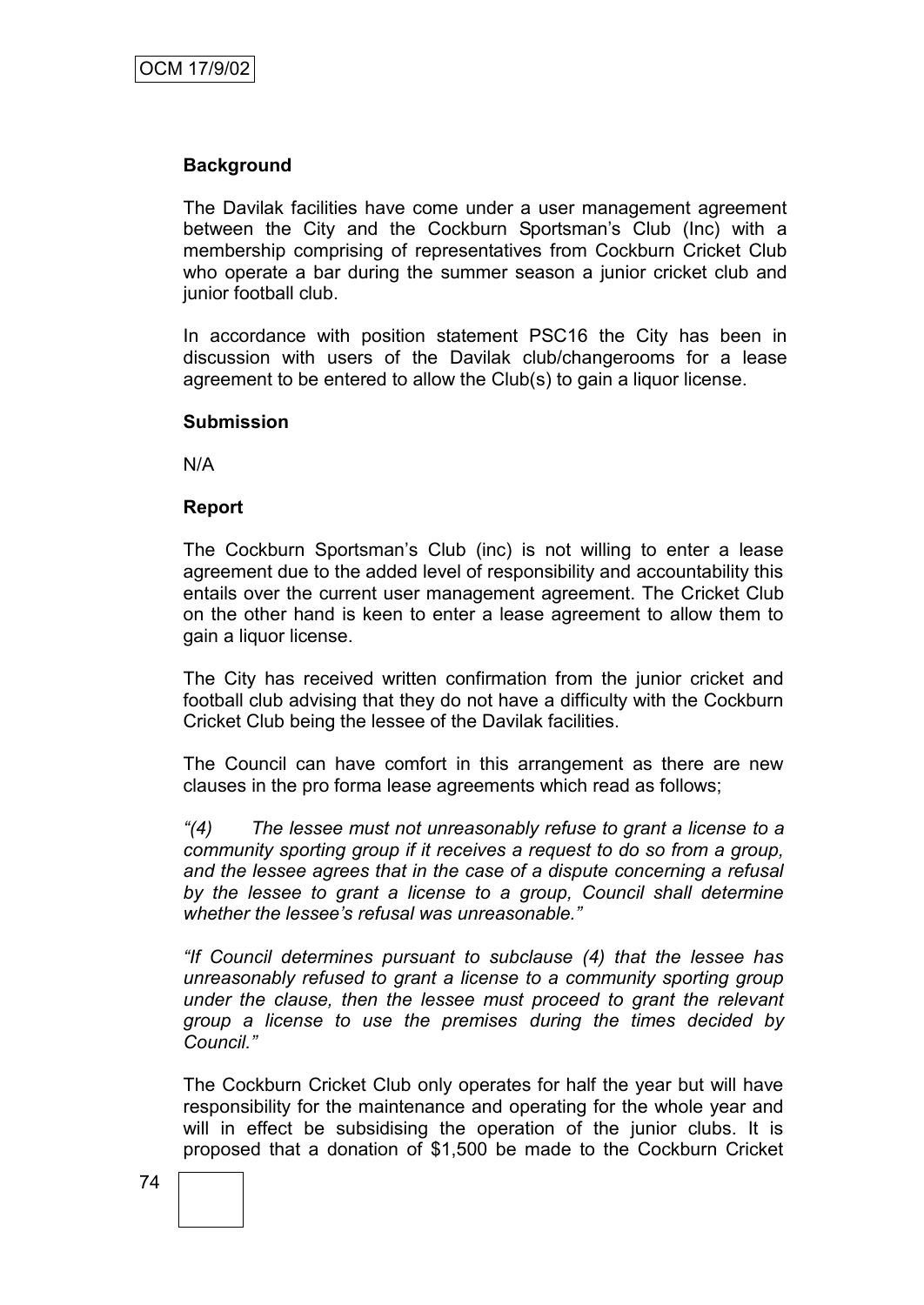### Background

The Davilak facilities have come under a user management agreement between the City and the Cockburn Sportsman's Club (Inc) with a membership comprising of representatives from Cockburn Cricket Club who operate a bar during the summer season a junior cricket club and junior football club.

In accordance with position statement PSC16 the City has been in discussion with users of the Davilak club/changerooms for a lease agreement to be entered to allow the Club(s) to gain a liquor license.

### Submission

N/A

### Report

The Cockburn Sportsman's Club (inc) is not willing to enter a lease agreement due to the added level of responsibility and accountability this entails over the current user management agreement. The Cricket Club on the other hand is keen to enter a lease agreement to allow them to gain a liquor license.

The City has received written confirmation from the junior cricket and football club advising that they do not have a difficulty with the Cockburn Cricket Club being the lessee of the Davilak facilities.

The Council can have comfort in this arrangement as there are new clauses in the pro forma lease agreements which read as follows;

*"(4) The lessee must not unreasonably refuse to grant a license to a community sporting group if it receives a request to do so from a group, and the lessee agrees that in the case of a dispute concerning a refusal by the lessee to grant a license to a group, Council shall determine whether the lessee's refusal was unreasonable."*

*"If Council determines pursuant to subclause (4) that the lessee has unreasonably refused to grant a license to a community sporting group under the clause, then the lessee must proceed to grant the relevant group a license to use the premises during the times decided by Council."*

The Cockburn Cricket Club only operates for half the year but will have responsibility for the maintenance and operating for the whole year and will in effect be subsidising the operation of the junior clubs. It is proposed that a donation of $1,500 be made to the Cockburn Cricket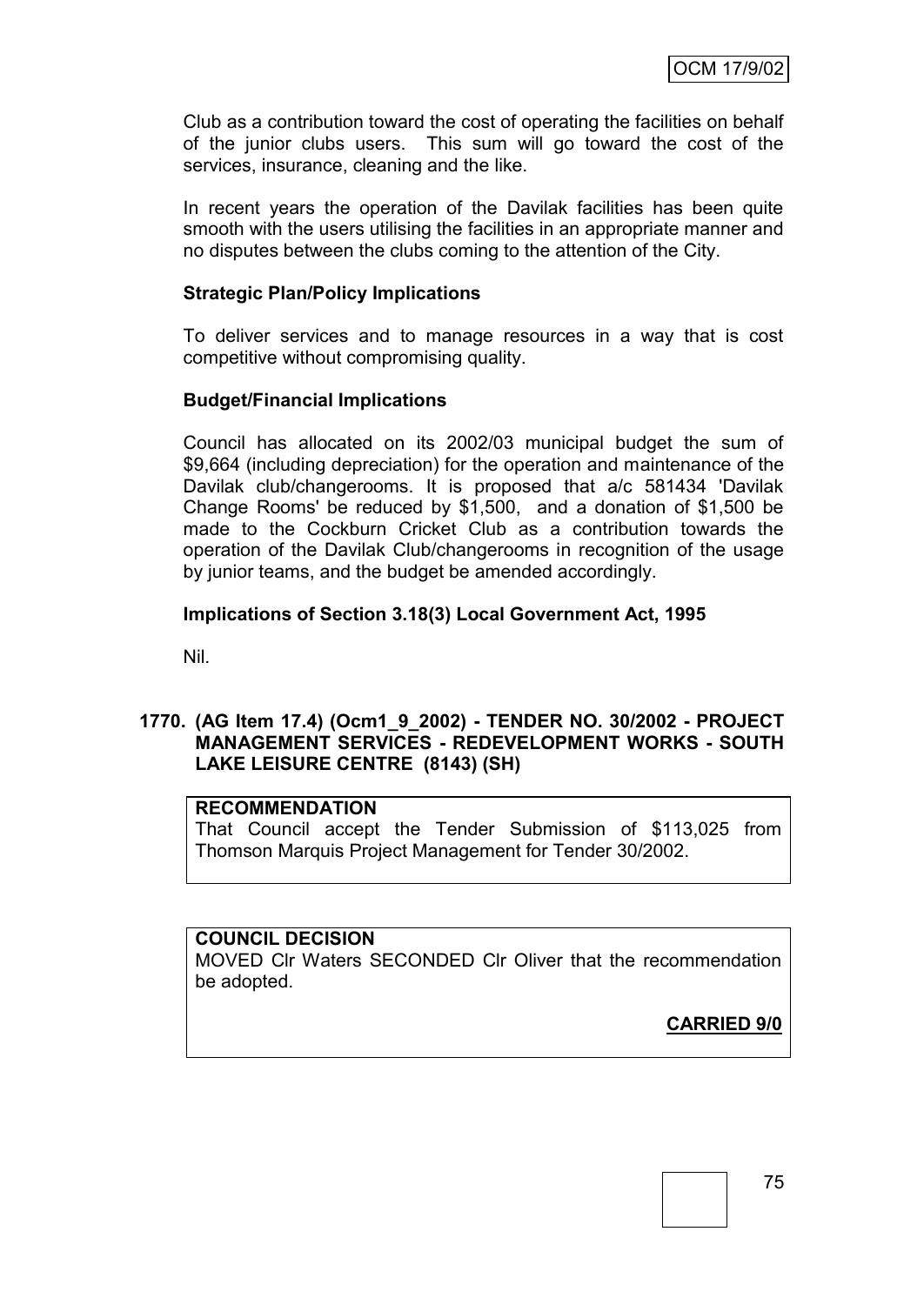Club as a contribution toward the cost of operating the facilities on behalf of the junior clubs users. This sum will go toward the cost of the services, insurance, cleaning and the like.

In recent years the operation of the Davilak facilities has been quite smooth with the users utilising the facilities in an appropriate manner and no disputes between the clubs coming to the attention of the City.

**Strategic Plan/Policy Implications**

To deliver services and to manage resources in a way that is cost competitive without compromising quality.

**Budget/Financial Implications**

Council has allocated on its 2002/03 municipal budget the sum of $9,664 (including depreciation) for the operation and maintenance of the Davilak club/changerooms. It is proposed that a/c 581434 'Davilak Change Rooms' be reduced by $1,500, and a donation of $1,500 be made to the Cockburn Cricket Club as a contribution towards the operation of the Davilak Club/changerooms in recognition of the usage by junior teams, and the budget be amended accordingly.

**Implications of Section 3.18(3) Local Government Act, 1995**

Nil.

## 1770. (AG Item 17.4) (Ocm1_9_2002) - TENDER NO. 30/2002 - PROJECT MANAGEMENT SERVICES - REDEVELOPMENT WORKS - SOUTH LAKE LEISURE CENTRE (8143) (SH)

**RECOMMENDATION**
That Council accept the Tender Submission of $113,025 from Thomson Marquis Project Management for Tender 30/2002.

**COUNCIL DECISION**
MOVED Clr Waters SECONDED Clr Oliver that the recommendation be adopted.

**CARRIED 9/0**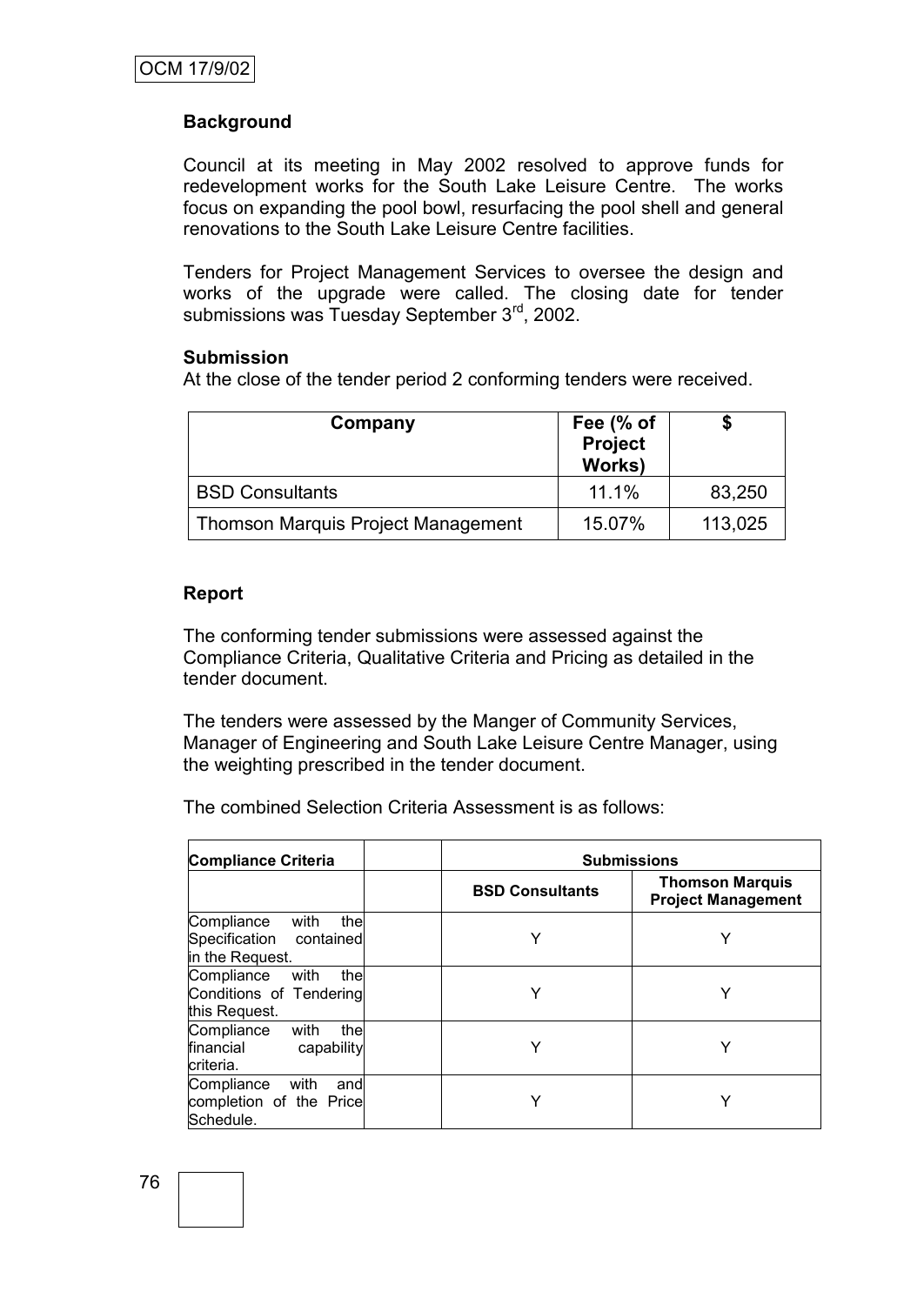OCM 17/9/02

**Background**

Council at its meeting in May 2002 resolved to approve funds for redevelopment works for the South Lake Leisure Centre. The works focus on expanding the pool bowl, resurfacing the pool shell and general renovations to the South Lake Leisure Centre facilities.

Tenders for Project Management Services to oversee the design and works of the upgrade were called. The closing date for tender submissions was Tuesday September 3rd, 2002.

**Submission**

At the close of the tender period 2 conforming tenders were received.

| Company | Fee (% of Project Works) | $ |
|---|---|---|
| BSD Consultants | 11.1% | 83,250 |
| Thomson Marquis Project Management | 15.07% | 113,025 |

**Report**

The conforming tender submissions were assessed against the Compliance Criteria, Qualitative Criteria and Pricing as detailed in the tender document.

The tenders were assessed by the Manger of Community Services, Manager of Engineering and South Lake Leisure Centre Manager, using the weighting prescribed in the tender document.

The combined Selection Criteria Assessment is as follows:

| Compliance Criteria | | Submissions | |
|---|---|---|---|
| | | BSD Consultants | Thomson Marquis Project Management |
| Compliance with the Specification contained in the Request. | | Y | Y |
| Compliance with the Conditions of Tendering this Request. | | Y | Y |
| Compliance with the financial capability criteria. | | Y | Y |
| Compliance with and completion of the Price Schedule. | | Y | Y |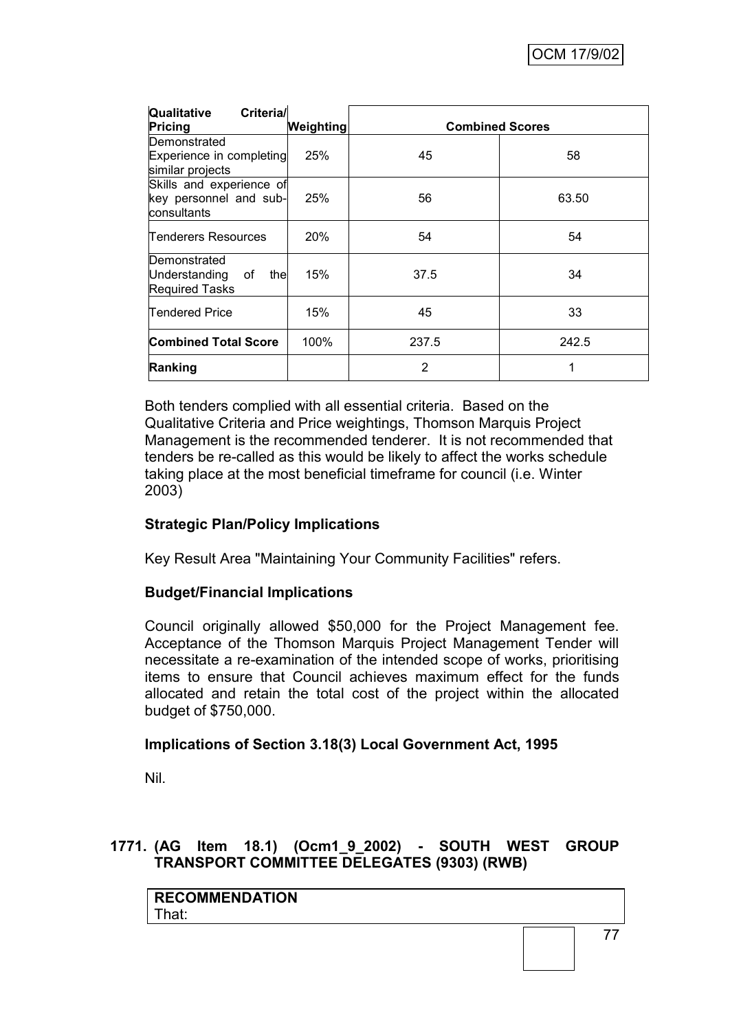| Qualitative Criteria/ Pricing | Weighting | Combined Scores | |
|---|---|---|---|
| Demonstrated Experience in completing similar projects | 25% | 45 | 58 |
| Skills and experience of key personnel and sub-consultants | 25% | 56 | 63.50 |
| Tenderers Resources | 20% | 54 | 54 |
| Demonstrated Understanding of the Required Tasks | 15% | 37.5 | 34 |
| Tendered Price | 15% | 45 | 33 |
| **Combined Total Score** | 100% | 237.5 | 242.5 |
| **Ranking** | | 2 | 1 |

Both tenders complied with all essential criteria. Based on the Qualitative Criteria and Price weightings, Thomson Marquis Project Management is the recommended tenderer. It is not recommended that tenders be re-called as this would be likely to affect the works schedule taking place at the most beneficial timeframe for council (i.e. Winter 2003)

**Strategic Plan/Policy Implications**

Key Result Area "Maintaining Your Community Facilities" refers.

**Budget/Financial Implications**

Council originally allowed $50,000 for the Project Management fee. Acceptance of the Thomson Marquis Project Management Tender will necessitate a re-examination of the intended scope of works, prioritising items to ensure that Council achieves maximum effect for the funds allocated and retain the total cost of the project within the allocated budget of $750,000.

**Implications of Section 3.18(3) Local Government Act, 1995**

Nil.

## 1771. (AG Item 18.1) (Ocm1_9_2002) - SOUTH WEST GROUP TRANSPORT COMMITTEE DELEGATES (9303) (RWB)

**RECOMMENDATION**
That: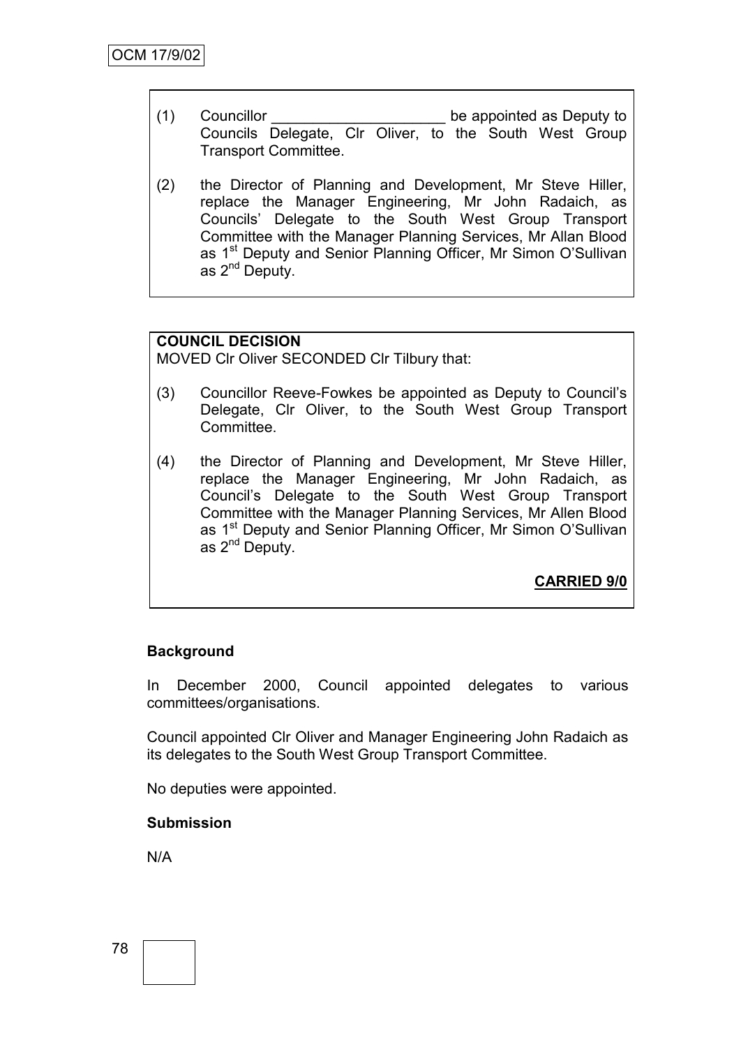(1) Councillor _____________________ be appointed as Deputy to Councils Delegate, Clr Oliver, to the South West Group Transport Committee.

(2) the Director of Planning and Development, Mr Steve Hiller, replace the Manager Engineering, Mr John Radaich, as Councils' Delegate to the South West Group Transport Committee with the Manager Planning Services, Mr Allan Blood as 1st Deputy and Senior Planning Officer, Mr Simon O'Sullivan as 2nd Deputy.

**COUNCIL DECISION**
MOVED Clr Oliver SECONDED Clr Tilbury that:

(3) Councillor Reeve-Fowkes be appointed as Deputy to Council's Delegate, Clr Oliver, to the South West Group Transport Committee.

(4) the Director of Planning and Development, Mr Steve Hiller, replace the Manager Engineering, Mr John Radaich, as Council's Delegate to the South West Group Transport Committee with the Manager Planning Services, Mr Allen Blood as 1st Deputy and Senior Planning Officer, Mr Simon O'Sullivan as 2nd Deputy.

**CARRIED 9/0**

**Background**

In December 2000, Council appointed delegates to various committees/organisations.

Council appointed Clr Oliver and Manager Engineering John Radaich as its delegates to the South West Group Transport Committee.

No deputies were appointed.

**Submission**

N/A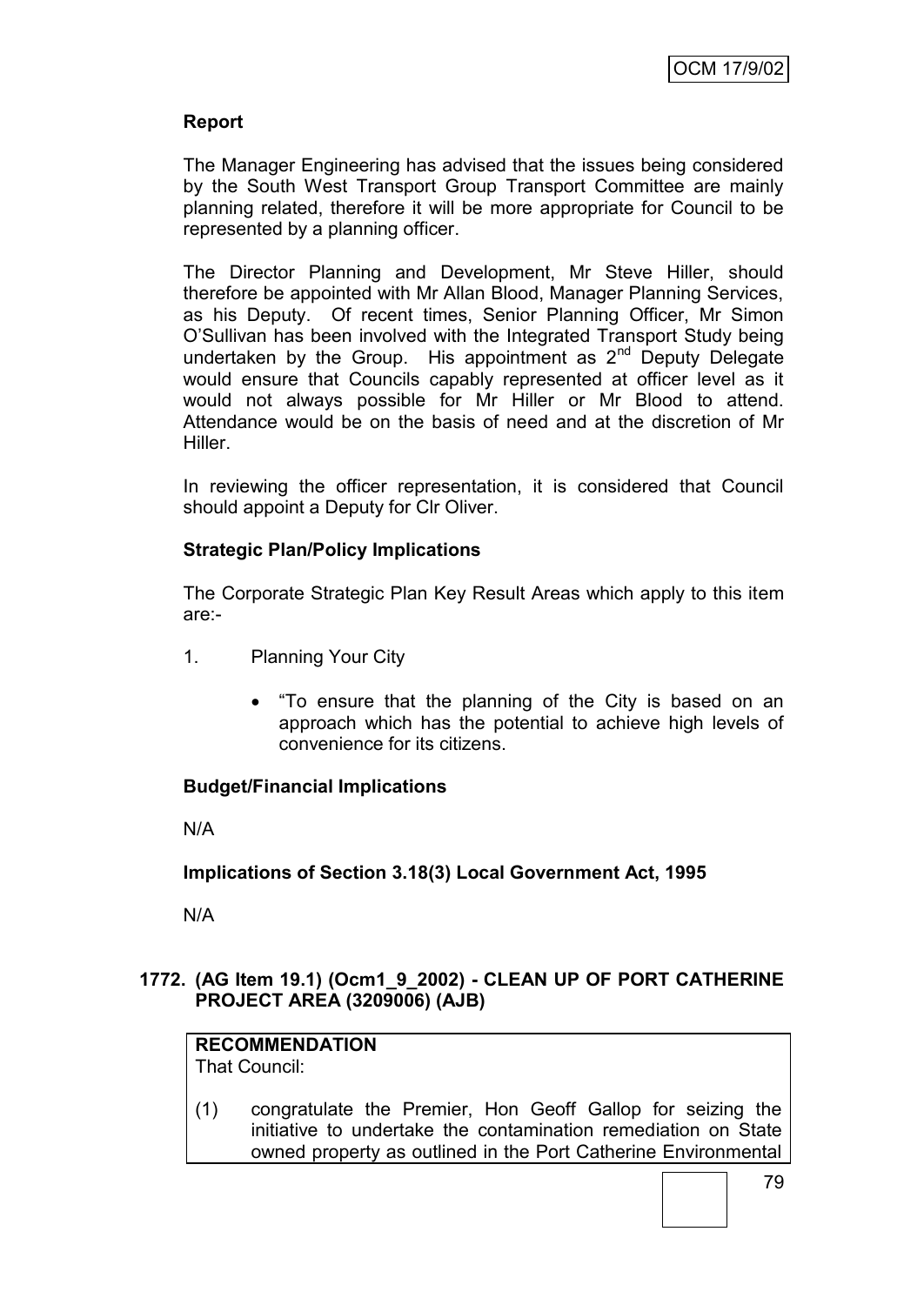**Report**

The Manager Engineering has advised that the issues being considered by the South West Transport Group Transport Committee are mainly planning related, therefore it will be more appropriate for Council to be represented by a planning officer.

The Director Planning and Development, Mr Steve Hiller, should therefore be appointed with Mr Allan Blood, Manager Planning Services, as his Deputy. Of recent times, Senior Planning Officer, Mr Simon O'Sullivan has been involved with the Integrated Transport Study being undertaken by the Group. His appointment as 2nd Deputy Delegate would ensure that Councils capably represented at officer level as it would not always possible for Mr Hiller or Mr Blood to attend. Attendance would be on the basis of need and at the discretion of Mr Hiller.

In reviewing the officer representation, it is considered that Council should appoint a Deputy for Clr Oliver.

**Strategic Plan/Policy Implications**

The Corporate Strategic Plan Key Result Areas which apply to this item are:-

1. Planning Your City

   - "To ensure that the planning of the City is based on an approach which has the potential to achieve high levels of convenience for its citizens.

**Budget/Financial Implications**

N/A

**Implications of Section 3.18(3) Local Government Act, 1995**

N/A

### 1772. (AG Item 19.1) (Ocm1_9_2002) - CLEAN UP OF PORT CATHERINE PROJECT AREA (3209006) (AJB)

**RECOMMENDATION**
That Council:

(1) congratulate the Premier, Hon Geoff Gallop for seizing the initiative to undertake the contamination remediation on State owned property as outlined in the Port Catherine Environmental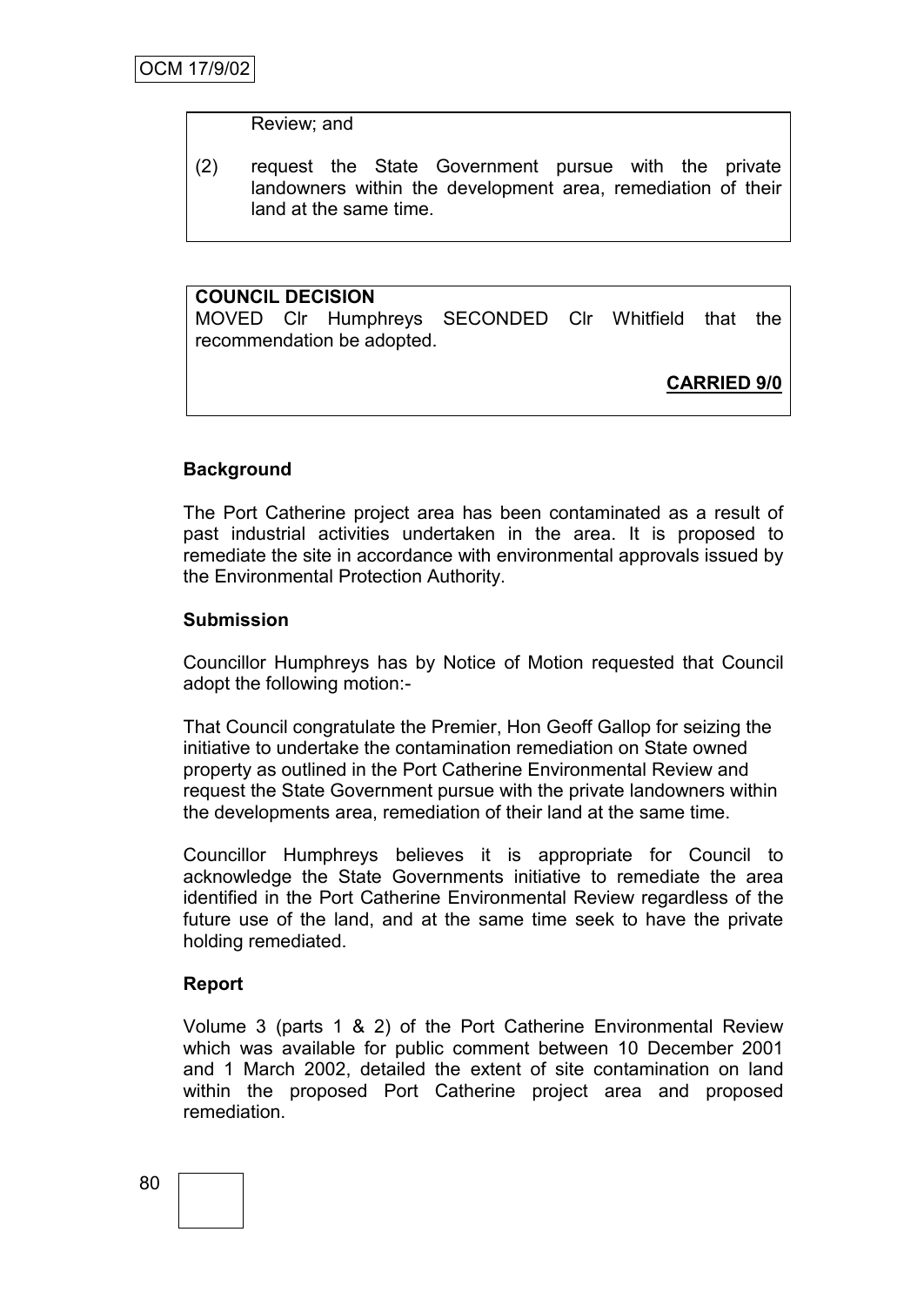Review; and

(2) request the State Government pursue with the private landowners within the development area, remediation of their land at the same time.

**COUNCIL DECISION**

MOVED Clr Humphreys SECONDED Clr Whitfield that the recommendation be adopted.

**CARRIED 9/0**

**Background**

The Port Catherine project area has been contaminated as a result of past industrial activities undertaken in the area. It is proposed to remediate the site in accordance with environmental approvals issued by the Environmental Protection Authority.

**Submission**

Councillor Humphreys has by Notice of Motion requested that Council adopt the following motion:-

That Council congratulate the Premier, Hon Geoff Gallop for seizing the initiative to undertake the contamination remediation on State owned property as outlined in the Port Catherine Environmental Review and request the State Government pursue with the private landowners within the developments area, remediation of their land at the same time.

Councillor Humphreys believes it is appropriate for Council to acknowledge the State Governments initiative to remediate the area identified in the Port Catherine Environmental Review regardless of the future use of the land, and at the same time seek to have the private holding remediated.

**Report**

Volume 3 (parts 1 & 2) of the Port Catherine Environmental Review which was available for public comment between 10 December 2001 and 1 March 2002, detailed the extent of site contamination on land within the proposed Port Catherine project area and proposed remediation.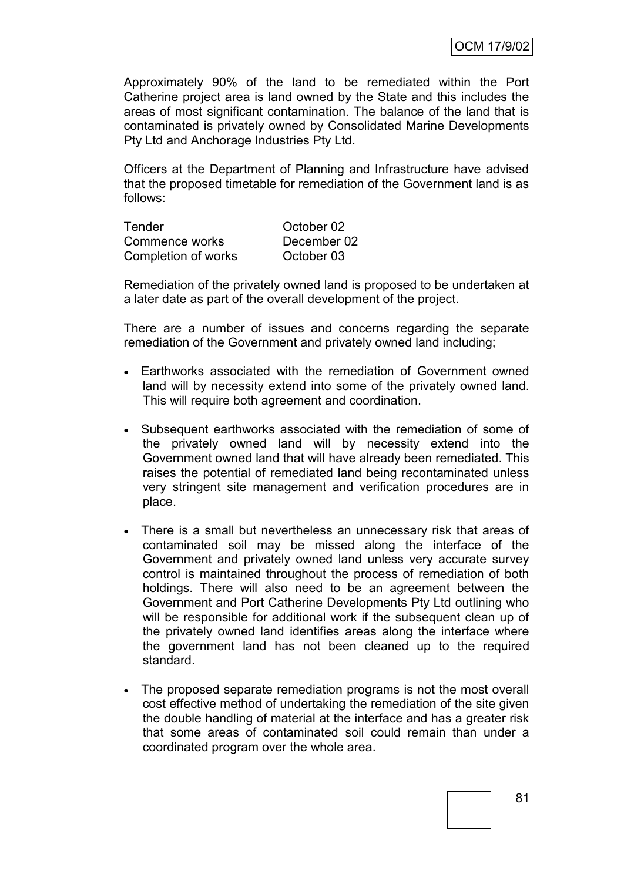Approximately 90% of the land to be remediated within the Port Catherine project area is land owned by the State and this includes the areas of most significant contamination. The balance of the land that is contaminated is privately owned by Consolidated Marine Developments Pty Ltd and Anchorage Industries Pty Ltd.

Officers at the Department of Planning and Infrastructure have advised that the proposed timetable for remediation of the Government land is as follows:

| | |
|---|---|
| Tender | October 02 |
| Commence works | December 02 |
| Completion of works | October 03 |

Remediation of the privately owned land is proposed to be undertaken at a later date as part of the overall development of the project.

There are a number of issues and concerns regarding the separate remediation of the Government and privately owned land including;

- Earthworks associated with the remediation of Government owned land will by necessity extend into some of the privately owned land. This will require both agreement and coordination.

- Subsequent earthworks associated with the remediation of some of the privately owned land will by necessity extend into the Government owned land that will have already been remediated. This raises the potential of remediated land being recontaminated unless very stringent site management and verification procedures are in place.

- There is a small but nevertheless an unnecessary risk that areas of contaminated soil may be missed along the interface of the Government and privately owned land unless very accurate survey control is maintained throughout the process of remediation of both holdings. There will also need to be an agreement between the Government and Port Catherine Developments Pty Ltd outlining who will be responsible for additional work if the subsequent clean up of the privately owned land identifies areas along the interface where the government land has not been cleaned up to the required standard.

- The proposed separate remediation programs is not the most overall cost effective method of undertaking the remediation of the site given the double handling of material at the interface and has a greater risk that some areas of contaminated soil could remain than under a coordinated program over the whole area.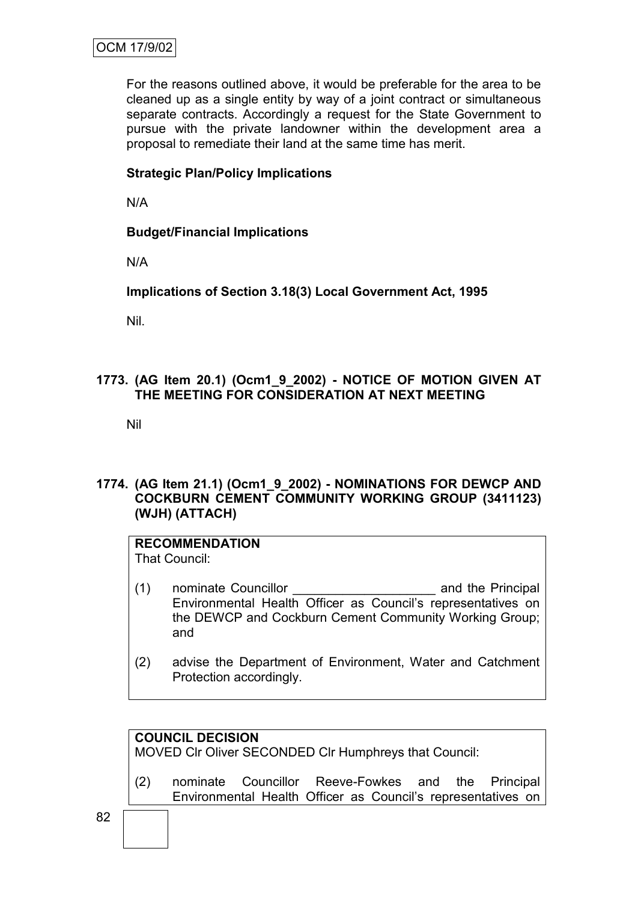For the reasons outlined above, it would be preferable for the area to be cleaned up as a single entity by way of a joint contract or simultaneous separate contracts. Accordingly a request for the State Government to pursue with the private landowner within the development area a proposal to remediate their land at the same time has merit.

**Strategic Plan/Policy Implications**

N/A

**Budget/Financial Implications**

N/A

**Implications of Section 3.18(3) Local Government Act, 1995**

Nil.

**1773. (AG Item 20.1) (Ocm1_9_2002) - NOTICE OF MOTION GIVEN AT THE MEETING FOR CONSIDERATION AT NEXT MEETING**

Nil

**1774. (AG Item 21.1) (Ocm1_9_2002) - NOMINATIONS FOR DEWCP AND COCKBURN CEMENT COMMUNITY WORKING GROUP (3411123) (WJH) (ATTACH)**

**RECOMMENDATION**
That Council:

(1) nominate Councillor ____________________ and the Principal Environmental Health Officer as Council's representatives on the DEWCP and Cockburn Cement Community Working Group; and

(2) advise the Department of Environment, Water and Catchment Protection accordingly.

**COUNCIL DECISION**
MOVED Clr Oliver SECONDED Clr Humphreys that Council:

(2) nominate Councillor Reeve-Fowkes and the Principal Environmental Health Officer as Council's representatives on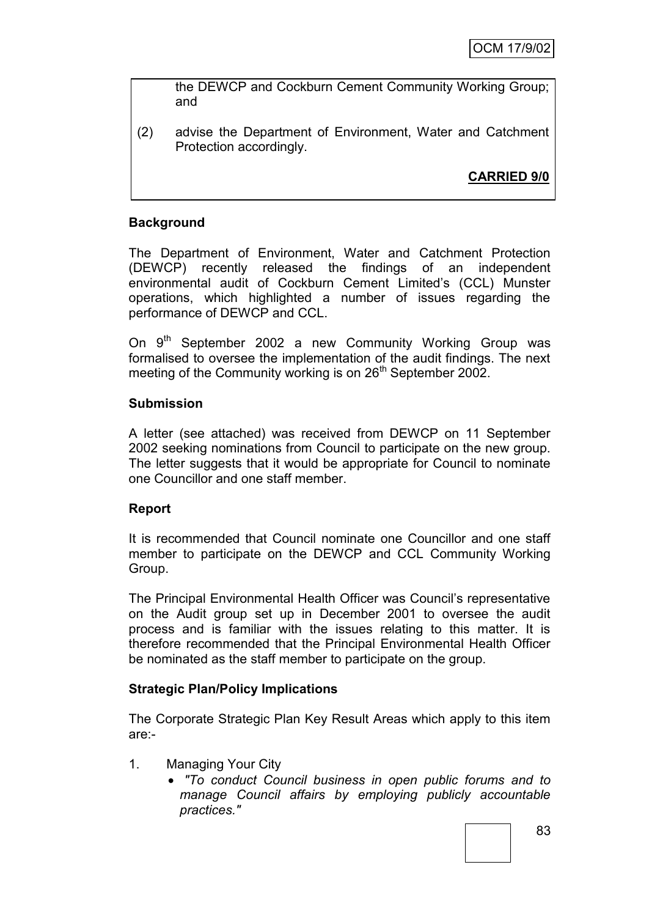the DEWCP and Cockburn Cement Community Working Group; and

(2) advise the Department of Environment, Water and Catchment Protection accordingly.

**CARRIED 9/0**

## Background

The Department of Environment, Water and Catchment Protection (DEWCP) recently released the findings of an independent environmental audit of Cockburn Cement Limited's (CCL) Munster operations, which highlighted a number of issues regarding the performance of DEWCP and CCL.

On 9th September 2002 a new Community Working Group was formalised to oversee the implementation of the audit findings. The next meeting of the Community working is on 26th September 2002.

## Submission

A letter (see attached) was received from DEWCP on 11 September 2002 seeking nominations from Council to participate on the new group. The letter suggests that it would be appropriate for Council to nominate one Councillor and one staff member.

## Report

It is recommended that Council nominate one Councillor and one staff member to participate on the DEWCP and CCL Community Working Group.

The Principal Environmental Health Officer was Council's representative on the Audit group set up in December 2001 to oversee the audit process and is familiar with the issues relating to this matter. It is therefore recommended that the Principal Environmental Health Officer be nominated as the staff member to participate on the group.

## Strategic Plan/Policy Implications

The Corporate Strategic Plan Key Result Areas which apply to this item are:-

1. Managing Your City
   - *"To conduct Council business in open public forums and to manage Council affairs by employing publicly accountable practices."*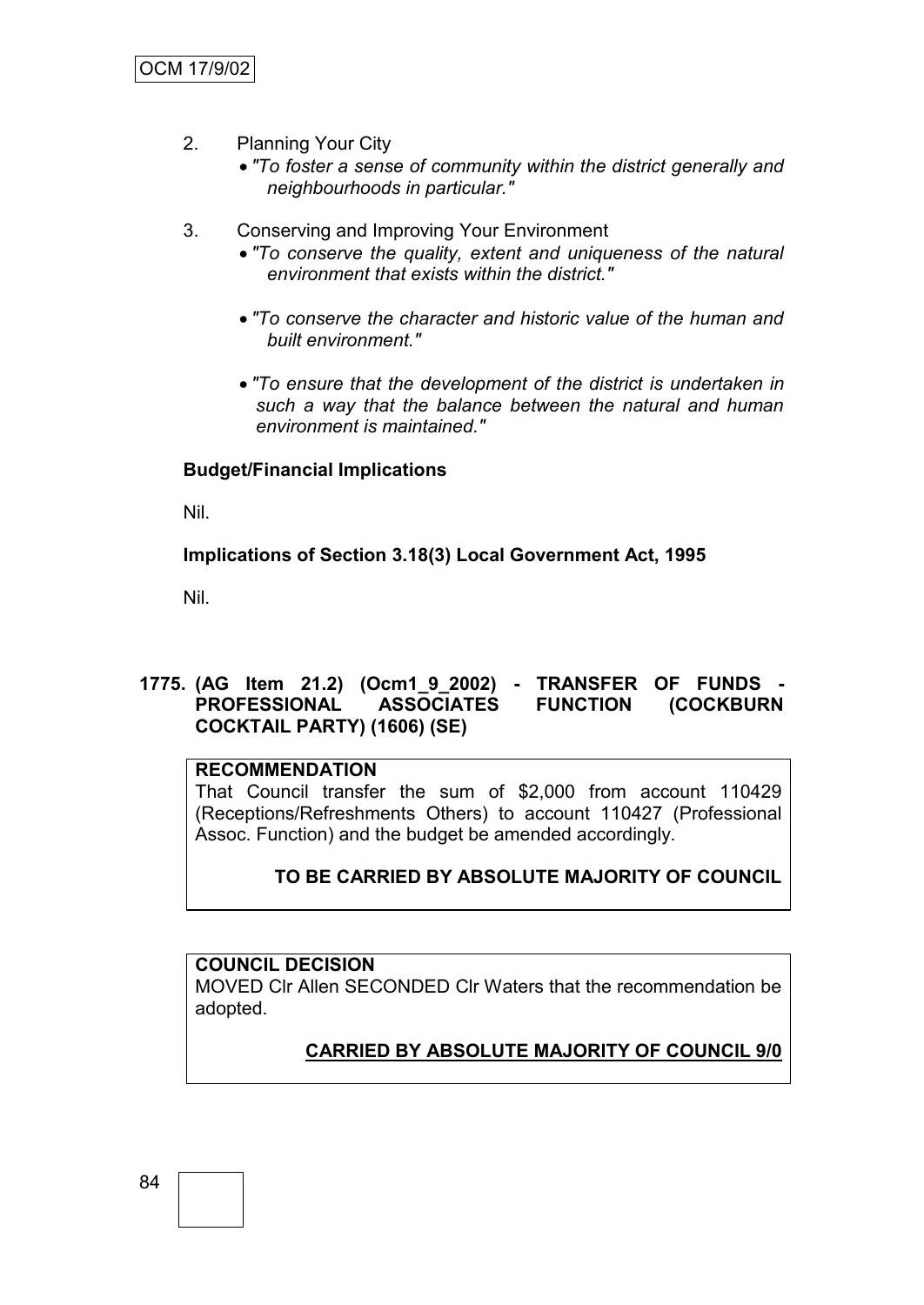2. Planning Your City
   - *"To foster a sense of community within the district generally and neighbourhoods in particular."*

3. Conserving and Improving Your Environment
   - *"To conserve the quality, extent and uniqueness of the natural environment that exists within the district."*
   - *"To conserve the character and historic value of the human and built environment."*
   - *"To ensure that the development of the district is undertaken in such a way that the balance between the natural and human environment is maintained."*

**Budget/Financial Implications**

Nil.

**Implications of Section 3.18(3) Local Government Act, 1995**

Nil.

**1775. (AG Item 21.2) (Ocm1_9_2002) - TRANSFER OF FUNDS - PROFESSIONAL ASSOCIATES FUNCTION (COCKBURN COCKTAIL PARTY) (1606) (SE)**

**RECOMMENDATION**
That Council transfer the sum of $2,000 from account 110429 (Receptions/Refreshments Others) to account 110427 (Professional Assoc. Function) and the budget be amended accordingly.

**TO BE CARRIED BY ABSOLUTE MAJORITY OF COUNCIL**

**COUNCIL DECISION**
MOVED Clr Allen SECONDED Clr Waters that the recommendation be adopted.

**CARRIED BY ABSOLUTE MAJORITY OF COUNCIL 9/0**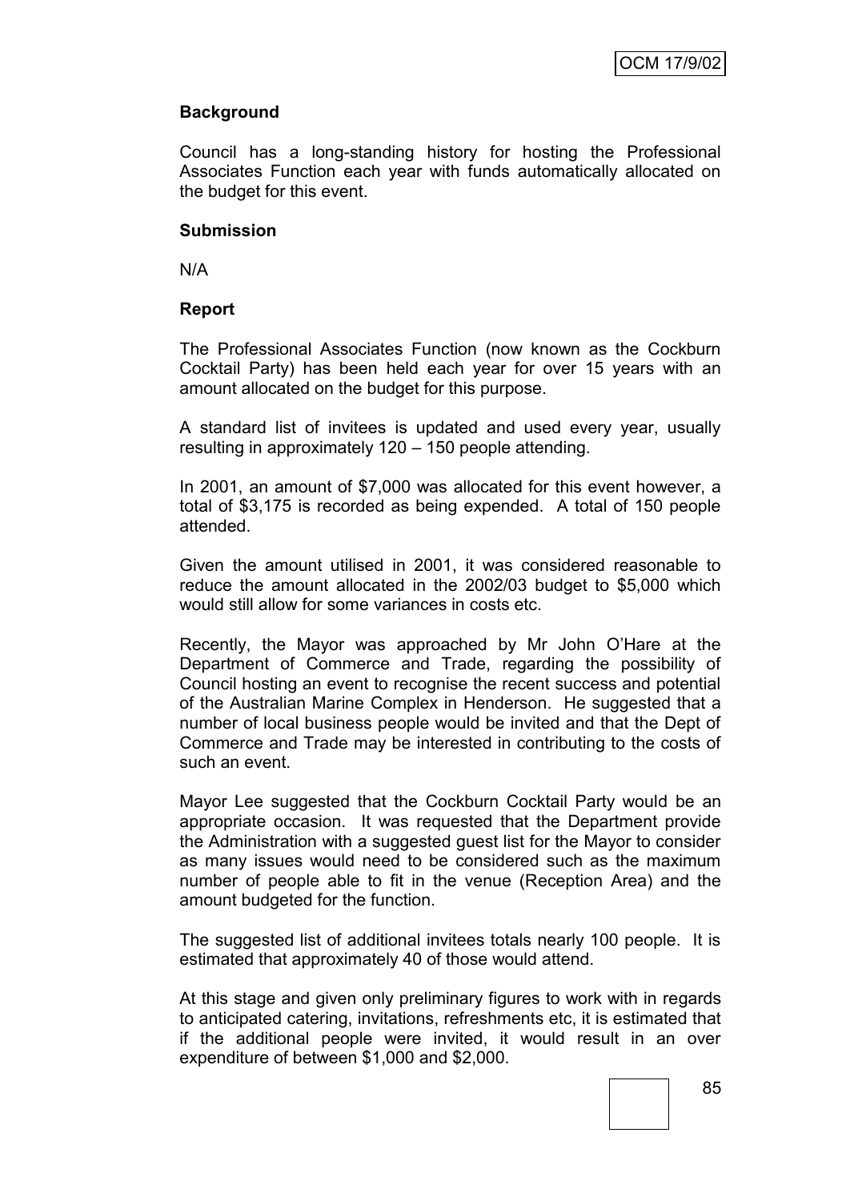### Background

Council has a long-standing history for hosting the Professional Associates Function each year with funds automatically allocated on the budget for this event.

### Submission

N/A

### Report

The Professional Associates Function (now known as the Cockburn Cocktail Party) has been held each year for over 15 years with an amount allocated on the budget for this purpose.

A standard list of invitees is updated and used every year, usually resulting in approximately 120 – 150 people attending.

In 2001, an amount of $7,000 was allocated for this event however, a total of $3,175 is recorded as being expended. A total of 150 people attended.

Given the amount utilised in 2001, it was considered reasonable to reduce the amount allocated in the 2002/03 budget to $5,000 which would still allow for some variances in costs etc.

Recently, the Mayor was approached by Mr John O'Hare at the Department of Commerce and Trade, regarding the possibility of Council hosting an event to recognise the recent success and potential of the Australian Marine Complex in Henderson. He suggested that a number of local business people would be invited and that the Dept of Commerce and Trade may be interested in contributing to the costs of such an event.

Mayor Lee suggested that the Cockburn Cocktail Party would be an appropriate occasion. It was requested that the Department provide the Administration with a suggested guest list for the Mayor to consider as many issues would need to be considered such as the maximum number of people able to fit in the venue (Reception Area) and the amount budgeted for the function.

The suggested list of additional invitees totals nearly 100 people. It is estimated that approximately 40 of those would attend.

At this stage and given only preliminary figures to work with in regards to anticipated catering, invitations, refreshments etc, it is estimated that if the additional people were invited, it would result in an over expenditure of between $1,000 and $2,000.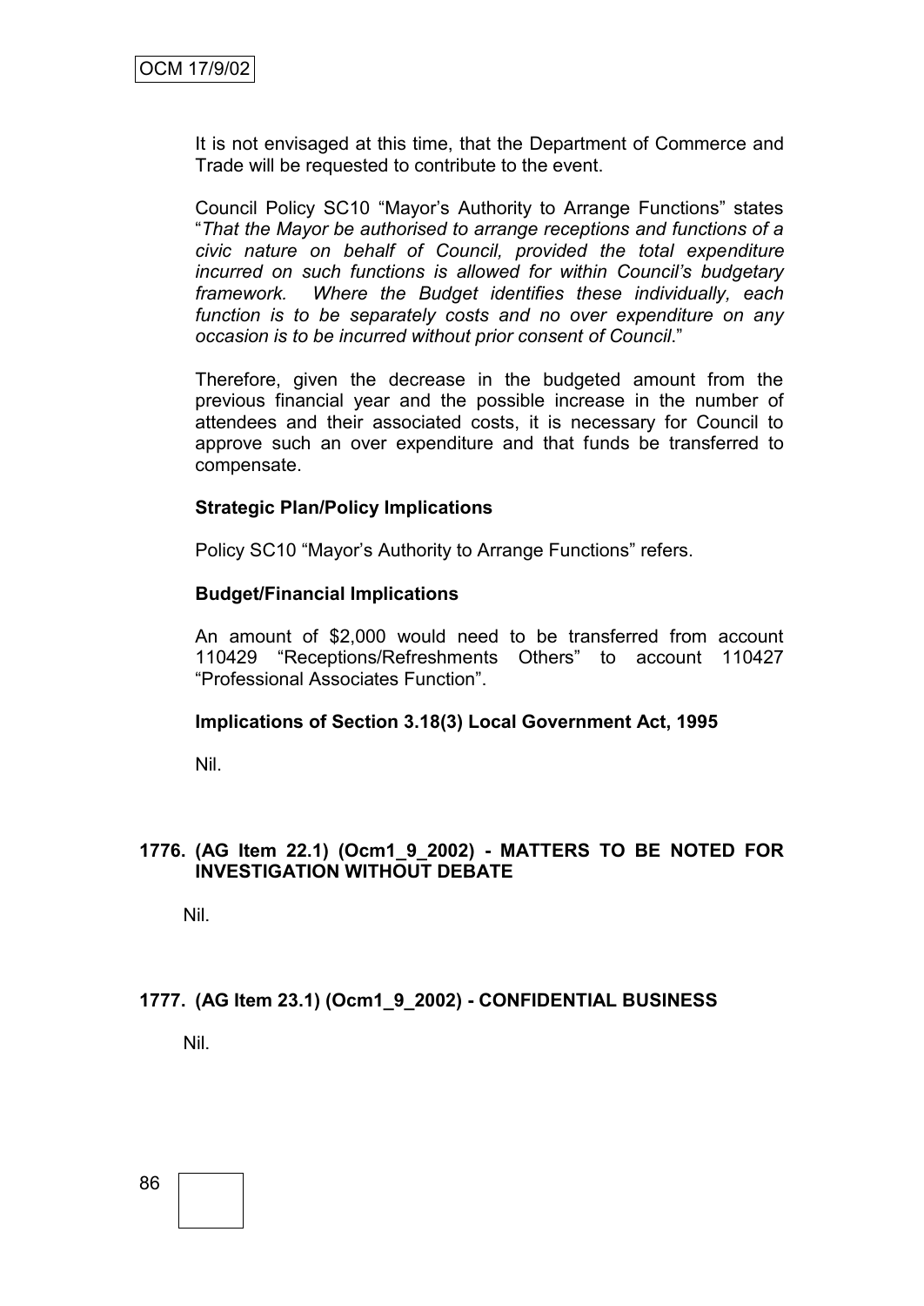It is not envisaged at this time, that the Department of Commerce and Trade will be requested to contribute to the event.

Council Policy SC10 "Mayor's Authority to Arrange Functions" states "*That the Mayor be authorised to arrange receptions and functions of a civic nature on behalf of Council, provided the total expenditure incurred on such functions is allowed for within Council's budgetary framework. Where the Budget identifies these individually, each function is to be separately costs and no over expenditure on any occasion is to be incurred without prior consent of Council*."

Therefore, given the decrease in the budgeted amount from the previous financial year and the possible increase in the number of attendees and their associated costs, it is necessary for Council to approve such an over expenditure and that funds be transferred to compensate.

**Strategic Plan/Policy Implications**

Policy SC10 "Mayor's Authority to Arrange Functions" refers.

**Budget/Financial Implications**

An amount of $2,000 would need to be transferred from account 110429 "Receptions/Refreshments Others" to account 110427 "Professional Associates Function".

**Implications of Section 3.18(3) Local Government Act, 1995**

Nil.

## 1776. (AG Item 22.1) (Ocm1_9_2002) - MATTERS TO BE NOTED FOR INVESTIGATION WITHOUT DEBATE

Nil.

## 1777. (AG Item 23.1) (Ocm1_9_2002) - CONFIDENTIAL BUSINESS

Nil.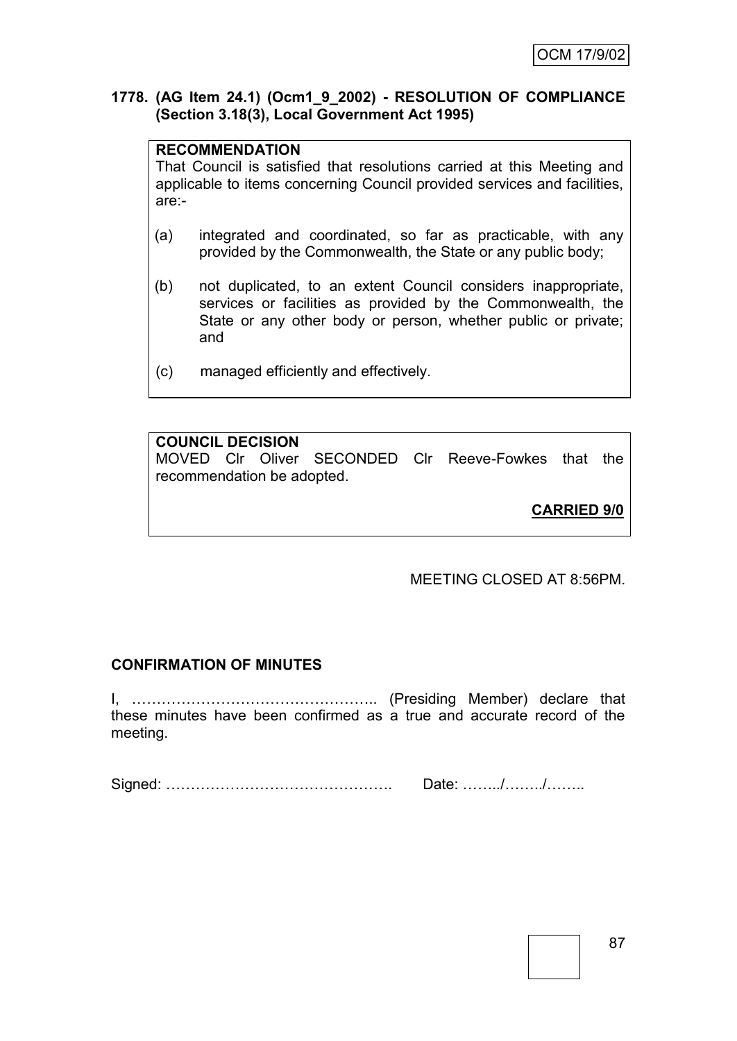**1778. (AG Item 24.1) (Ocm1_9_2002) - RESOLUTION OF COMPLIANCE (Section 3.18(3), Local Government Act 1995)**

**RECOMMENDATION**

That Council is satisfied that resolutions carried at this Meeting and applicable to items concerning Council provided services and facilities, are:-

(a) integrated and coordinated, so far as practicable, with any provided by the Commonwealth, the State or any public body;

(b) not duplicated, to an extent Council considers inappropriate, services or facilities as provided by the Commonwealth, the State or any other body or person, whether public or private; and

(c) managed efficiently and effectively.

**COUNCIL DECISION**

MOVED Clr Oliver SECONDED Clr Reeve-Fowkes that the recommendation be adopted.

**CARRIED 9/0**

MEETING CLOSED AT 8:56PM.

**CONFIRMATION OF MINUTES**

I, ………………………………………….. (Presiding Member) declare that these minutes have been confirmed as a true and accurate record of the meeting.

Signed: ………………………………………. Date: ……../……../……..